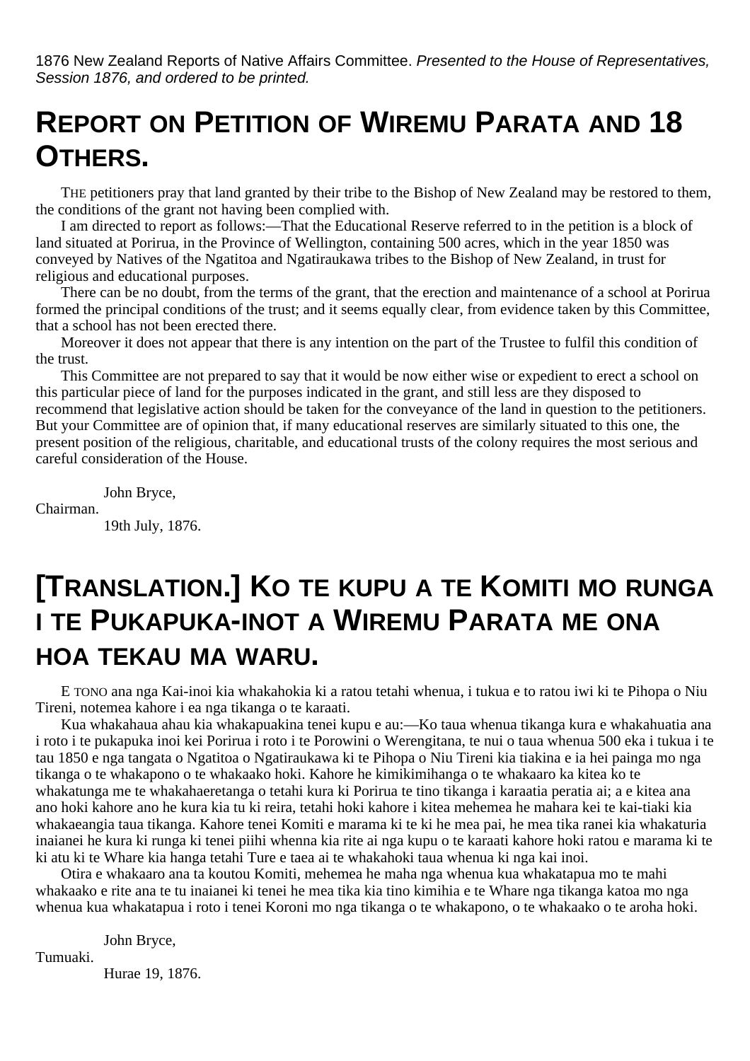1876 New Zealand Reports of Native Affairs Committee. *Presented to the House of Representatives, Session 1876, and ordered to be printed.*

# Report on Petition of Wiremu Parata and 18 Others.

The petitioners pray that land granted by their tribe to the Bishop of New Zealand may be restored to them, the conditions of the grant not having been complied with.

I am directed to report as follows:—That the Educational Reserve referred to in the petition is a block of land situated at Porirua, in the Province of Wellington, containing 500 acres, which in the year 1850 was conveyed by Natives of the Ngatitoa and Ngatiraukawa tribes to the Bishop of New Zealand, in trust for religious and educational purposes.

There can be no doubt, from the terms of the grant, that the erection and maintenance of a school at Porirua formed the principal conditions of the trust; and it seems equally clear, from evidence taken by this Committee, that a school has not been erected there.

Moreover it does not appear that there is any intention on the part of the Trustee to fulfil this condition of the trust.

This Committee are not prepared to say that it would be now either wise or expedient to erect a school on this particular piece of land for the purposes indicated in the grant, and still less are they disposed to recommend that legislative action should be taken for the conveyance of the land in question to the petitioners. But your Committee are of opinion that, if many educational reserves are similarly situated to this one, the present position of the religious, charitable, and educational trusts of the colony requires the most serious and careful consideration of the House.

John Bryce,
Chairman.
19th July, 1876.

# [Translation.] Ko te kupu a te Komiti mo runga i te Pukapuka-inot a Wiremu Parata me ona hoa tekau ma waru.

E tono ana nga Kai-inoi kia whakahokia ki a ratou tetahi whenua, i tukua e to ratou iwi ki te Pihopa o Niu Tireni, notemea kahore i ea nga tikanga o te karaati.

Kua whakahaua ahau kia whakapuakina tenei kupu e au:—Ko taua whenua tikanga kura e whakahuatia ana i roto i te pukapuka inoi kei Porirua i roto i te Porowini o Werengitana, te nui o taua whenua 500 eka i tukua i te tau 1850 e nga tangata o Ngatitoa o Ngatiraukawa ki te Pihopa o Niu Tireni kia tiakina e ia hei painga mo nga tikanga o te whakapono o te whakaako hoki. Kahore he kimikimihanga o te whakaaro ka kitea ko te whakatunga me te whakahaeretanga o tetahi kura ki Porirua te tino tikanga i karaatia peratia ai; a e kitea ana ano hoki kahore ano he kura kia tu ki reira, tetahi hoki kahore i kitea mehemea he mahara kei te kai-tiaki kia whakaeangia taua tikanga. Kahore tenei Komiti e marama ki te ki he mea pai, he mea tika ranei kia whakaturia inaianei he kura ki runga ki tenei piihi whenna kia rite ai nga kupu o te karaati kahore hoki ratou e marama ki te ki atu ki te Whare kia hanga tetahi Ture e taea ai te whakahoki taua whenua ki nga kai inoi.

Otira e whakaaro ana ta koutou Komiti, mehemea he maha nga whenua kua whakatapua mo te mahi whakaako e rite ana te tu inaianei ki tenei he mea tika kia tino kimihia e te Whare nga tikanga katoa mo nga whenua kua whakatapua i roto i tenei Koroni mo nga tikanga o te whakapono, o te whakaako o te aroha hoki.

John Bryce,
Tumuaki.
Hurae 19, 1876.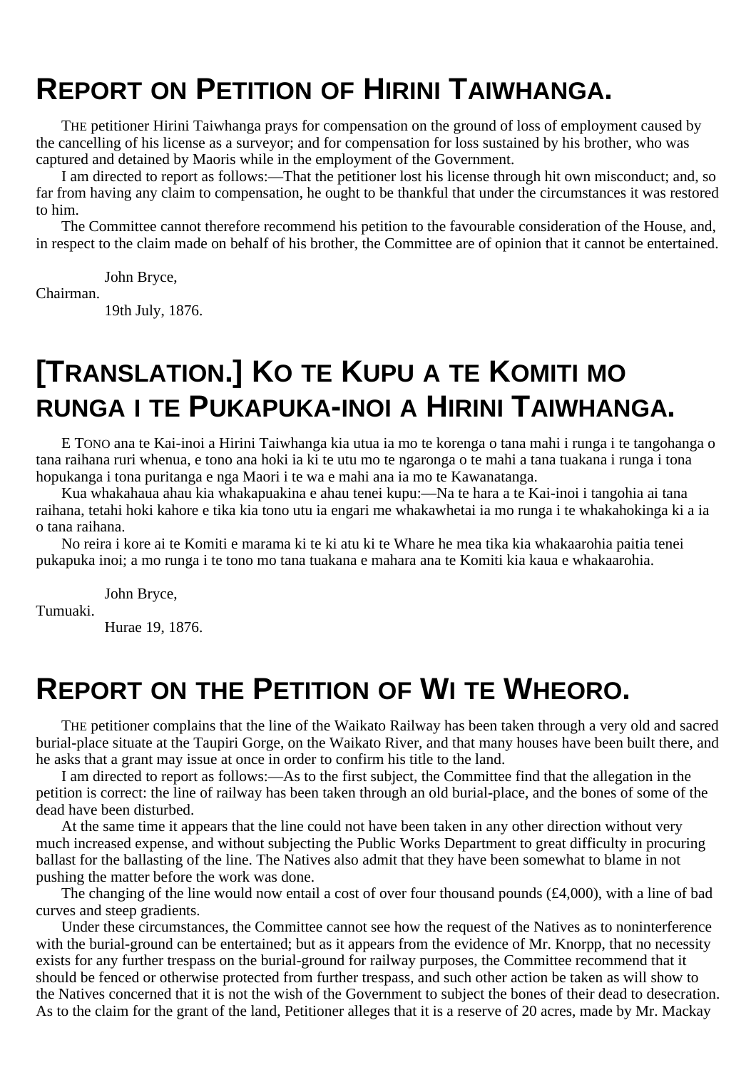# Report on Petition of Hirini Taiwhanga.

The petitioner Hirini Taiwhanga prays for compensation on the ground of loss of employment caused by the cancelling of his license as a surveyor; and for compensation for loss sustained by his brother, who was captured and detained by Maoris while in the employment of the Government.

I am directed to report as follows:—That the petitioner lost his license through hit own misconduct; and, so far from having any claim to compensation, he ought to be thankful that under the circumstances it was restored to him.

The Committee cannot therefore recommend his petition to the favourable consideration of the House, and, in respect to the claim made on behalf of his brother, the Committee are of opinion that it cannot be entertained.

John Bryce,
Chairman.
19th July, 1876.

# [Translation.] Ko te Kupu a te Komiti mo runga i te Pukapuka-inoi a Hirini Taiwhanga.

E Tono ana te Kai-inoi a Hirini Taiwhanga kia utua ia mo te korenga o tana mahi i runga i te tangohanga o tana raihana ruri whenua, e tono ana hoki ia ki te utu mo te ngaronga o te mahi a tana tuakana i runga i tona hopukanga i tona puritanga e nga Maori i te wa e mahi ana ia mo te Kawanatanga.

Kua whakahaua ahau kia whakapuakina e ahau tenei kupu:—Na te hara a te Kai-inoi i tangohia ai tana raihana, tetahi hoki kahore e tika kia tono utu ia engari me whakawhetai ia mo runga i te whakahokinga ki a ia o tana raihana.

No reira i kore ai te Komiti e marama ki te ki atu ki te Whare he mea tika kia whakaarohia paitia tenei pukapuka inoi; a mo runga i te tono mo tana tuakana e mahara ana te Komiti kia kaua e whakaarohia.

John Bryce,
Tumuaki.
Hurae 19, 1876.

# Report on the Petition of Wi te Wheoro.

The petitioner complains that the line of the Waikato Railway has been taken through a very old and sacred burial-place situate at the Taupiri Gorge, on the Waikato River, and that many houses have been built there, and he asks that a grant may issue at once in order to confirm his title to the land.

I am directed to report as follows:—As to the first subject, the Committee find that the allegation in the petition is correct: the line of railway has been taken through an old burial-place, and the bones of some of the dead have been disturbed.

At the same time it appears that the line could not have been taken in any other direction without very much increased expense, and without subjecting the Public Works Department to great difficulty in procuring ballast for the ballasting of the line. The Natives also admit that they have been somewhat to blame in not pushing the matter before the work was done.

The changing of the line would now entail a cost of over four thousand pounds (£4,000), with a line of bad curves and steep gradients.

Under these circumstances, the Committee cannot see how the request of the Natives as to noninterference with the burial-ground can be entertained; but as it appears from the evidence of Mr. Knorpp, that no necessity exists for any further trespass on the burial-ground for railway purposes, the Committee recommend that it should be fenced or otherwise protected from further trespass, and such other action be taken as will show to the Natives concerned that it is not the wish of the Government to subject the bones of their dead to desecration. As to the claim for the grant of the land, Petitioner alleges that it is a reserve of 20 acres, made by Mr. Mackay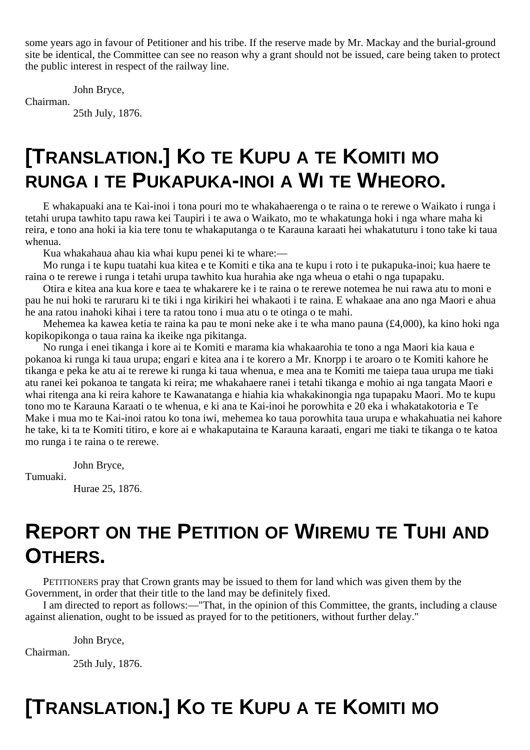some years ago in favour of Petitioner and his tribe. If the reserve made by Mr. Mackay and the burial-ground site be identical, the Committee can see no reason why a grant should not be issued, care being taken to protect the public interest in respect of the railway line.

John Bryce,
Chairman.
25th July, 1876.

# [Translation.] Ko te Kupu a te Komiti mo runga i te Pukapuka-inoi a Wi te Wheoro.

E whakapuaki ana te Kai-inoi i tona pouri mo te whakahaerenga o te raina o te rerewe o Waikato i runga i tetahi urupa tawhito tapu rawa kei Taupiri i te awa o Waikato, mo te whakatunga hoki i nga whare maha ki reira, e tono ana hoki ia kia tere tonu te whakaputanga o te Karauna karaati hei whakatuturu i tono take ki taua whenua.

Kua whakahaua ahau kia whai kupu penei ki te whare:—

Mo runga i te kupu tuatahi kua kitea e te Komiti e tika ana te kupu i roto i te pukapuka-inoi; kua haere te raina o te rerewe i runga i tetahi urupa tawhito kua hurahia ake nga wheua o etahi o nga tupapaku.

Otira e kitea ana kua kore e taea te whakarere ke i te raina o te rerewe notemea he nui rawa atu to moni e pau he nui hoki te raruraru ki te tiki i nga kirikiri hei whakaoti i te raina. E whakaae ana ano nga Maori e ahua he ana ratou inahoki kihai i tere ta ratou tono i mua atu o te otinga o te mahi.

Mehemea ka kawea ketia te raina ka pau te moni neke ake i te wha mano pauna (£4,000), ka kino hoki nga kopikopikonga o taua raina ka ikeike nga pikitanga.

No runga i enei tikanga i kore ai te Komiti e marama kia whakaarohia te tono a nga Maori kia kaua e pokanoa ki runga ki taua urupa; engari e kitea ana i te korero a Mr. Knorpp i te aroaro o te Komiti kahore he tikanga e peka ke atu ai te rerewe ki runga ki taua whenua, e mea ana te Komiti me taiepa taua urupa me tiaki atu ranei kei pokanoa te tangata ki reira; me whakahaere ranei i tetahi tikanga e mohio ai nga tangata Maori e whai ritenga ana ki reira kahore te Kawanatanga e hiahia kia whakakinongia nga tupapaku Maori. Mo te kupu tono mo te Karauna Karaati o te whenua, e ki ana te Kai-inoi he porowhita e 20 eka i whakatakotoria e Te Make i mua mo te Kai-inoi ratou ko tona iwi, mehemea ko taua porowhita taua urupa e whakahuatia nei kahore he take, ki ta te Komiti titiro, e kore ai e whakaputaina te Karauna karaati, engari me tiaki te tikanga o te katoa mo runga i te raina o te rerewe.

John Bryce,
Tumuaki.
Hurae 25, 1876.

# Report on the Petition of Wiremu te Tuhi and Others.

Petitioners pray that Crown grants may be issued to them for land which was given them by the Government, in order that their title to the land may be definitely fixed.

I am directed to report as follows:—"That, in the opinion of this Committee, the grants, including a clause against alienation, ought to be issued as prayed for to the petitioners, without further delay."

John Bryce,
Chairman.
25th July, 1876.

# [Translation.] Ko te Kupu a te Komiti mo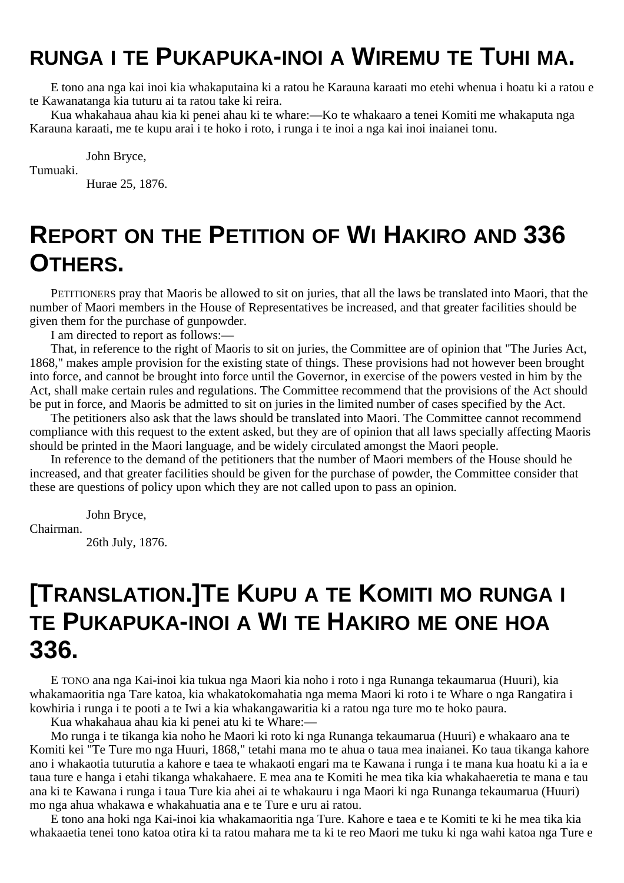## RUNGA I TE PUKAPUKA-INOI A WIREMU TE TUHI MA.

E tono ana nga kai inoi kia whakaputaina ki a ratou he Karauna karaati mo etehi whenua i hoatu ki a ratou e te Kawanatanga kia tuturu ai ta ratou take ki reira.

Kua whakahaua ahau kia ki penei ahau ki te whare:—Ko te whakaaro a tenei Komiti me whakaputa nga Karauna karaati, me te kupu arai i te hoko i roto, i runga i te inoi a nga kai inoi inaianei tonu.

John Bryce,
Tumuaki.
Hurae 25, 1876.

## REPORT ON THE PETITION OF WI HAKIRO AND 336 OTHERS.

PETITIONERS pray that Maoris be allowed to sit on juries, that all the laws be translated into Maori, that the number of Maori members in the House of Representatives be increased, and that greater facilities should be given them for the purchase of gunpowder.

I am directed to report as follows:—

That, in reference to the right of Maoris to sit on juries, the Committee are of opinion that "The Juries Act, 1868," makes ample provision for the existing state of things. These provisions had not however been brought into force, and cannot be brought into force until the Governor, in exercise of the powers vested in him by the Act, shall make certain rules and regulations. The Committee recommend that the provisions of the Act should be put in force, and Maoris be admitted to sit on juries in the limited number of cases specified by the Act.

The petitioners also ask that the laws should be translated into Maori. The Committee cannot recommend compliance with this request to the extent asked, but they are of opinion that all laws specially affecting Maoris should be printed in the Maori language, and be widely circulated amongst the Maori people.

In reference to the demand of the petitioners that the number of Maori members of the House should he increased, and that greater facilities should be given for the purchase of powder, the Committee consider that these are questions of policy upon which they are not called upon to pass an opinion.

John Bryce,
Chairman.
26th July, 1876.

## [TRANSLATION.]TE KUPU A TE KOMITI MO RUNGA I TE PUKAPUKA-INOI A WI TE HAKIRO ME ONE HOA 336.

E TONO ana nga Kai-inoi kia tukua nga Maori kia noho i roto i nga Runanga tekaumarua (Huuri), kia whakamaoritia nga Tare katoa, kia whakatokomahatia nga mema Maori ki roto i te Whare o nga Rangatira i kowhiria i runga i te pooti a te Iwi a kia whakangawaritia ki a ratou nga ture mo te hoko paura.

Kua whakahaua ahau kia ki penei atu ki te Whare:—

Mo runga i te tikanga kia noho he Maori ki roto ki nga Runanga tekaumarua (Huuri) e whakaaro ana te Komiti kei "Te Ture mo nga Huuri, 1868," tetahi mana mo te ahua o taua mea inaianei. Ko taua tikanga kahore ano i whakaotia tuturutia a kahore e taea te whakaoti engari ma te Kawana i runga i te mana kua hoatu ki a ia e taua ture e hanga i etahi tikanga whakahaere. E mea ana te Komiti he mea tika kia whakahaeretia te mana e tau ana ki te Kawana i runga i taua Ture kia ahei ai te whakauru i nga Maori ki nga Runanga tekaumarua (Huuri) mo nga ahua whakawa e whakahuatia ana e te Ture e uru ai ratou.

E tono ana hoki nga Kai-inoi kia whakamaoritia nga Ture. Kahore e taea e te Komiti te ki he mea tika kia whakaaetia tenei tono katoa otira ki ta ratou mahara me ta ki te reo Maori me tuku ki nga wahi katoa nga Ture e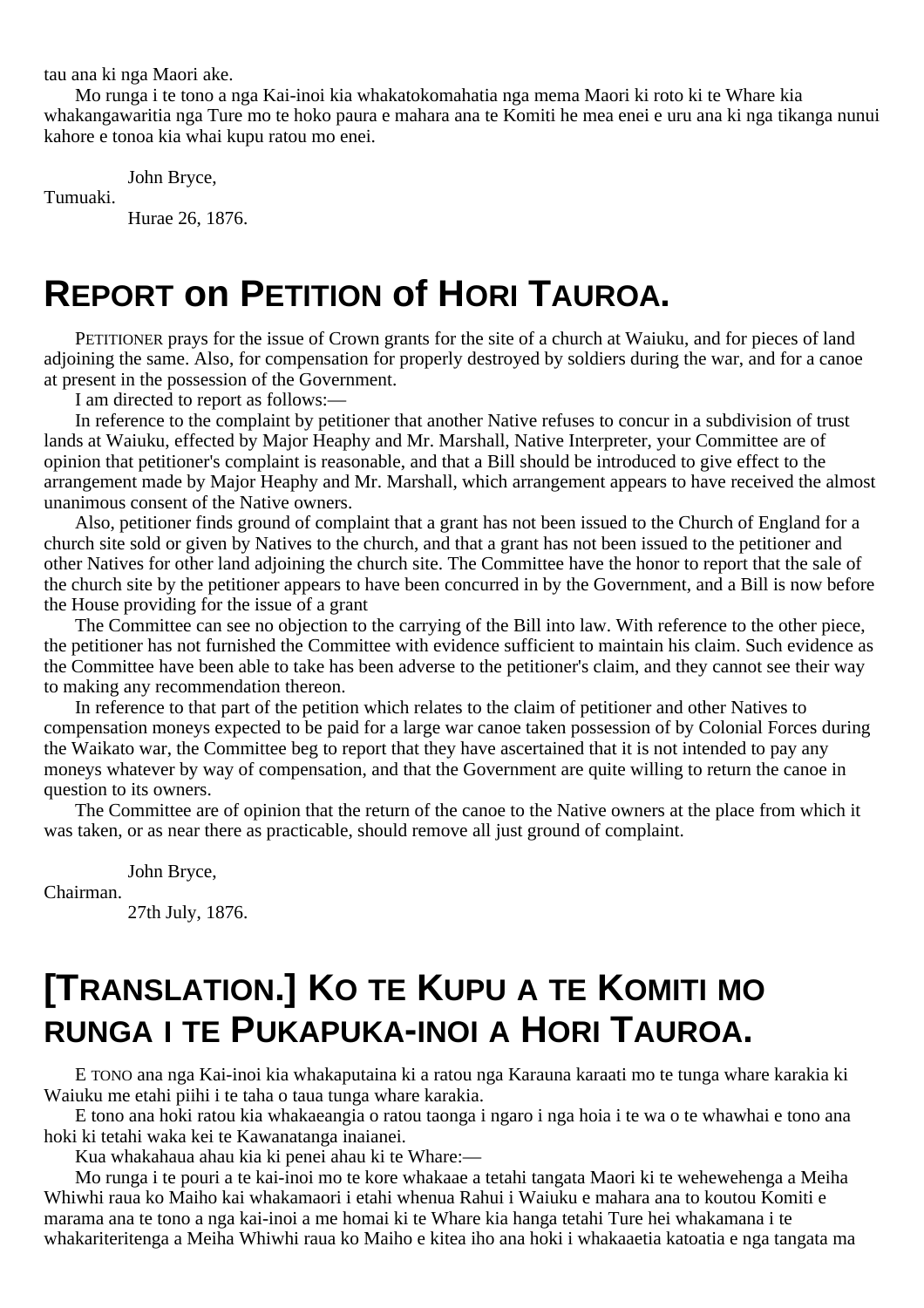tau ana ki nga Maori ake.

Mo runga i te tono a nga Kai-inoi kia whakatokomahatia nga mema Maori ki roto ki te Whare kia whakangawaritia nga Ture mo te hoko paura e mahara ana te Komiti he mea enei e uru ana ki nga tikanga nunui kahore e tonoa kia whai kupu ratou mo enei.

John Bryce,
Tumuaki.
Hurae 26, 1876.

# REPORT on PETITION of HORI TAUROA.

PETITIONER prays for the issue of Crown grants for the site of a church at Waiuku, and for pieces of land adjoining the same. Also, for compensation for properly destroyed by soldiers during the war, and for a canoe at present in the possession of the Government.

I am directed to report as follows:—

In reference to the complaint by petitioner that another Native refuses to concur in a subdivision of trust lands at Waiuku, effected by Major Heaphy and Mr. Marshall, Native Interpreter, your Committee are of opinion that petitioner's complaint is reasonable, and that a Bill should be introduced to give effect to the arrangement made by Major Heaphy and Mr. Marshall, which arrangement appears to have received the almost unanimous consent of the Native owners.

Also, petitioner finds ground of complaint that a grant has not been issued to the Church of England for a church site sold or given by Natives to the church, and that a grant has not been issued to the petitioner and other Natives for other land adjoining the church site. The Committee have the honor to report that the sale of the church site by the petitioner appears to have been concurred in by the Government, and a Bill is now before the House providing for the issue of a grant

The Committee can see no objection to the carrying of the Bill into law. With reference to the other piece, the petitioner has not furnished the Committee with evidence sufficient to maintain his claim. Such evidence as the Committee have been able to take has been adverse to the petitioner's claim, and they cannot see their way to making any recommendation thereon.

In reference to that part of the petition which relates to the claim of petitioner and other Natives to compensation moneys expected to be paid for a large war canoe taken possession of by Colonial Forces during the Waikato war, the Committee beg to report that they have ascertained that it is not intended to pay any moneys whatever by way of compensation, and that the Government are quite willing to return the canoe in question to its owners.

The Committee are of opinion that the return of the canoe to the Native owners at the place from which it was taken, or as near there as practicable, should remove all just ground of complaint.

John Bryce,
Chairman.
27th July, 1876.

# [TRANSLATION.] KO TE KUPU A TE KOMITI MO RUNGA I TE PUKAPUKA-INOI A HORI TAUROA.

E TONO ana nga Kai-inoi kia whakaputaina ki a ratou nga Karauna karaati mo te tunga whare karakia ki Waiuku me etahi piihi i te taha o taua tunga whare karakia.

E tono ana hoki ratou kia whakaeangia o ratou taonga i ngaro i nga hoia i te wa o te whawhai e tono ana hoki ki tetahi waka kei te Kawanatanga inaianei.

Kua whakahaua ahau kia ki penei ahau ki te Whare:—

Mo runga i te pouri a te kai-inoi mo te kore whakaae a tetahi tangata Maori ki te wehewehenga a Meiha Whiwhi raua ko Maiho kai whakamaori i etahi whenua Rahui i Waiuku e mahara ana to koutou Komiti e marama ana te tono a nga kai-inoi a me homai ki te Whare kia hanga tetahi Ture hei whakamana i te whakariteritenga a Meiha Whiwhi raua ko Maiho e kitea iho ana hoki i whakaaetia katoatia e nga tangata ma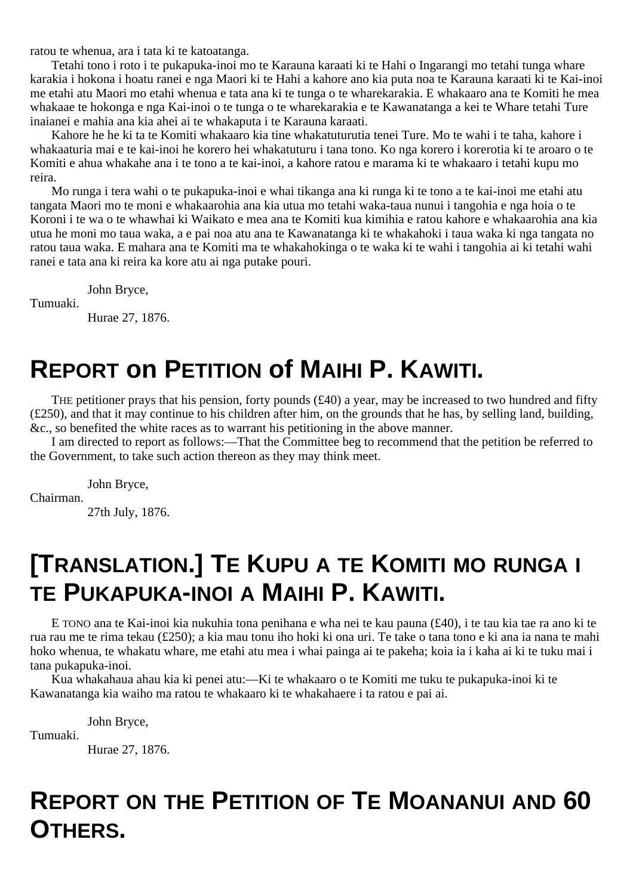ratou te whenua, ara i tata ki te katoatanga.

Tetahi tono i roto i te pukapuka-inoi mo te Karauna karaati ki te Hahi o Ingarangi mo tetahi tunga whare karakia i hokona i hoatu ranei e nga Maori ki te Hahi a kahore ano kia puta noa te Karauna karaati ki te Kai-inoi me etahi atu Maori mo etahi whenua e tata ana ki te tunga o te wharekarakia. E whakaaro ana te Komiti he mea whakaae te hokonga e nga Kai-inoi o te tunga o te wharekarakia e te Kawanatanga a kei te Whare tetahi Ture inaianei e mahia ana kia ahei ai te whakaputa i te Karauna karaati.

Kahore he he ki ta te Komiti whakaaro kia tine whakatuturutia tenei Ture. Mo te wahi i te taha, kahore i whakaaturia mai e te kai-inoi he korero hei whakatuturu i tana tono. Ko nga korero i korerotia ki te aroaro o te Komiti e ahua whakahe ana i te tono a te kai-inoi, a kahore ratou e marama ki te whakaaro i tetahi kupu mo reira.

Mo runga i tera wahi o te pukapuka-inoi e whai tikanga ana ki runga ki te tono a te kai-inoi me etahi atu tangata Maori mo te moni e whakaarohia ana kia utua mo tetahi waka-taua nunui i tangohia e nga hoia o te Koroni i te wa o te whawhai ki Waikato e mea ana te Komiti kua kimihia e ratou kahore e whakaarohia ana kia utua he moni mo taua waka, a e pai noa atu ana te Kawanatanga ki te whakahoki i taua waka ki nga tangata no ratou taua waka. E mahara ana te Komiti ma te whakahokinga o te waka ki te wahi i tangohia ai ki tetahi wahi ranei e tata ana ki reira ka kore atu ai nga putake pouri.

John Bryce,
Tumuaki.
Hurae 27, 1876.

# REPORT on PETITION of MAIHI P. KAWITI.

THE petitioner prays that his pension, forty pounds (£40) a year, may be increased to two hundred and fifty (£250), and that it may continue to his children after him, on the grounds that he has, by selling land, building, &c., so benefited the white races as to warrant his petitioning in the above manner.

I am directed to report as follows:—That the Committee beg to recommend that the petition be referred to the Government, to take such action thereon as they may think meet.

John Bryce,
Chairman.
27th July, 1876.

# [TRANSLATION.] TE KUPU A TE KOMITI MO RUNGA I TE PUKAPUKA-INOI A MAIHI P. KAWITI.

E TONO ana te Kai-inoi kia nukuhia tona penihana e wha nei te kau pauna (£40), i te tau kia tae ra ano ki te rua rau me te rima tekau (£250); a kia mau tonu iho hoki ki ona uri. Te take o tana tono e ki ana ia nana te mahi hoko whenua, te whakatu whare, me etahi atu mea i whai painga ai te pakeha; koia ia i kaha ai ki te tuku mai i tana pukapuka-inoi.

Kua whakahaua ahau kia ki penei atu:—Ki te whakaaro o te Komiti me tuku te pukapuka-inoi ki te Kawanatanga kia waiho ma ratou te whakaaro ki te whakahaere i ta ratou e pai ai.

John Bryce,
Tumuaki.
Hurae 27, 1876.

# REPORT ON THE PETITION OF TE MOANANUI AND 60 OTHERS.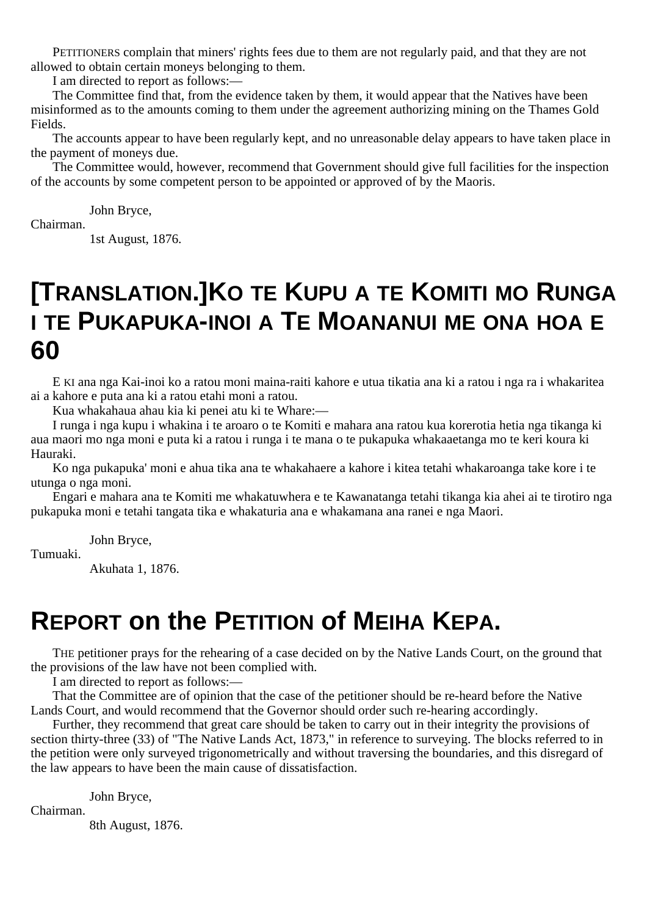PETITIONERS complain that miners' rights fees due to them are not regularly paid, and that they are not allowed to obtain certain moneys belonging to them.

I am directed to report as follows:—

The Committee find that, from the evidence taken by them, it would appear that the Natives have been misinformed as to the amounts coming to them under the agreement authorizing mining on the Thames Gold Fields.

The accounts appear to have been regularly kept, and no unreasonable delay appears to have taken place in the payment of moneys due.

The Committee would, however, recommend that Government should give full facilities for the inspection of the accounts by some competent person to be appointed or approved of by the Maoris.

John Bryce,
Chairman.
1st August, 1876.

# [TRANSLATION.]KO TE KUPU A TE KOMITI MO RUNGA I TE PUKAPUKA-INOI A TE MOANANUI ME ONA HOA E 60

E KI ana nga Kai-inoi ko a ratou moni maina-raiti kahore e utua tikatia ana ki a ratou i nga ra i whakaritea ai a kahore e puta ana ki a ratou etahi moni a ratou.

Kua whakahaua ahau kia ki penei atu ki te Whare:—

I runga i nga kupu i whakina i te aroaro o te Komiti e mahara ana ratou kua korerotia hetia nga tikanga ki aua maori mo nga moni e puta ki a ratou i runga i te mana o te pukapuka whakaaetanga mo te keri koura ki Hauraki.

Ko nga pukapuka' moni e ahua tika ana te whakahaere a kahore i kitea tetahi whakaroanga take kore i te utunga o nga moni.

Engari e mahara ana te Komiti me whakatuwhera e te Kawanatanga tetahi tikanga kia ahei ai te tirotiro nga pukapuka moni e tetahi tangata tika e whakaturia ana e whakamana ana ranei e nga Maori.

John Bryce,
Tumuaki.
Akuhata 1, 1876.

# REPORT on the PETITION of MEIHA KEPA.

THE petitioner prays for the rehearing of a case decided on by the Native Lands Court, on the ground that the provisions of the law have not been complied with.

I am directed to report as follows:—

That the Committee are of opinion that the case of the petitioner should be re-heard before the Native Lands Court, and would recommend that the Governor should order such re-hearing accordingly.

Further, they recommend that great care should be taken to carry out in their integrity the provisions of section thirty-three (33) of "The Native Lands Act, 1873," in reference to surveying. The blocks referred to in the petition were only surveyed trigonometrically and without traversing the boundaries, and this disregard of the law appears to have been the main cause of dissatisfaction.

John Bryce,
Chairman.
8th August, 1876.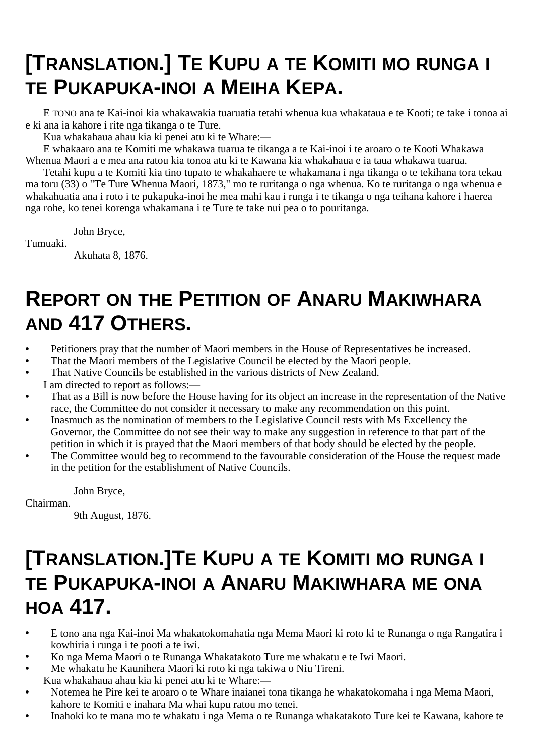# [Translation.] Te Kupu a te Komiti mo runga i te Pukapuka-inoi a Meiha Kepa.

E tono ana te Kai-inoi kia whakawakia tuaruatia tetahi whenua kua whakataua e te Kooti; te take i tonoa ai e ki ana ia kahore i rite nga tikanga o te Ture.

Kua whakahaua ahau kia ki penei atu ki te Whare:—

E whakaaro ana te Komiti me whakawa tuarua te tikanga a te Kai-inoi i te aroaro o te Kooti Whakawa Whenua Maori a e mea ana ratou kia tonoa atu ki te Kawana kia whakahaua e ia taua whakawa tuarua.

Tetahi kupu a te Komiti kia tino tupato te whakahaere te whakamana i nga tikanga o te tekihana tora tekau ma toru (33) o "Te Ture Whenua Maori, 1873," mo te ruritanga o nga whenua. Ko te ruritanga o nga whenua e whakahuatia ana i roto i te pukapuka-inoi he mea mahi kau i runga i te tikanga o nga teihana kahore i haerea nga rohe, ko tenei korenga whakamana i te Ture te take nui pea o to pouritanga.

John Bryce,
Tumuaki.
Akuhata 8, 1876.

# Report on the Petition of Anaru Makiwhara and 417 Others.

- Petitioners pray that the number of Maori members in the House of Representatives be increased.
- That the Maori members of the Legislative Council be elected by the Maori people.
- That Native Councils be established in the various districts of New Zealand.

I am directed to report as follows:—

- That as a Bill is now before the House having for its object an increase in the representation of the Native race, the Committee do not consider it necessary to make any recommendation on this point.
- Inasmuch as the nomination of members to the Legislative Council rests with Ms Excellency the Governor, the Committee do not see their way to make any suggestion in reference to that part of the petition in which it is prayed that the Maori members of that body should be elected by the people.
- The Committee would beg to recommend to the favourable consideration of the House the request made in the petition for the establishment of Native Councils.

John Bryce,
Chairman.
9th August, 1876.

# [Translation.]Te Kupu a te Komiti mo runga i te Pukapuka-inoi a Anaru Makiwhara me ona hoa 417.

- E tono ana nga Kai-inoi Ma whakatokomahatia nga Mema Maori ki roto ki te Runanga o nga Rangatira i kowhiria i runga i te pooti a te iwi.
- Ko nga Mema Maori o te Runanga Whakatakoto Ture me whakatu e te Iwi Maori.
- Me whakatu he Kaunihera Maori ki roto ki nga takiwa o Niu Tireni.

Kua whakahaua ahau kia ki penei atu ki te Whare:—

- Notemea he Pire kei te aroaro o te Whare inaianei tona tikanga he whakatokomaha i nga Mema Maori, kahore te Komiti e inahara Ma whai kupu ratou mo tenei.
- Inahoki ko te mana mo te whakatu i nga Mema o te Runanga whakatakoto Ture kei te Kawana, kahore te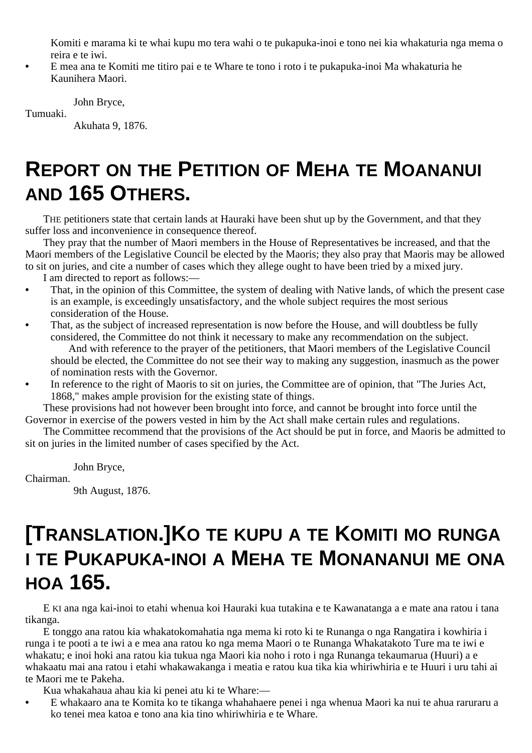Komiti e marama ki te whai kupu mo tera wahi o te pukapuka-inoi e tono nei kia whakaturia nga mema o reira e te iwi.

- E mea ana te Komiti me titiro pai e te Whare te tono i roto i te pukapuka-inoi Ma whakaturia he Kaunihera Maori.

John Bryce,
Tumuaki.
Akuhata 9, 1876.

# Report on the Petition of Meha te Moananui and 165 Others.

The petitioners state that certain lands at Hauraki have been shut up by the Government, and that they suffer loss and inconvenience in consequence thereof.

They pray that the number of Maori members in the House of Representatives be increased, and that the Maori members of the Legislative Council be elected by the Maoris; they also pray that Maoris may be allowed to sit on juries, and cite a number of cases which they allege ought to have been tried by a mixed jury.

I am directed to report as follows:—

- That, in the opinion of this Committee, the system of dealing with Native lands, of which the present case is an example, is exceedingly unsatisfactory, and the whole subject requires the most serious consideration of the House.
- That, as the subject of increased representation is now before the House, and will doubtless be fully considered, the Committee do not think it necessary to make any recommendation on the subject.
  And with reference to the prayer of the petitioners, that Maori members of the Legislative Council should be elected, the Committee do not see their way to making any suggestion, inasmuch as the power of nomination rests with the Governor.
- In reference to the right of Maoris to sit on juries, the Committee are of opinion, that "The Juries Act, 1868," makes ample provision for the existing state of things.

These provisions had not however been brought into force, and cannot be brought into force until the Governor in exercise of the powers vested in him by the Act shall make certain rules and regulations.

The Committee recommend that the provisions of the Act should be put in force, and Maoris be admitted to sit on juries in the limited number of cases specified by the Act.

John Bryce,
Chairman.
9th August, 1876.

# [Translation.]Ko te kupu a te Komiti mo runga i te Pukapuka-inoi a Meha te Monananui me ona hoa 165.

E ki ana nga kai-inoi to etahi whenua koi Hauraki kua tutakina e te Kawanatanga a e mate ana ratou i tana tikanga.

E tonggo ana ratou kia whakatokomahatia nga mema ki roto ki te Runanga o nga Rangatira i kowhiria i runga i te pooti a te iwi a e mea ana ratou ko nga mema Maori o te Runanga Whakatakoto Ture ma te iwi e whakatu; e inoi hoki ana ratou kia tukua nga Maori kia noho i roto i nga Runanga tekaumarua (Huuri) a e whakaatu mai ana ratou i etahi whakawakanga i meatia e ratou kua tika kia whiriwhiria e te Huuri i uru tahi ai te Maori me te Pakeha.

Kua whakahaua ahau kia ki penei atu ki te Whare:—

- E whakaaro ana te Komita ko te tikanga whahahaere penei i nga whenua Maori ka nui te ahua raruraru a ko tenei mea katoa e tono ana kia tino whiriwhiria e te Whare.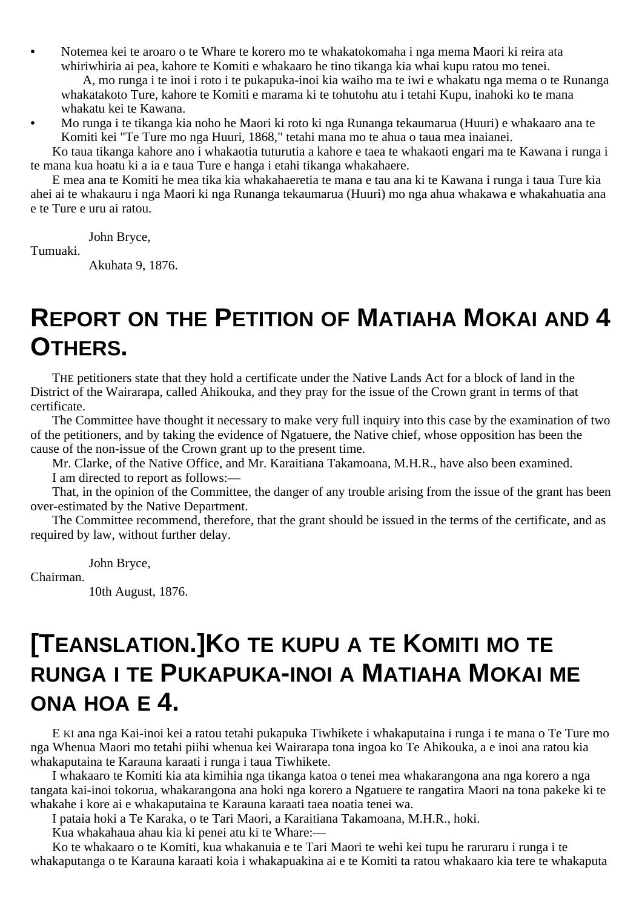- Notemea kei te aroaro o te Whare te korero mo te whakatokomaha i nga mema Maori ki reira ata whiriwhiria ai pea, kahore te Komiti e whakaaro he tino tikanga kia whai kupu ratou mo tenei.

  A, mo runga i te inoi i roto i te pukapuka-inoi kia waiho ma te iwi e whakatu nga mema o te Runanga whakatakoto Ture, kahore te Komiti e marama ki te tohutohu atu i tetahi Kupu, inahoki ko te mana whakatu kei te Kawana.
- Mo runga i te tikanga kia noho he Maori ki roto ki nga Runanga tekaumarua (Huuri) e whakaaro ana te Komiti kei "Te Ture mo nga Huuri, 1868," tetahi mana mo te ahua o taua mea inaianei.

Ko taua tikanga kahore ano i whakaotia tuturutia a kahore e taea te whakaoti engari ma te Kawana i runga i te mana kua hoatu ki a ia e taua Ture e hanga i etahi tikanga whakahaere.

E mea ana te Komiti he mea tika kia whakahaeretia te mana e tau ana ki te Kawana i runga i taua Ture kia ahei ai te whakauru i nga Maori ki nga Runanga tekaumarua (Huuri) mo nga ahua whakawa e whakahuatia ana e te Ture e uru ai ratou.

John Bryce,
Tumuaki.
Akuhata 9, 1876.

# Report on the Petition of Matiaha Mokai and 4 Others.

THE petitioners state that they hold a certificate under the Native Lands Act for a block of land in the District of the Wairarapa, called Ahikouka, and they pray for the issue of the Crown grant in terms of that certificate.

The Committee have thought it necessary to make very full inquiry into this case by the examination of two of the petitioners, and by taking the evidence of Ngatuere, the Native chief, whose opposition has been the cause of the non-issue of the Crown grant up to the present time.

Mr. Clarke, of the Native Office, and Mr. Karaitiana Takamoana, M.H.R., have also been examined.

I am directed to report as follows:—

That, in the opinion of the Committee, the danger of any trouble arising from the issue of the grant has been over-estimated by the Native Department.

The Committee recommend, therefore, that the grant should be issued in the terms of the certificate, and as required by law, without further delay.

John Bryce,
Chairman.
10th August, 1876.

# [Teanslation.]Ko te kupu a te Komiti mo te runga i te Pukapuka-inoi a Matiaha Mokai me ona hoa e 4.

E KI ana nga Kai-inoi kei a ratou tetahi pukapuka Tiwhikete i whakaputaina i runga i te mana o Te Ture mo nga Whenua Maori mo tetahi piihi whenua kei Wairarapa tona ingoa ko Te Ahikouka, a e inoi ana ratou kia whakaputaina te Karauna karaati i runga i taua Tiwhikete.

I whakaaro te Komiti kia ata kimihia nga tikanga katoa o tenei mea whakarangona ana nga korero a nga tangata kai-inoi tokorua, whakarangona ana hoki nga korero a Ngatuere te rangatira Maori na tona pakeke ki te whakahe i kore ai e whakaputaina te Karauna karaati taea noatia tenei wa.

I pataia hoki a Te Karaka, o te Tari Maori, a Karaitiana Takamoana, M.H.R., hoki.

Kua whakahaua ahau kia ki penei atu ki te Whare:—

Ko te whakaaro o te Komiti, kua whakanuia e te Tari Maori te wehi kei tupu he raruraru i runga i te whakaputanga o te Karauna karaati koia i whakapuakina ai e te Komiti ta ratou whakaaro kia tere te whakaputa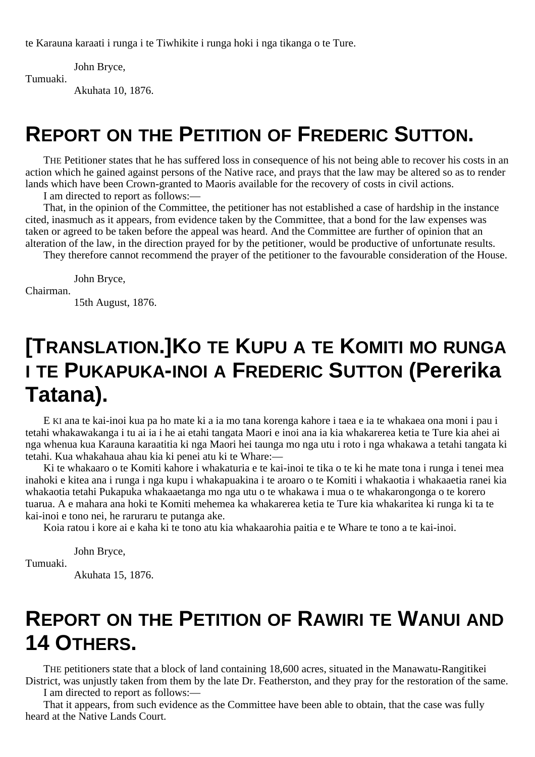te Karauna karaati i runga i te Tiwhikite i runga hoki i nga tikanga o te Ture.

John Bryce,
Tumuaki.
Akuhata 10, 1876.

# Report on the Petition of Frederic Sutton.

THE Petitioner states that he has suffered loss in consequence of his not being able to recover his costs in an action which he gained against persons of the Native race, and prays that the law may be altered so as to render lands which have been Crown-granted to Maoris available for the recovery of costs in civil actions.

I am directed to report as follows:—

That, in the opinion of the Committee, the petitioner has not established a case of hardship in the instance cited, inasmuch as it appears, from evidence taken by the Committee, that a bond for the law expenses was taken or agreed to be taken before the appeal was heard. And the Committee are further of opinion that an alteration of the law, in the direction prayed for by the petitioner, would be productive of unfortunate results.

They therefore cannot recommend the prayer of the petitioner to the favourable consideration of the House.

John Bryce,
Chairman.
15th August, 1876.

# [Translation.]Ko te Kupu a te Komiti mo runga i te Pukapuka-inoi a Frederic Sutton (Pererika Tatana).

E KI ana te kai-inoi kua pa ho mate ki a ia mo tana korenga kahore i taea e ia te whakaea ona moni i pau i tetahi whakawakanga i tu ai ia i he ai etahi tangata Maori e inoi ana ia kia whakarerea ketia te Ture kia ahei ai nga whenua kua Karauna karaatitia ki nga Maori hei taunga mo nga utu i roto i nga whakawa a tetahi tangata ki tetahi. Kua whakahaua ahau kia ki penei atu ki te Whare:—

Ki te whakaaro o te Komiti kahore i whakaturia e te kai-inoi te tika o te ki he mate tona i runga i tenei mea inahoki e kitea ana i runga i nga kupu i whakapuakina i te aroaro o te Komiti i whakaotia i whakaaetia ranei kia whakaotia tetahi Pukapuka whakaaetanga mo nga utu o te whakawa i mua o te whakarongonga o te korero tuarua. A e mahara ana hoki te Komiti mehemea ka whakarerea ketia te Ture kia whakaritea ki runga ki ta te kai-inoi e tono nei, he raruraru te putanga ake.

Koia ratou i kore ai e kaha ki te tono atu kia whakaarohia paitia e te Whare te tono a te kai-inoi.

John Bryce,
Tumuaki.
Akuhata 15, 1876.

# Report on the Petition of Rawiri te Wanui and 14 Others.

THE petitioners state that a block of land containing 18,600 acres, situated in the Manawatu-Rangitikei District, was unjustly taken from them by the late Dr. Featherston, and they pray for the restoration of the same.

I am directed to report as follows:—

That it appears, from such evidence as the Committee have been able to obtain, that the case was fully heard at the Native Lands Court.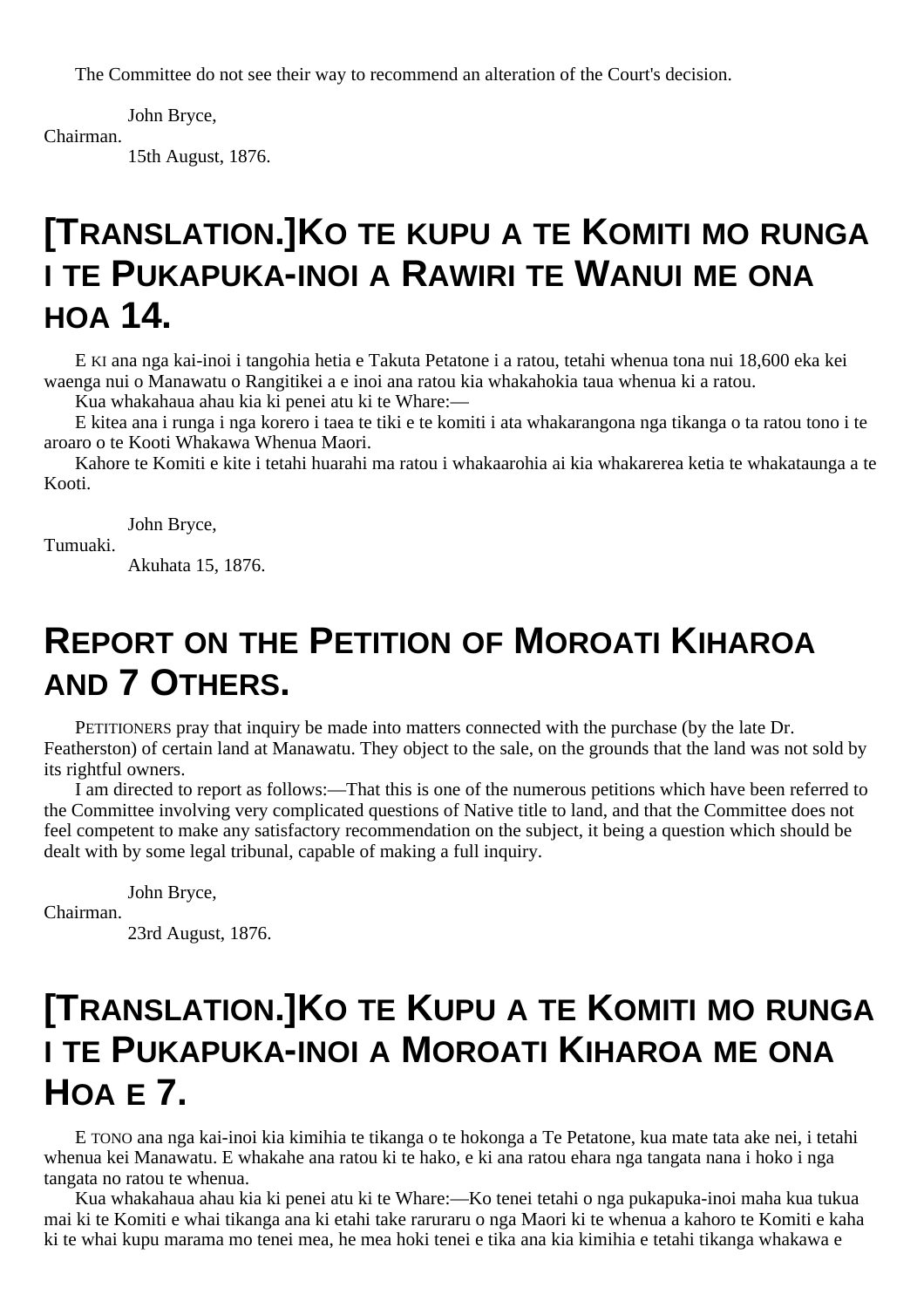The Committee do not see their way to recommend an alteration of the Court's decision.

John Bryce,
Chairman.
15th August, 1876.

## [Translation.]Ko te kupu a te Komiti mo runga i te Pukapuka-inoi a Rawiri te Wanui me ona hoa 14.

E ki ana nga kai-inoi i tangohia hetia e Takuta Petatone i a ratou, tetahi whenua tona nui 18,600 eka kei waenga nui o Manawatu o Rangitikei a e inoi ana ratou kia whakahokia taua whenua ki a ratou.

Kua whakahaua ahau kia ki penei atu ki te Whare:—

E kitea ana i runga i nga korero i taea te tiki e te komiti i ata whakarangona nga tikanga o ta ratou tono i te aroaro o te Kooti Whakawa Whenua Maori.

Kahore te Komiti e kite i tetahi huarahi ma ratou i whakaarohia ai kia whakarerea ketia te whakataunga a te Kooti.

John Bryce,
Tumuaki.
Akuhata 15, 1876.

## Report on the Petition of Moroati Kiharoa and 7 Others.

Petitioners pray that inquiry be made into matters connected with the purchase (by the late Dr. Featherston) of certain land at Manawatu. They object to the sale, on the grounds that the land was not sold by its rightful owners.

I am directed to report as follows:—That this is one of the numerous petitions which have been referred to the Committee involving very complicated questions of Native title to land, and that the Committee does not feel competent to make any satisfactory recommendation on the subject, it being a question which should be dealt with by some legal tribunal, capable of making a full inquiry.

John Bryce,
Chairman.
23rd August, 1876.

## [Translation.]Ko te Kupu a te Komiti mo runga i te Pukapuka-inoi a Moroati Kiharoa me ona Hoa e 7.

E tono ana nga kai-inoi kia kimihia te tikanga o te hokonga a Te Petatone, kua mate tata ake nei, i tetahi whenua kei Manawatu. E whakahe ana ratou ki te hako, e ki ana ratou ehara nga tangata nana i hoko i nga tangata no ratou te whenua.

Kua whakahaua ahau kia ki penei atu ki te Whare:—Ko tenei tetahi o nga pukapuka-inoi maha kua tukua mai ki te Komiti e whai tikanga ana ki etahi take raruraru o nga Maori ki te whenua a kahoro te Komiti e kaha ki te whai kupu marama mo tenei mea, he mea hoki tenei e tika ana kia kimihia e tetahi tikanga whakawa e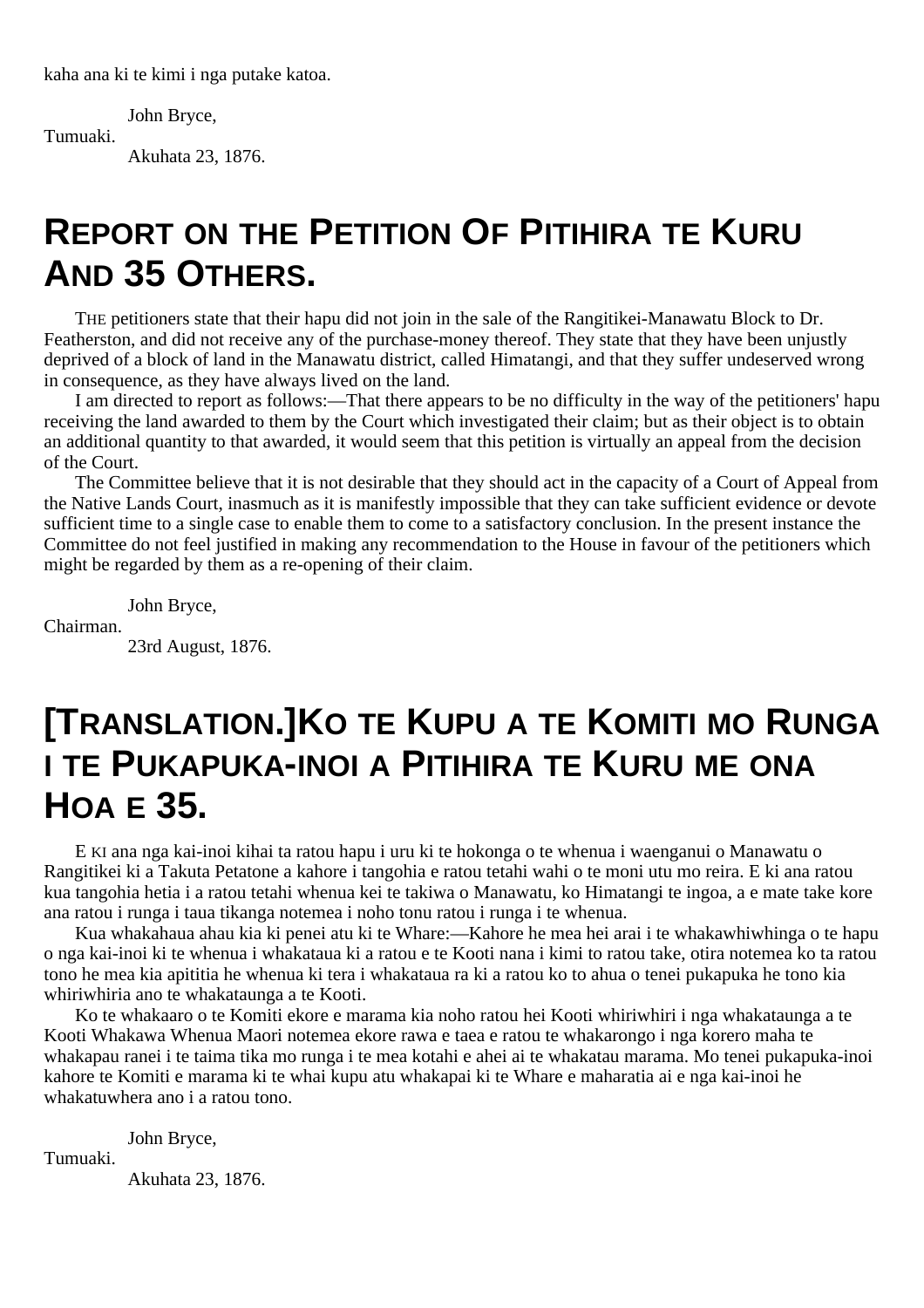kaha ana ki te kimi i nga putake katoa.

John Bryce,
Tumuaki.
Akuhata 23, 1876.

# REPORT ON THE PETITION OF PITIHIRA TE KURU AND 35 OTHERS.

THE petitioners state that their hapu did not join in the sale of the Rangitikei-Manawatu Block to Dr. Featherston, and did not receive any of the purchase-money thereof. They state that they have been unjustly deprived of a block of land in the Manawatu district, called Himatangi, and that they suffer undeserved wrong in consequence, as they have always lived on the land.

I am directed to report as follows:—That there appears to be no difficulty in the way of the petitioners' hapu receiving the land awarded to them by the Court which investigated their claim; but as their object is to obtain an additional quantity to that awarded, it would seem that this petition is virtually an appeal from the decision of the Court.

The Committee believe that it is not desirable that they should act in the capacity of a Court of Appeal from the Native Lands Court, inasmuch as it is manifestly impossible that they can take sufficient evidence or devote sufficient time to a single case to enable them to come to a satisfactory conclusion. In the present instance the Committee do not feel justified in making any recommendation to the House in favour of the petitioners which might be regarded by them as a re-opening of their claim.

John Bryce,
Chairman.
23rd August, 1876.

# [TRANSLATION.]KO TE KUPU A TE KOMITI MO RUNGA I TE PUKAPUKA-INOI A PITIHIRA TE KURU ME ONA HOA E 35.

E KI ana nga kai-inoi kihai ta ratou hapu i uru ki te hokonga o te whenua i waenganui o Manawatu o Rangitikei ki a Takuta Petatone a kahore i tangohia e ratou tetahi wahi o te moni utu mo reira. E ki ana ratou kua tangohia hetia i a ratou tetahi whenua kei te takiwa o Manawatu, ko Himatangi te ingoa, a e mate take kore ana ratou i runga i taua tikanga notemea i noho tonu ratou i runga i te whenua.

Kua whakahaua ahau kia ki penei atu ki te Whare:—Kahore he mea hei arai i te whakawhiwhinga o te hapu o nga kai-inoi ki te whenua i whakataua ki a ratou e te Kooti nana i kimi to ratou take, otira notemea ko ta ratou tono he mea kia apititia he whenua ki tera i whakataua ra ki a ratou ko to ahua o tenei pukapuka he tono kia whiriwhiria ano te whakataunga a te Kooti.

Ko te whakaaro o te Komiti ekore e marama kia noho ratou hei Kooti whiriwhiri i nga whakataunga a te Kooti Whakawa Whenua Maori notemea ekore rawa e taea e ratou te whakarongo i nga korero maha te whakapau ranei i te taima tika mo runga i te mea kotahi e ahei ai te whakatau marama. Mo tenei pukapuka-inoi kahore te Komiti e marama ki te whai kupu atu whakapai ki te Whare e maharatia ai e nga kai-inoi he whakatuwhera ano i a ratou tono.

John Bryce,
Tumuaki.
Akuhata 23, 1876.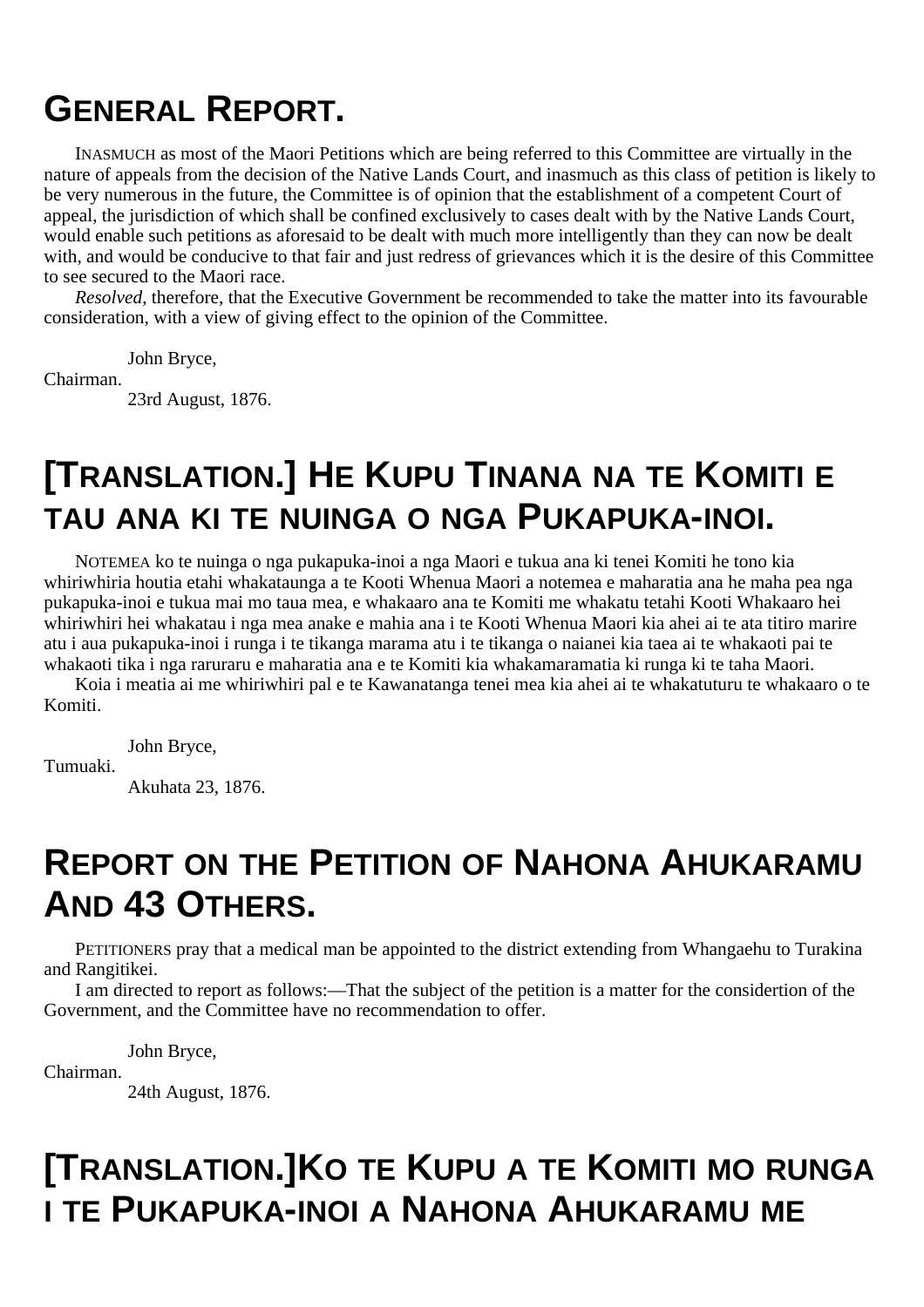# General Report.

Inasmuch as most of the Maori Petitions which are being referred to this Committee are virtually in the nature of appeals from the decision of the Native Lands Court, and inasmuch as this class of petition is likely to be very numerous in the future, the Committee is of opinion that the establishment of a competent Court of appeal, the jurisdiction of which shall be confined exclusively to cases dealt with by the Native Lands Court, would enable such petitions as aforesaid to be dealt with much more intelligently than they can now be dealt with, and would be conducive to that fair and just redress of grievances which it is the desire of this Committee to see secured to the Maori race.

*Resolved*, therefore, that the Executive Government be recommended to take the matter into its favourable consideration, with a view of giving effect to the opinion of the Committee.

John Bryce,
Chairman.
23rd August, 1876.

# [Translation.] He Kupu Tinana na te Komiti e tau ana ki te nuinga o nga Pukapuka-inoi.

Notemea ko te nuinga o nga pukapuka-inoi a nga Maori e tukua ana ki tenei Komiti he tono kia whiriwhiria houtia etahi whakataunga a te Kooti Whenua Maori a notemea e maharatia ana he maha pea nga pukapuka-inoi e tukua mai mo taua mea, e whakaaro ana te Komiti me whakatu tetahi Kooti Whakaaro hei whiriwhiri hei whakatau i nga mea anake e mahia ana i te Kooti Whenua Maori kia ahei ai te ata titiro marire atu i aua pukapuka-inoi i runga i te tikanga marama atu i te tikanga o naianei kia taea ai te whakaoti pai te whakaoti tika i nga raruraru e maharatia ana e te Komiti kia whakamaramatia ki runga ki te taha Maori.

Koia i meatia ai me whiriwhiri pal e te Kawanatanga tenei mea kia ahei ai te whakatuturu te whakaaro o te Komiti.

John Bryce,
Tumuaki.
Akuhata 23, 1876.

# Report on the Petition of Nahona Ahukaramu and 43 Others.

Petitioners pray that a medical man be appointed to the district extending from Whangaehu to Turakina and Rangitikei.

I am directed to report as follows:—That the subject of the petition is a matter for the considertion of the Government, and the Committee have no recommendation to offer.

John Bryce,
Chairman.
24th August, 1876.

# [Translation.]Ko te Kupu a te Komiti mo runga i te Pukapuka-inoi a Nahona Ahukaramu me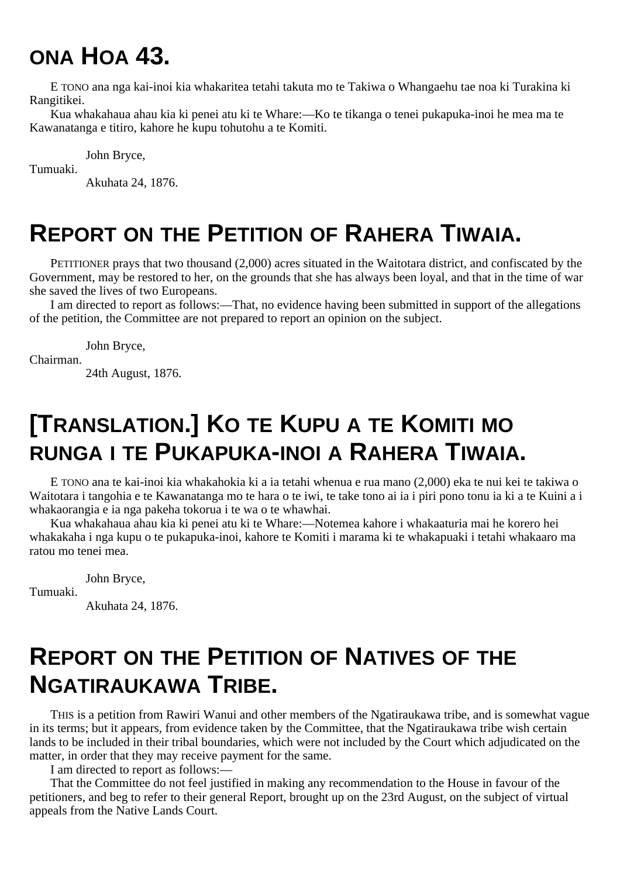# ONA HOA 43.

E TONO ana nga kai-inoi kia whakaritea tetahi takuta mo te Takiwa o Whangaehu tae noa ki Turakina ki Rangitikei.

Kua whakahaua ahau kia ki penei atu ki te Whare:—Ko te tikanga o tenei pukapuka-inoi he mea ma te Kawanatanga e titiro, kahore he kupu tohutohu a te Komiti.

John Bryce,
Tumuaki.
Akuhata 24, 1876.

# REPORT ON THE PETITION OF RAHERA TIWAIA.

PETITIONER prays that two thousand (2,000) acres situated in the Waitotara district, and confiscated by the Government, may be restored to her, on the grounds that she has always been loyal, and that in the time of war she saved the lives of two Europeans.

I am directed to report as follows:—That, no evidence having been submitted in support of the allegations of the petition, the Committee are not prepared to report an opinion on the subject.

John Bryce,
Chairman.
24th August, 1876.

# [TRANSLATION.] KO TE KUPU A TE KOMITI MO RUNGA I TE PUKAPUKA-INOI A RAHERA TIWAIA.

E TONO ana te kai-inoi kia whakahokia ki a ia tetahi whenua e rua mano (2,000) eka te nui kei te takiwa o Waitotara i tangohia e te Kawanatanga mo te hara o te iwi, te take tono ai ia i piri pono tonu ia ki a te Kuini a i whakaorangia e ia nga pakeha tokorua i te wa o te whawhai.

Kua whakahaua ahau kia ki penei atu ki te Whare:—Notemea kahore i whakaaturia mai he korero hei whakakaha i nga kupu o te pukapuka-inoi, kahore te Komiti i marama ki te whakapuaki i tetahi whakaaro ma ratou mo tenei mea.

John Bryce,
Tumuaki.
Akuhata 24, 1876.

# REPORT ON THE PETITION OF NATIVES OF THE NGATIRAUKAWA TRIBE.

THIS is a petition from Rawiri Wanui and other members of the Ngatiraukawa tribe, and is somewhat vague in its terms; but it appears, from evidence taken by the Committee, that the Ngatiraukawa tribe wish certain lands to be included in their tribal boundaries, which were not included by the Court which adjudicated on the matter, in order that they may receive payment for the same.

I am directed to report as follows:—

That the Committee do not feel justified in making any recommendation to the House in favour of the petitioners, and beg to refer to their general Report, brought up on the 23rd August, on the subject of virtual appeals from the Native Lands Court.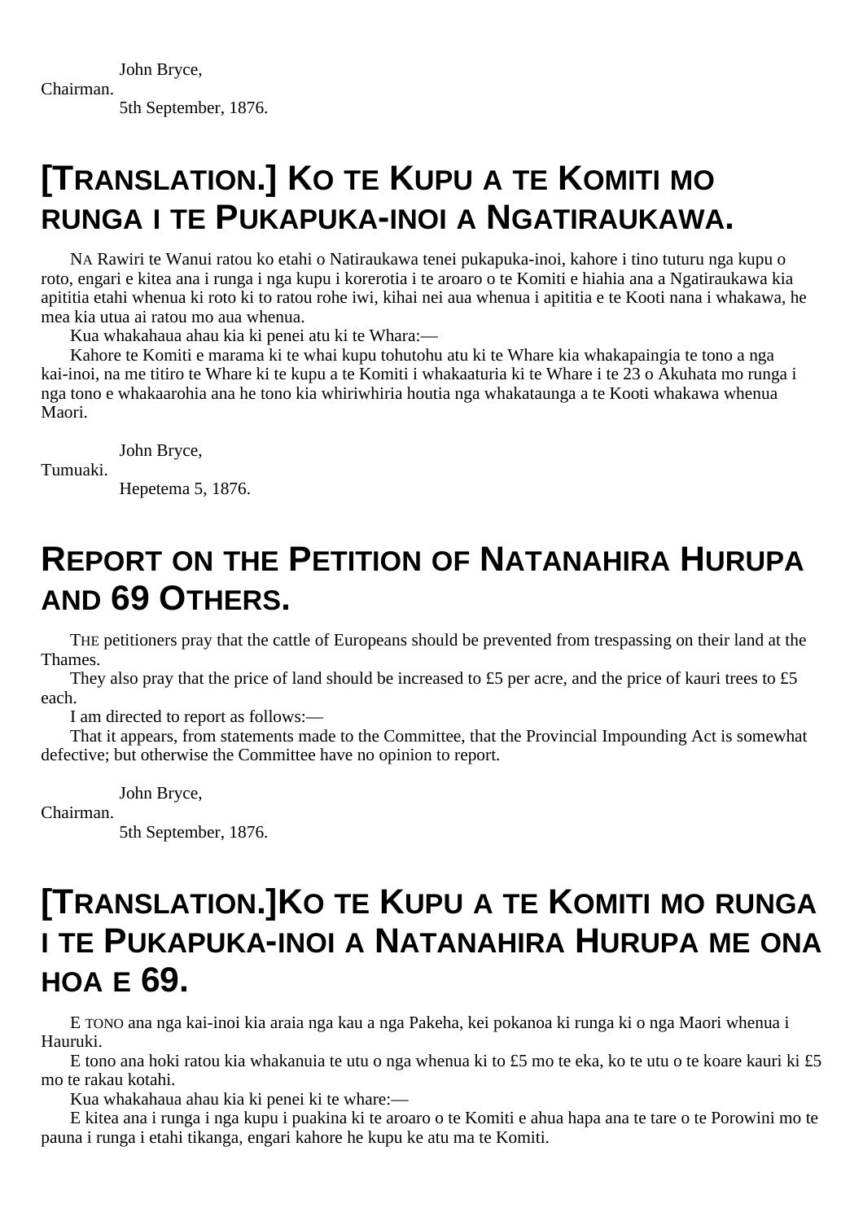John Bryce,

Chairman.

5th September, 1876.

## [Translation.] Ko te Kupu a te Komiti mo runga i te Pukapuka-inoi a Ngatiraukawa.

Na Rawiri te Wanui ratou ko etahi o Natiraukawa tenei pukapuka-inoi, kahore i tino tuturu nga kupu o roto, engari e kitea ana i runga i nga kupu i korerotia i te aroaro o te Komiti e hiahia ana a Ngatiraukawa kia apititia etahi whenua ki roto ki to ratou rohe iwi, kihai nei aua whenua i apititia e te Kooti nana i whakawa, he mea kia utua ai ratou mo aua whenua.

Kua whakahaua ahau kia ki penei atu ki te Whara:—

Kahore te Komiti e marama ki te whai kupu tohutohu atu ki te Whare kia whakapaingia te tono a nga kai-inoi, na me titiro te Whare ki te kupu a te Komiti i whakaaturia ki te Whare i te 23 o Akuhata mo runga i nga tono e whakaarohia ana he tono kia whiriwhiria houtia nga whakataunga a te Kooti whakawa whenua Maori.

John Bryce,

Tumuaki.

Hepetema 5, 1876.

## Report on the Petition of Natanahira Hurupa and 69 Others.

The petitioners pray that the cattle of Europeans should be prevented from trespassing on their land at the Thames.

They also pray that the price of land should be increased to £5 per acre, and the price of kauri trees to £5 each.

I am directed to report as follows:—

That it appears, from statements made to the Committee, that the Provincial Impounding Act is somewhat defective; but otherwise the Committee have no opinion to report.

John Bryce,

Chairman.

5th September, 1876.

## [Translation.]Ko te Kupu a te Komiti mo runga i te Pukapuka-inoi a Natanahira Hurupa me ona hoa e 69.

E tono ana nga kai-inoi kia araia nga kau a nga Pakeha, kei pokanoa ki runga ki o nga Maori whenua i Hauruki.

E tono ana hoki ratou kia whakanuia te utu o nga whenua ki to £5 mo te eka, ko te utu o te koare kauri ki £5 mo te rakau kotahi.

Kua whakahaua ahau kia ki penei ki te whare:—

E kitea ana i runga i nga kupu i puakina ki te aroaro o te Komiti e ahua hapa ana te tare o te Porowini mo te pauna i runga i etahi tikanga, engari kahore he kupu ke atu ma te Komiti.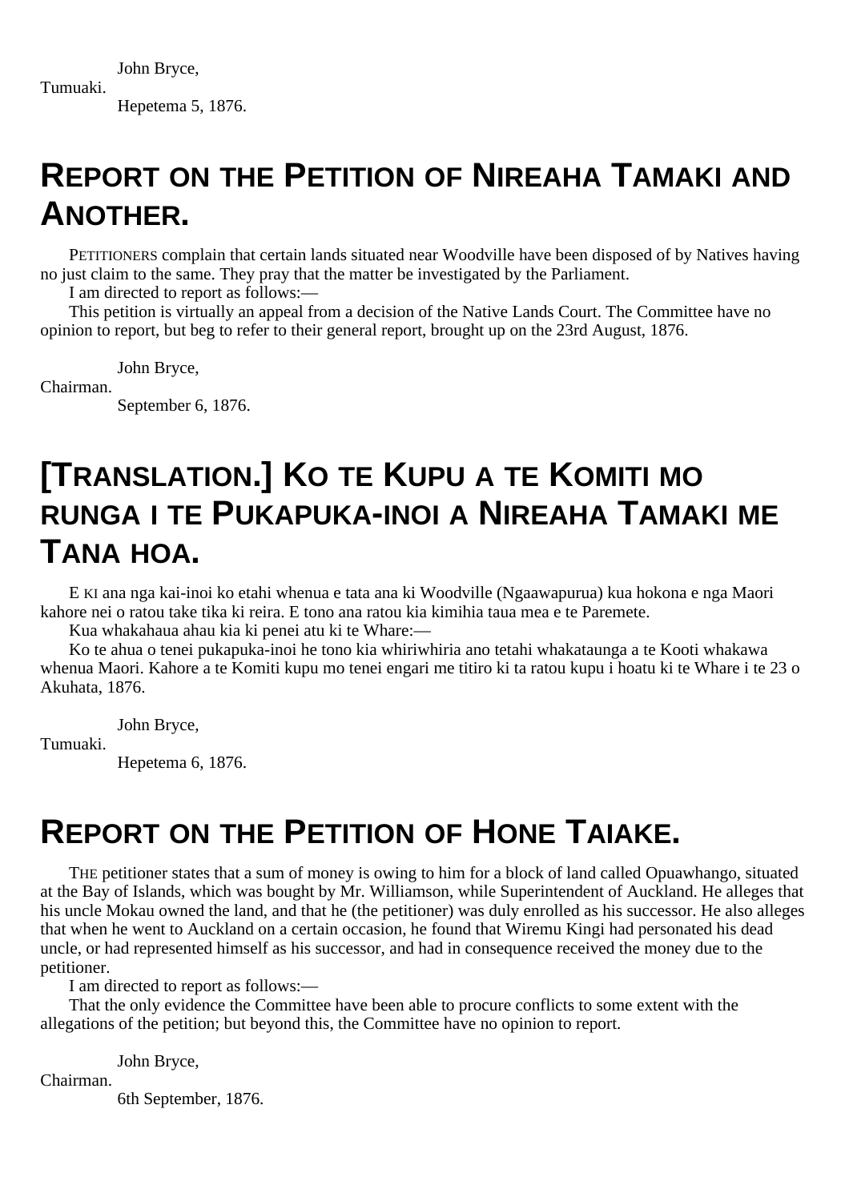John Bryce,

Tumuaki.

Hepetema 5, 1876.

## Report on the Petition of Nireaha Tamaki and Another.

PETITIONERS complain that certain lands situated near Woodville have been disposed of by Natives having no just claim to the same. They pray that the matter be investigated by the Parliament.

I am directed to report as follows:—

This petition is virtually an appeal from a decision of the Native Lands Court. The Committee have no opinion to report, but beg to refer to their general report, brought up on the 23rd August, 1876.

John Bryce,

Chairman.

September 6, 1876.

## [Translation.] Ko te Kupu a te Komiti mo runga i te Pukapuka-inoi a Nireaha Tamaki me Tana hoa.

E KI ana nga kai-inoi ko etahi whenua e tata ana ki Woodville (Ngaawapurua) kua hokona e nga Maori kahore nei o ratou take tika ki reira. E tono ana ratou kia kimihia taua mea e te Paremete.

Kua whakahaua ahau kia ki penei atu ki te Whare:—

Ko te ahua o tenei pukapuka-inoi he tono kia whiriwhiria ano tetahi whakataunga a te Kooti whakawa whenua Maori. Kahore a te Komiti kupu mo tenei engari me titiro ki ta ratou kupu i hoatu ki te Whare i te 23 o Akuhata, 1876.

John Bryce,

Tumuaki.

Hepetema 6, 1876.

## Report on the Petition of Hone Taiake.

THE petitioner states that a sum of money is owing to him for a block of land called Opuawhango, situated at the Bay of Islands, which was bought by Mr. Williamson, while Superintendent of Auckland. He alleges that his uncle Mokau owned the land, and that he (the petitioner) was duly enrolled as his successor. He also alleges that when he went to Auckland on a certain occasion, he found that Wiremu Kingi had personated his dead uncle, or had represented himself as his successor, and had in consequence received the money due to the petitioner.

I am directed to report as follows:—

That the only evidence the Committee have been able to procure conflicts to some extent with the allegations of the petition; but beyond this, the Committee have no opinion to report.

John Bryce,

Chairman.

6th September, 1876.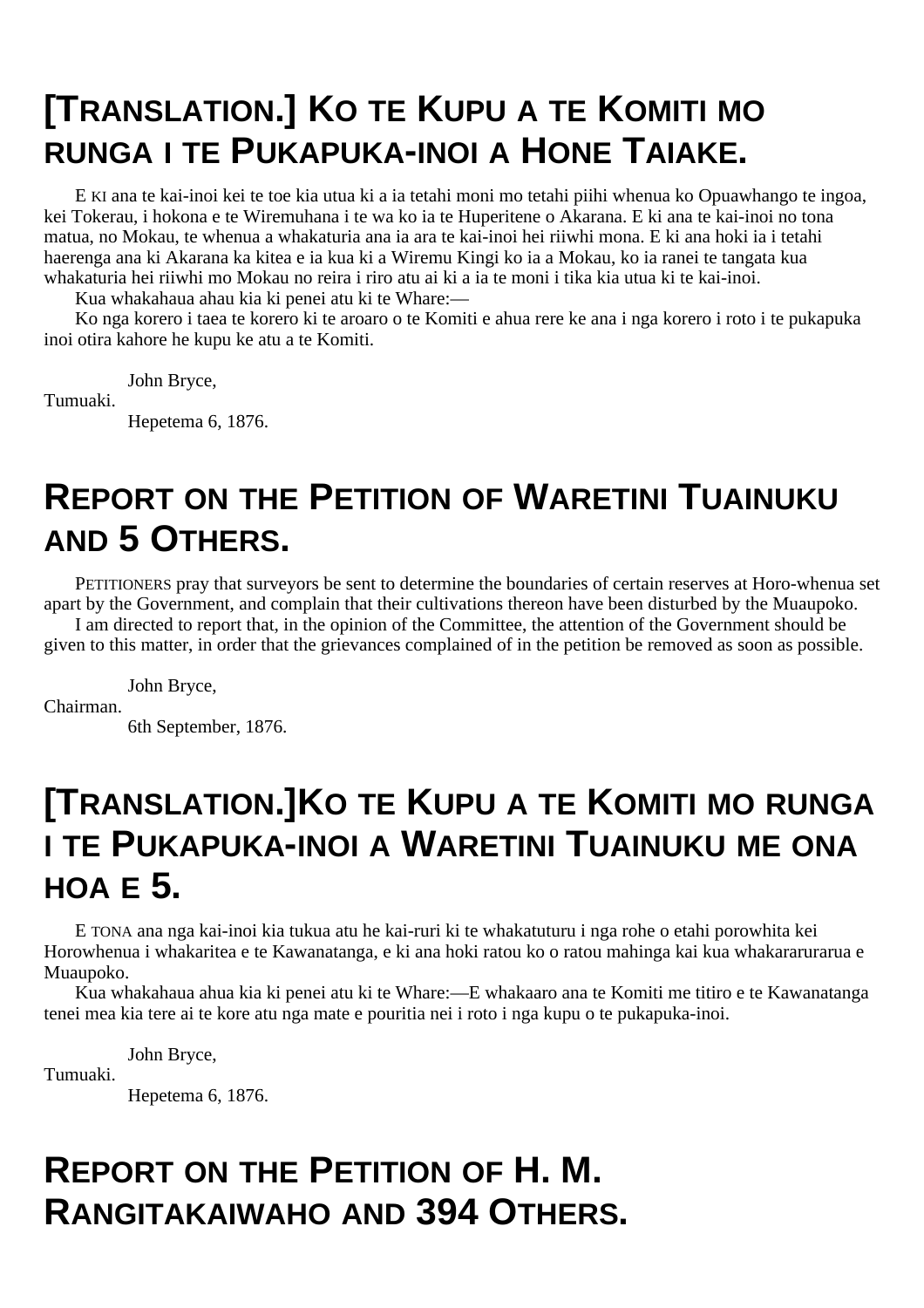## [Translation.] Ko te Kupu a te Komiti mo runga i te Pukapuka-inoi a Hone Taiake.

E ki ana te kai-inoi kei te toe kia utua ki a ia tetahi moni mo tetahi piihi whenua ko Opuawhango te ingoa, kei Tokerau, i hokona e te Wiremuhana i te wa ko ia te Huperitene o Akarana. E ki ana te kai-inoi no tona matua, no Mokau, te whenua a whakaturia ana ia ara te kai-inoi hei riiwhi mona. E ki ana hoki ia i tetahi haerenga ana ki Akarana ka kitea e ia kua ki a Wiremu Kingi ko ia a Mokau, ko ia ranei te tangata kua whakaturia hei riiwhi mo Mokau no reira i riro atu ai ki a ia te moni i tika kia utua ki te kai-inoi.

Kua whakahaua ahau kia ki penei atu ki te Whare:—

Ko nga korero i taea te korero ki te aroaro o te Komiti e ahua rere ke ana i nga korero i roto i te pukapuka inoi otira kahore he kupu ke atu a te Komiti.

John Bryce,
Tumuaki.
Hepetema 6, 1876.

## Report on the Petition of Waretini Tuainuku and 5 Others.

Petitioners pray that surveyors be sent to determine the boundaries of certain reserves at Horo-whenua set apart by the Government, and complain that their cultivations thereon have been disturbed by the Muaupoko.

I am directed to report that, in the opinion of the Committee, the attention of the Government should be given to this matter, in order that the grievances complained of in the petition be removed as soon as possible.

John Bryce,
Chairman.
6th September, 1876.

## [Translation.]Ko te Kupu a te Komiti mo runga i te Pukapuka-inoi a Waretini Tuainuku me ona hoa e 5.

E tona ana nga kai-inoi kia tukua atu he kai-ruri ki te whakatuturu i nga rohe o etahi porowhita kei Horowhenua i whakaritea e te Kawanatanga, e ki ana hoki ratou ko o ratou mahinga kai kua whakararurarua e Muaupoko.

Kua whakahaua ahua kia ki penei atu ki te Whare:—E whakaaro ana te Komiti me titiro e te Kawanatanga tenei mea kia tere ai te kore atu nga mate e pouritia nei i roto i nga kupu o te pukapuka-inoi.

John Bryce,
Tumuaki.
Hepetema 6, 1876.

## Report on the Petition of H. M. Rangitakaiwaho and 394 Others.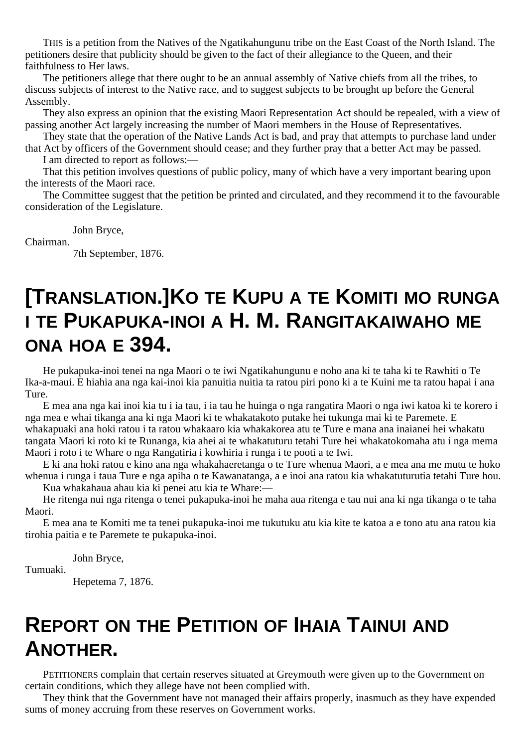THIS is a petition from the Natives of the Ngatikahungunu tribe on the East Coast of the North Island. The petitioners desire that publicity should be given to the fact of their allegiance to the Queen, and their faithfulness to Her laws.

The petitioners allege that there ought to be an annual assembly of Native chiefs from all the tribes, to discuss subjects of interest to the Native race, and to suggest subjects to be brought up before the General Assembly.

They also express an opinion that the existing Maori Representation Act should be repealed, with a view of passing another Act largely increasing the number of Maori members in the House of Representatives.

They state that the operation of the Native Lands Act is bad, and pray that attempts to purchase land under that Act by officers of the Government should cease; and they further pray that a better Act may be passed.

I am directed to report as follows:—

That this petition involves questions of public policy, many of which have a very important bearing upon the interests of the Maori race.

The Committee suggest that the petition be printed and circulated, and they recommend it to the favourable consideration of the Legislature.

John Bryce,
Chairman.
7th September, 1876.

# [TRANSLATION.]KO TE KUPU A TE KOMITI MO RUNGA I TE PUKAPUKA-INOI A H. M. RANGITAKAIWAHO ME ONA HOA E 394.

He pukapuka-inoi tenei na nga Maori o te iwi Ngatikahungunu e noho ana ki te taha ki te Rawhiti o Te Ika-a-maui. E hiahia ana nga kai-inoi kia panuitia nuitia ta ratou piri pono ki a te Kuini me ta ratou hapai i ana Ture.

E mea ana nga kai inoi kia tu i ia tau, i ia tau he huinga o nga rangatira Maori o nga iwi katoa ki te korero i nga mea e whai tikanga ana ki nga Maori ki te whakatakoto putake hei tukunga mai ki te Paremete. E whakapuaki ana hoki ratou i ta ratou whakaaro kia whakakorea atu te Ture e mana ana inaianei hei whakatu tangata Maori ki roto ki te Runanga, kia ahei ai te whakatuturu tetahi Ture hei whakatokomaha atu i nga mema Maori i roto i te Whare o nga Rangatiria i kowhiria i runga i te pooti a te Iwi.

E ki ana hoki ratou e kino ana nga whakahaeretanga o te Ture whenua Maori, a e mea ana me mutu te hoko whenua i runga i taua Ture e nga apiha o te Kawanatanga, a e inoi ana ratou kia whakatuturutia tetahi Ture hou.

Kua whakahaua ahau kia ki penei atu kia te Whare:—

He ritenga nui nga ritenga o tenei pukapuka-inoi he maha aua ritenga e tau nui ana ki nga tikanga o te taha Maori.

E mea ana te Komiti me ta tenei pukapuka-inoi me tukutuku atu kia kite te katoa a e tono atu ana ratou kia tirohia paitia e te Paremete te pukapuka-inoi.

John Bryce,
Tumuaki.
Hepetema 7, 1876.

# REPORT ON THE PETITION OF IHAIA TAINUI AND ANOTHER.

PETITIONERS complain that certain reserves situated at Greymouth were given up to the Government on certain conditions, which they allege have not been complied with.

They think that the Government have not managed their affairs properly, inasmuch as they have expended sums of money accruing from these reserves on Government works.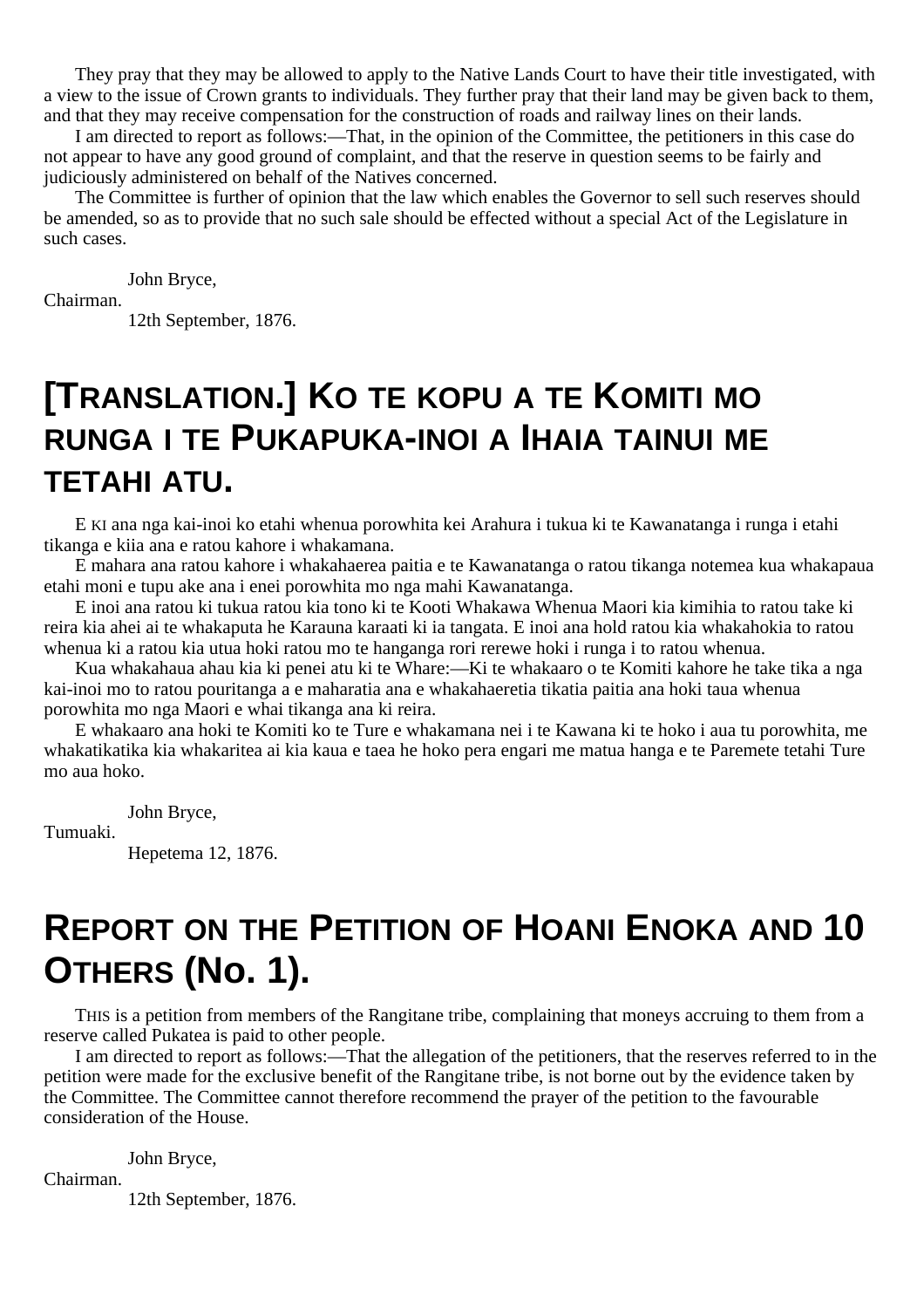They pray that they may be allowed to apply to the Native Lands Court to have their title investigated, with a view to the issue of Crown grants to individuals. They further pray that their land may be given back to them, and that they may receive compensation for the construction of roads and railway lines on their lands.

I am directed to report as follows:—That, in the opinion of the Committee, the petitioners in this case do not appear to have any good ground of complaint, and that the reserve in question seems to be fairly and judiciously administered on behalf of the Natives concerned.

The Committee is further of opinion that the law which enables the Governor to sell such reserves should be amended, so as to provide that no such sale should be effected without a special Act of the Legislature in such cases.

John Bryce,
Chairman.
12th September, 1876.

# [Translation.] Ko te kopu a te Komiti mo runga i te Pukapuka-inoi a Ihaia tainui me tetahi atu.

E ki ana nga kai-inoi ko etahi whenua porowhita kei Arahura i tukua ki te Kawanatanga i runga i etahi tikanga e kiia ana e ratou kahore i whakamana.

E mahara ana ratou kahore i whakahaerea paitia e te Kawanatanga o ratou tikanga notemea kua whakapaua etahi moni e tupu ake ana i enei porowhita mo nga mahi Kawanatanga.

E inoi ana ratou ki tukua ratou kia tono ki te Kooti Whakawa Whenua Maori kia kimihia to ratou take ki reira kia ahei ai te whakaputa he Karauna karaati ki ia tangata. E inoi ana hold ratou kia whakahokia to ratou whenua ki a ratou kia utua hoki ratou mo te hanganga rori rerewe hoki i runga i to ratou whenua.

Kua whakahaua ahau kia ki penei atu ki te Whare:—Ki te whakaaro o te Komiti kahore he take tika a nga kai-inoi mo to ratou pouritanga a e maharatia ana e whakahaeretia tikatia paitia ana hoki taua whenua porowhita mo nga Maori e whai tikanga ana ki reira.

E whakaaro ana hoki te Komiti ko te Ture e whakamana nei i te Kawana ki te hoko i aua tu porowhita, me whakatikatika kia whakaritea ai kia kaua e taea he hoko pera engari me matua hanga e te Paremete tetahi Ture mo aua hoko.

John Bryce,
Tumuaki.
Hepetema 12, 1876.

# Report on the Petition of Hoani Enoka and 10 Others (No. 1).

This is a petition from members of the Rangitane tribe, complaining that moneys accruing to them from a reserve called Pukatea is paid to other people.

I am directed to report as follows:—That the allegation of the petitioners, that the reserves referred to in the petition were made for the exclusive benefit of the Rangitane tribe, is not borne out by the evidence taken by the Committee. The Committee cannot therefore recommend the prayer of the petition to the favourable consideration of the House.

John Bryce,
Chairman.
12th September, 1876.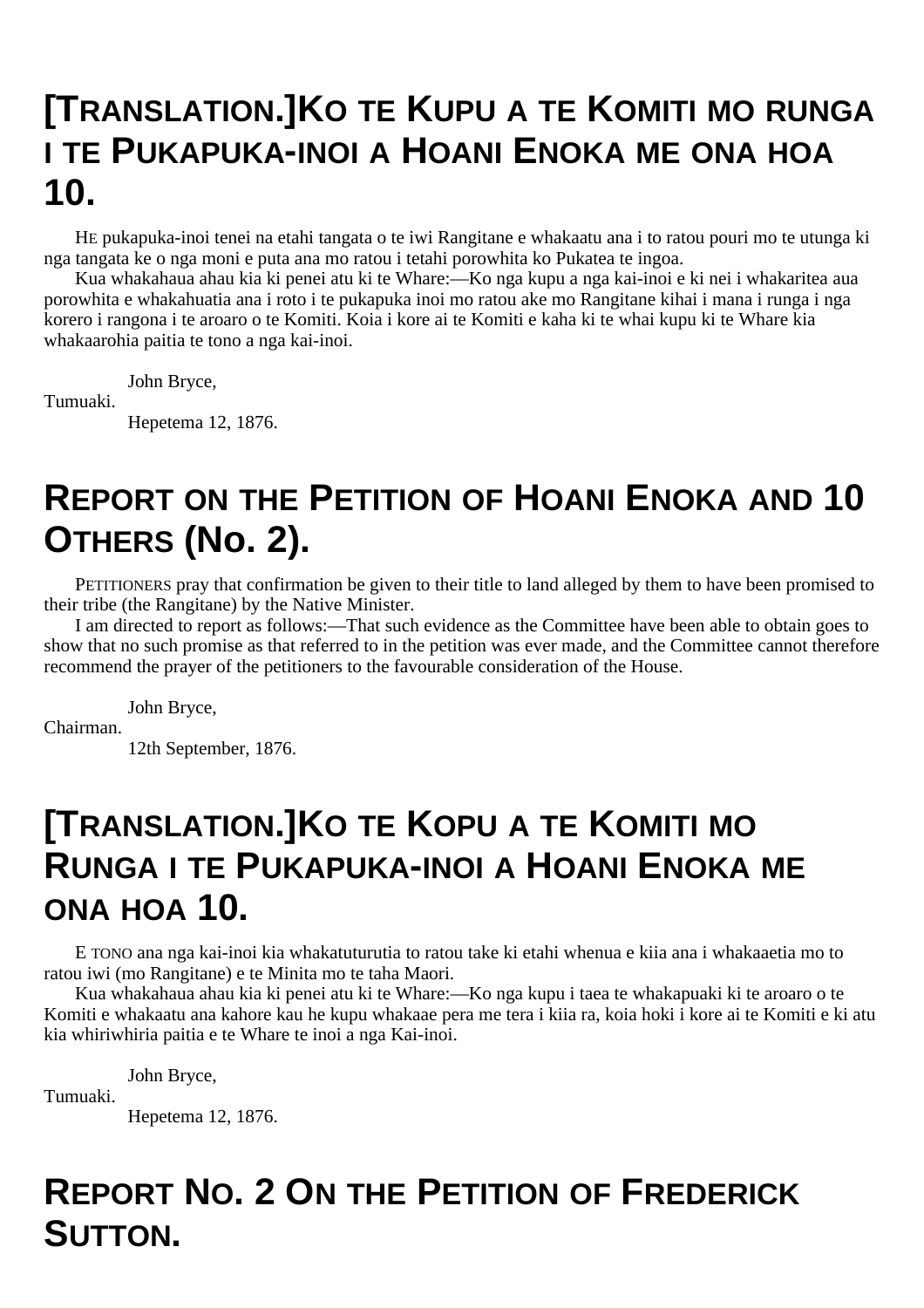# [Translation.]Ko te Kupu a te Komiti mo runga i te Pukapuka-inoi a Hoani Enoka me ona hoa 10.

He pukapuka-inoi tenei na etahi tangata o te iwi Rangitane e whakaatu ana i to ratou pouri mo te utunga ki nga tangata ke o nga moni e puta ana mo ratou i tetahi porowhita ko Pukatea te ingoa.

Kua whakahaua ahau kia ki penei atu ki te Whare:—Ko nga kupu a nga kai-inoi e ki nei i whakaritea aua porowhita e whakahuatia ana i roto i te pukapuka inoi mo ratou ake mo Rangitane kihai i mana i runga i nga korero i rangona i te aroaro o te Komiti. Koia i kore ai te Komiti e kaha ki te whai kupu ki te Whare kia whakaarohia paitia te tono a nga kai-inoi.

John Bryce,
Tumuaki.
Hepetema 12, 1876.

# Report on the Petition of Hoani Enoka and 10 Others (No. 2).

Petitioners pray that confirmation be given to their title to land alleged by them to have been promised to their tribe (the Rangitane) by the Native Minister.

I am directed to report as follows:—That such evidence as the Committee have been able to obtain goes to show that no such promise as that referred to in the petition was ever made, and the Committee cannot therefore recommend the prayer of the petitioners to the favourable consideration of the House.

John Bryce,
Chairman.
12th September, 1876.

# [Translation.]Ko te Kopu a te Komiti mo Runga i te Pukapuka-inoi a Hoani Enoka me ona hoa 10.

E tono ana nga kai-inoi kia whakatuturutia to ratou take ki etahi whenua e kiia ana i whakaaetia mo to ratou iwi (mo Rangitane) e te Minita mo te taha Maori.

Kua whakahaua ahau kia ki penei atu ki te Whare:—Ko nga kupu i taea te whakapuaki ki te aroaro o te Komiti e whakaatu ana kahore kau he kupu whakaae pera me tera i kiia ra, koia hoki i kore ai te Komiti e ki atu kia whiriwhiria paitia e te Whare te inoi a nga Kai-inoi.

John Bryce,
Tumuaki.
Hepetema 12, 1876.

# Report No. 2 on the Petition of Frederick Sutton.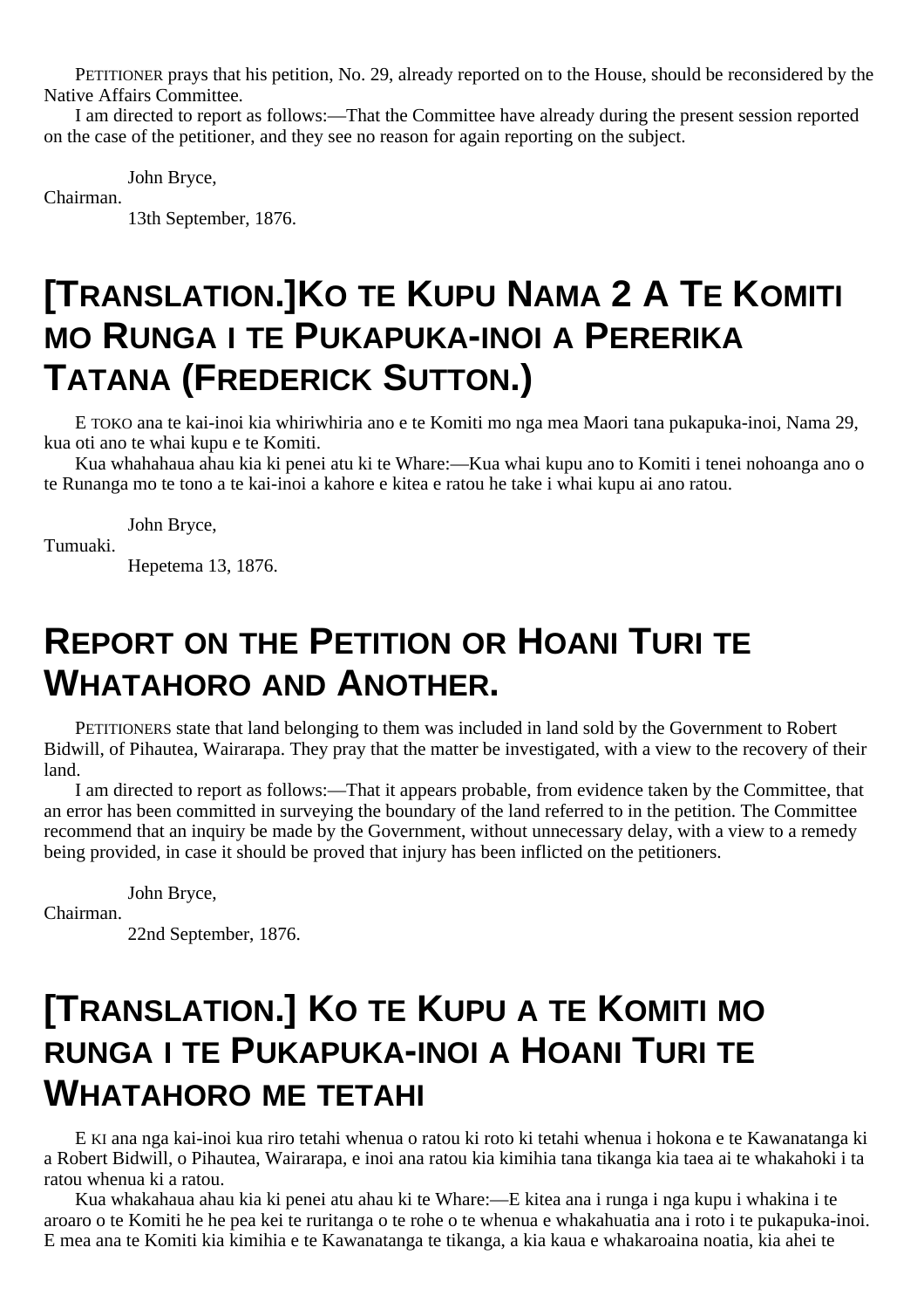PETITIONER prays that his petition, No. 29, already reported on to the House, should be reconsidered by the Native Affairs Committee.

I am directed to report as follows:—That the Committee have already during the present session reported on the case of the petitioner, and they see no reason for again reporting on the subject.

John Bryce,
Chairman.
13th September, 1876.

## [TRANSLATION.]KO TE KUPU NAMA 2 A TE KOMITI MO RUNGA I TE PUKAPUKA-INOI A PERERIKA TATANA (FREDERICK SUTTON.)

E TOKO ana te kai-inoi kia whiriwhiria ano e te Komiti mo nga mea Maori tana pukapuka-inoi, Nama 29, kua oti ano te whai kupu e te Komiti.

Kua whahahaua ahau kia ki penei atu ki te Whare:—Kua whai kupu ano to Komiti i tenei nohoanga ano o te Runanga mo te tono a te kai-inoi a kahore e kitea e ratou he take i whai kupu ai ano ratou.

John Bryce,
Tumuaki.
Hepetema 13, 1876.

## REPORT ON THE PETITION OR HOANI TURI TE WHATAHORO AND ANOTHER.

PETITIONERS state that land belonging to them was included in land sold by the Government to Robert Bidwill, of Pihautea, Wairarapa. They pray that the matter be investigated, with a view to the recovery of their land.

I am directed to report as follows:—That it appears probable, from evidence taken by the Committee, that an error has been committed in surveying the boundary of the land referred to in the petition. The Committee recommend that an inquiry be made by the Government, without unnecessary delay, with a view to a remedy being provided, in case it should be proved that injury has been inflicted on the petitioners.

John Bryce,
Chairman.
22nd September, 1876.

## [TRANSLATION.] KO TE KUPU A TE KOMITI MO RUNGA I TE PUKAPUKA-INOI A HOANI TURI TE WHATAHORO ME TETAHI

E KI ana nga kai-inoi kua riro tetahi whenua o ratou ki roto ki tetahi whenua i hokona e te Kawanatanga ki a Robert Bidwill, o Pihautea, Wairarapa, e inoi ana ratou kia kimihia tana tikanga kia taea ai te whakahoki i ta ratou whenua ki a ratou.

Kua whakahaua ahau kia ki penei atu ahau ki te Whare:—E kitea ana i runga i nga kupu i whakina i te aroaro o te Komiti he he pea kei te ruritanga o te rohe o te whenua e whakahuatia ana i roto i te pukapuka-inoi. E mea ana te Komiti kia kimihia e te Kawanatanga te tikanga, a kia kaua e whakaroaina noatia, kia ahei te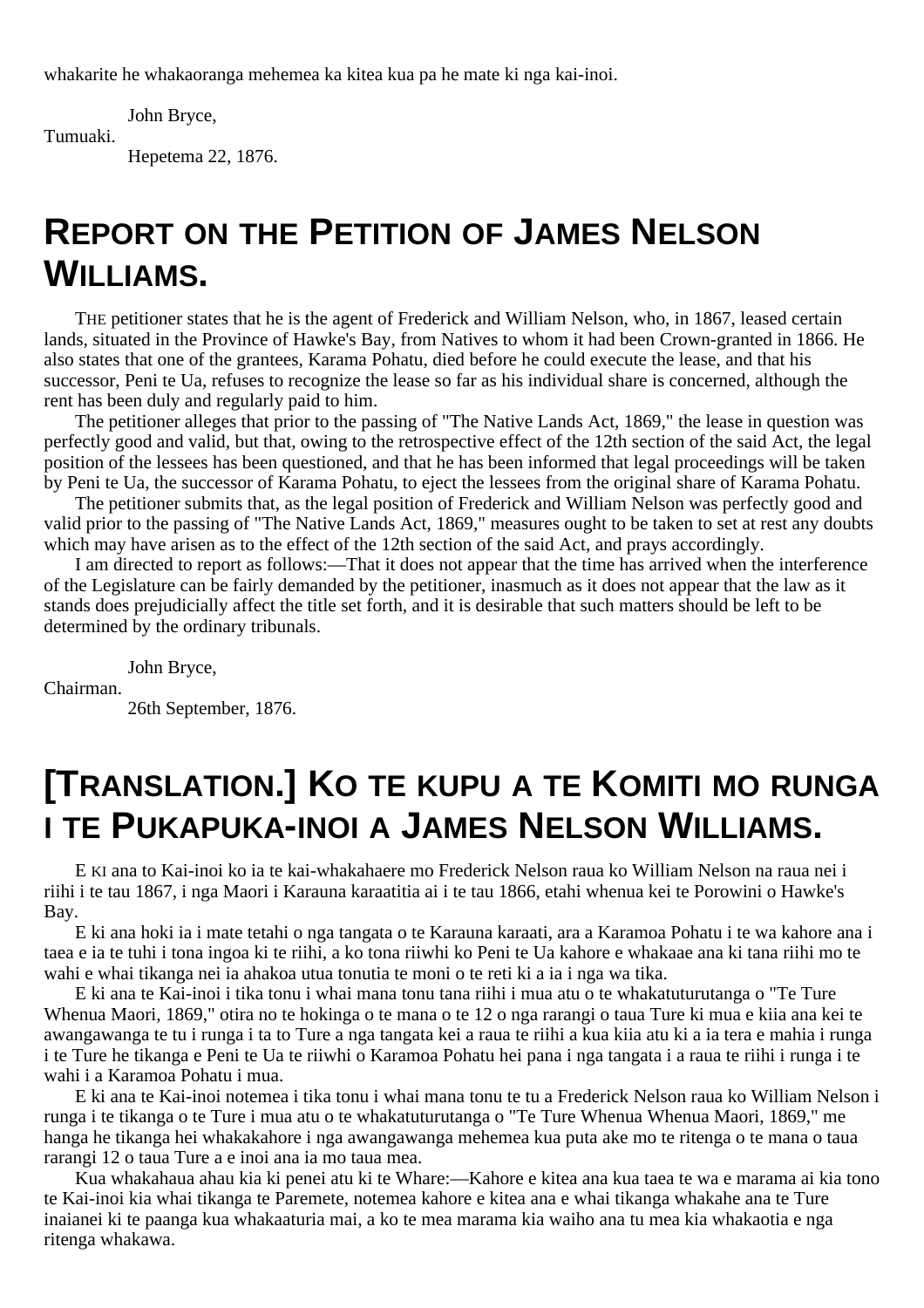whakarite he whakaoranga mehemea ka kitea kua pa he mate ki nga kai-inoi.

John Bryce,
Tumuaki.
Hepetema 22, 1876.

# REPORT ON THE PETITION OF JAMES NELSON WILLIAMS.

THE petitioner states that he is the agent of Frederick and William Nelson, who, in 1867, leased certain lands, situated in the Province of Hawke's Bay, from Natives to whom it had been Crown-granted in 1866. He also states that one of the grantees, Karama Pohatu, died before he could execute the lease, and that his successor, Peni te Ua, refuses to recognize the lease so far as his individual share is concerned, although the rent has been duly and regularly paid to him.

The petitioner alleges that prior to the passing of "The Native Lands Act, 1869," the lease in question was perfectly good and valid, but that, owing to the retrospective effect of the 12th section of the said Act, the legal position of the lessees has been questioned, and that he has been informed that legal proceedings will be taken by Peni te Ua, the successor of Karama Pohatu, to eject the lessees from the original share of Karama Pohatu.

The petitioner submits that, as the legal position of Frederick and William Nelson was perfectly good and valid prior to the passing of "The Native Lands Act, 1869," measures ought to be taken to set at rest any doubts which may have arisen as to the effect of the 12th section of the said Act, and prays accordingly.

I am directed to report as follows:—That it does not appear that the time has arrived when the interference of the Legislature can be fairly demanded by the petitioner, inasmuch as it does not appear that the law as it stands does prejudicially affect the title set forth, and it is desirable that such matters should be left to be determined by the ordinary tribunals.

John Bryce,
Chairman.
26th September, 1876.

# [TRANSLATION.] KO TE KUPU A TE KOMITI MO RUNGA I TE PUKAPUKA-INOI A JAMES NELSON WILLIAMS.

E KI ana to Kai-inoi ko ia te kai-whakahaere mo Frederick Nelson raua ko William Nelson na raua nei i riihi i te tau 1867, i nga Maori i Karauna karaatitia ai i te tau 1866, etahi whenua kei te Porowini o Hawke's Bay.

E ki ana hoki ia i mate tetahi o nga tangata o te Karauna karaati, ara a Karamoa Pohatu i te wa kahore ana i taea e ia te tuhi i tona ingoa ki te riihi, a ko tona riiwhi ko Peni te Ua kahore e whakaae ana ki tana riihi mo te wahi e whai tikanga nei ia ahakoa utua tonutia te moni o te reti ki a ia i nga wa tika.

E ki ana te Kai-inoi i tika tonu i whai mana tonu tana riihi i mua atu o te whakatuturutanga o "Te Ture Whenua Maori, 1869," otira no te hokinga o te mana o te 12 o nga rarangi o taua Ture ki mua e kiia ana kei te awangawanga te tu i runga i ta to Ture a nga tangata kei a raua te riihi a kua kiia atu ki a ia tera e mahia i runga i te Ture he tikanga e Peni te Ua te riiwhi o Karamoa Pohatu hei pana i nga tangata i a raua te riihi i runga i te wahi i a Karamoa Pohatu i mua.

E ki ana te Kai-inoi notemea i tika tonu i whai mana tonu te tu a Frederick Nelson raua ko William Nelson i runga i te tikanga o te Ture i mua atu o te whakatuturutanga o "Te Ture Whenua Whenua Maori, 1869," me hanga he tikanga hei whakakahore i nga awangawanga mehemea kua puta ake mo te ritenga o te mana o taua rarangi 12 o taua Ture a e inoi ana ia mo taua mea.

Kua whakahaua ahau kia ki penei atu ki te Whare:—Kahore e kitea ana kua taea te wa e marama ai kia tono te Kai-inoi kia whai tikanga te Paremete, notemea kahore e kitea ana e whai tikanga whakahe ana te Ture inaianei ki te paanga kua whakaaturia mai, a ko te mea marama kia waiho ana tu mea kia whakaotia e nga ritenga whakawa.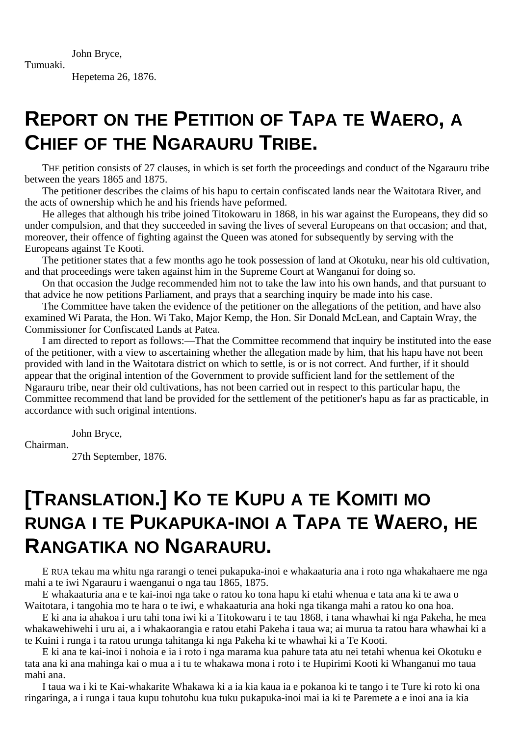John Bryce,

Tumuaki.

Hepetema 26, 1876.

# Report on the Petition of Tapa te Waero, a Chief of the Ngarauru Tribe.

The petition consists of 27 clauses, in which is set forth the proceedings and conduct of the Ngarauru tribe between the years 1865 and 1875.

The petitioner describes the claims of his hapu to certain confiscated lands near the Waitotara River, and the acts of ownership which he and his friends have peformed.

He alleges that although his tribe joined Titokowaru in 1868, in his war against the Europeans, they did so under compulsion, and that they succeeded in saving the lives of several Europeans on that occasion; and that, moreover, their offence of fighting against the Queen was atoned for subsequently by serving with the Europeans against Te Kooti.

The petitioner states that a few months ago he took possession of land at Okotuku, near his old cultivation, and that proceedings were taken against him in the Supreme Court at Wanganui for doing so.

On that occasion the Judge recommended him not to take the law into his own hands, and that pursuant to that advice he now petitions Parliament, and prays that a searching inquiry be made into his case.

The Committee have taken the evidence of the petitioner on the allegations of the petition, and have also examined Wi Parata, the Hon. Wi Tako, Major Kemp, the Hon. Sir Donald McLean, and Captain Wray, the Commissioner for Confiscated Lands at Patea.

I am directed to report as follows:—That the Committee recommend that inquiry be instituted into the ease of the petitioner, with a view to ascertaining whether the allegation made by him, that his hapu have not been provided with land in the Waitotara district on which to settle, is or is not correct. And further, if it should appear that the original intention of the Government to provide sufficient land for the settlement of the Ngarauru tribe, near their old cultivations, has not been carried out in respect to this particular hapu, the Committee recommend that land be provided for the settlement of the petitioner's hapu as far as practicable, in accordance with such original intentions.

John Bryce,

Chairman.

27th September, 1876.

# [Translation.] Ko te Kupu a te Komiti mo runga i te Pukapuka-inoi a Tapa te Waero, he Rangatika no Ngarauru.

E rua tekau ma whitu nga rarangi o tenei pukapuka-inoi e whakaaturia ana i roto nga whakahaere me nga mahi a te iwi Ngarauru i waenganui o nga tau 1865, 1875.

E whakaaturia ana e te kai-inoi nga take o ratou ko tona hapu ki etahi whenua e tata ana ki te awa o Waitotara, i tangohia mo te hara o te iwi, e whakaaturia ana hoki nga tikanga mahi a ratou ko ona hoa.

E ki ana ia ahakoa i uru tahi tona iwi ki a Titokowaru i te tau 1868, i tana whawhai ki nga Pakeha, he mea whakawehiwehi i uru ai, a i whakaorangia e ratou etahi Pakeha i taua wa; ai murua ta ratou hara whawhai ki a te Kuini i runga i ta ratou urunga tahitanga ki nga Pakeha ki te whawhai ki a Te Kooti.

E ki ana te kai-inoi i nohoia e ia i roto i nga marama kua pahure tata atu nei tetahi whenua kei Okotuku e tata ana ki ana mahinga kai o mua a i tu te whakawa mona i roto i te Hupirimi Kooti ki Whanganui mo taua mahi ana.

I taua wa i ki te Kai-whakarite Whakawa ki a ia kia kaua ia e pokanoa ki te tango i te Ture ki roto ki ona ringaringa, a i runga i taua kupu tohutohu kua tuku pukapuka-inoi mai ia ki te Paremete a e inoi ana ia kia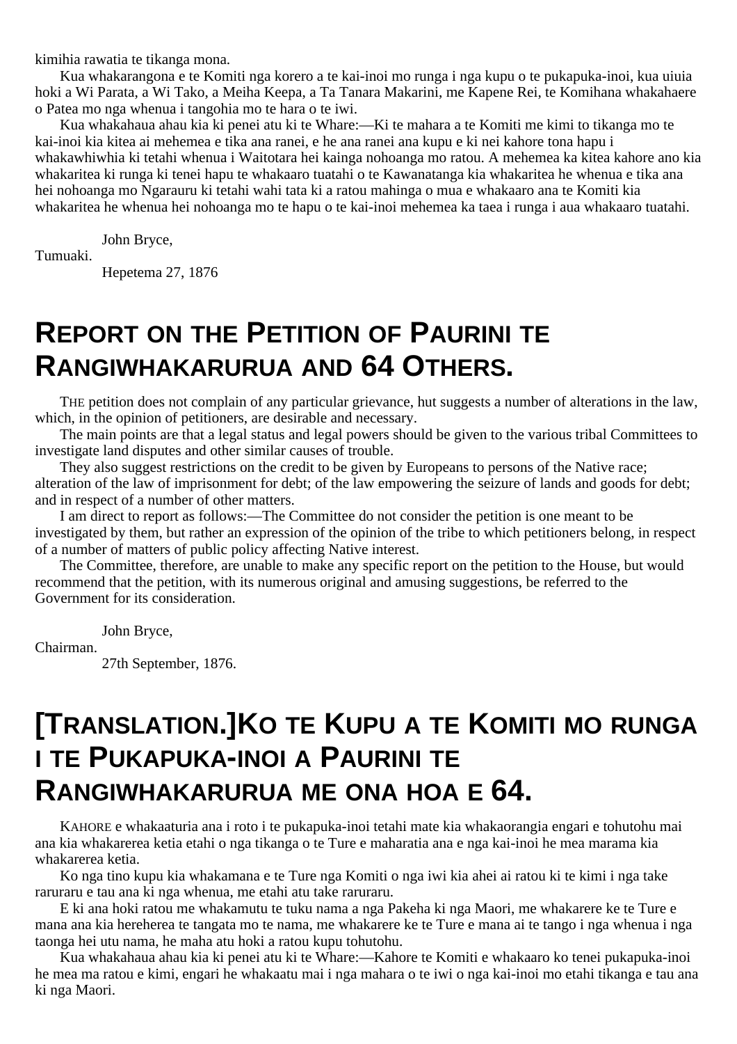kimihia rawatia te tikanga mona.

Kua whakarangona e te Komiti nga korero a te kai-inoi mo runga i nga kupu o te pukapuka-inoi, kua uiuia hoki a Wi Parata, a Wi Tako, a Meiha Keepa, a Ta Tanara Makarini, me Kapene Rei, te Komihana whakahaere o Patea mo nga whenua i tangohia mo te hara o te iwi.

Kua whakahaua ahau kia ki penei atu ki te Whare:—Ki te mahara a te Komiti me kimi to tikanga mo te kai-inoi kia kitea ai mehemea e tika ana ranei, e he ana ranei ana kupu e ki nei kahore tona hapu i whakawhiwhia ki tetahi whenua i Waitotara hei kainga nohoanga mo ratou. A mehemea ka kitea kahore ano kia whakaritea ki runga ki tenei hapu te whakaaro tuatahi o te Kawanatanga kia whakaritea he whenua e tika ana hei nohoanga mo Ngarauru ki tetahi wahi tata ki a ratou mahinga o mua e whakaaro ana te Komiti kia whakaritea he whenua hei nohoanga mo te hapu o te kai-inoi mehemea ka taea i runga i aua whakaaro tuatahi.

John Bryce,
Tumuaki.
Hepetema 27, 1876

# Report on the Petition of Paurini te Rangiwhakarurua and 64 Others.

The petition does not complain of any particular grievance, hut suggests a number of alterations in the law, which, in the opinion of petitioners, are desirable and necessary.

The main points are that a legal status and legal powers should be given to the various tribal Committees to investigate land disputes and other similar causes of trouble.

They also suggest restrictions on the credit to be given by Europeans to persons of the Native race; alteration of the law of imprisonment for debt; of the law empowering the seizure of lands and goods for debt; and in respect of a number of other matters.

I am direct to report as follows:—The Committee do not consider the petition is one meant to be investigated by them, but rather an expression of the opinion of the tribe to which petitioners belong, in respect of a number of matters of public policy affecting Native interest.

The Committee, therefore, are unable to make any specific report on the petition to the House, but would recommend that the petition, with its numerous original and amusing suggestions, be referred to the Government for its consideration.

John Bryce,
Chairman.
27th September, 1876.

# [Translation.]Ko te Kupu a te Komiti mo runga i te Pukapuka-inoi a Paurini te Rangiwhakarurua me ona hoa e 64.

Kahore e whakaaturia ana i roto i te pukapuka-inoi tetahi mate kia whakaorangia engari e tohutohu mai ana kia whakarerea ketia etahi o nga tikanga o te Ture e maharatia ana e nga kai-inoi he mea marama kia whakarerea ketia.

Ko nga tino kupu kia whakamana e te Ture nga Komiti o nga iwi kia ahei ai ratou ki te kimi i nga take raruraru e tau ana ki nga whenua, me etahi atu take raruraru.

E ki ana hoki ratou me whakamutu te tuku nama a nga Pakeha ki nga Maori, me whakarere ke te Ture e mana ana kia hereherea te tangata mo te nama, me whakarere ke te Ture e mana ai te tango i nga whenua i nga taonga hei utu nama, he maha atu hoki a ratou kupu tohutohu.

Kua whakahaua ahau kia ki penei atu ki te Whare:—Kahore te Komiti e whakaaro ko tenei pukapuka-inoi he mea ma ratou e kimi, engari he whakaatu mai i nga mahara o te iwi o nga kai-inoi mo etahi tikanga e tau ana ki nga Maori.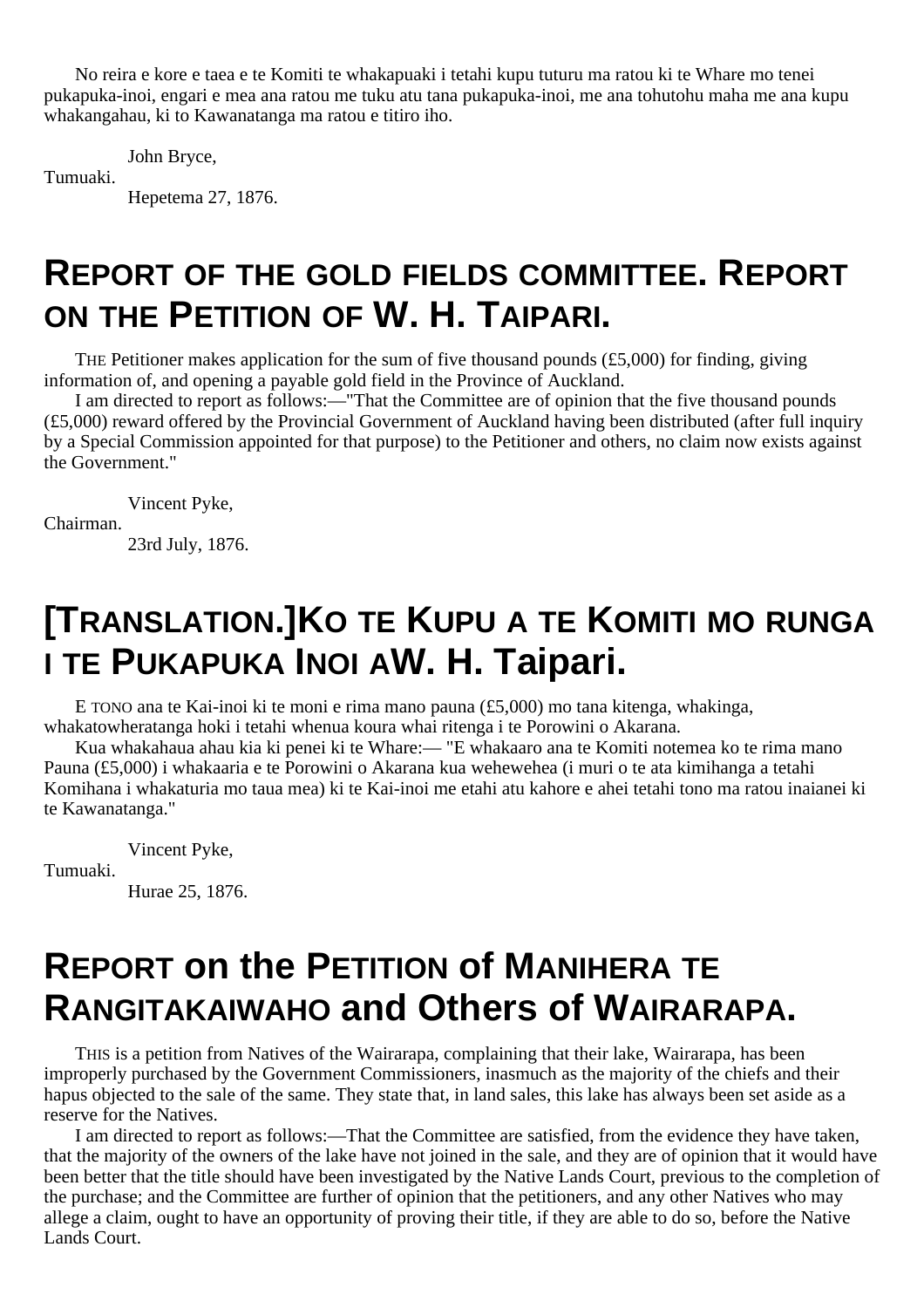No reira e kore e taea e te Komiti te whakapuaki i tetahi kupu tuturu ma ratou ki te Whare mo tenei pukapuka-inoi, engari e mea ana ratou me tuku atu tana pukapuka-inoi, me ana tohutohu maha me ana kupu whakangahau, ki to Kawanatanga ma ratou e titiro iho.

John Bryce,
Tumuaki.
Hepetema 27, 1876.

# REPORT OF THE GOLD FIELDS COMMITTEE. REPORT ON THE PETITION OF W. H. TAIPARI.

THE Petitioner makes application for the sum of five thousand pounds (£5,000) for finding, giving information of, and opening a payable gold field in the Province of Auckland.

I am directed to report as follows:—"That the Committee are of opinion that the five thousand pounds (£5,000) reward offered by the Provincial Government of Auckland having been distributed (after full inquiry by a Special Commission appointed for that purpose) to the Petitioner and others, no claim now exists against the Government."

Vincent Pyke,
Chairman.
23rd July, 1876.

# [TRANSLATION.]KO TE KUPU A TE KOMITI MO RUNGA I TE PUKAPUKA INOI AW. H. Taipari.

E TONO ana te Kai-inoi ki te moni e rima mano pauna (£5,000) mo tana kitenga, whakinga, whakatowheratanga hoki i tetahi whenua koura whai ritenga i te Porowini o Akarana.

Kua whakahaua ahau kia ki penei ki te Whare:— "E whakaaro ana te Komiti notemea ko te rima mano Pauna (£5,000) i whakaaria e te Porowini o Akarana kua wehewehea (i muri o te ata kimihanga a tetahi Komihana i whakaturia mo taua mea) ki te Kai-inoi me etahi atu kahore e ahei tetahi tono ma ratou inaianei ki te Kawanatanga."

Vincent Pyke,
Tumuaki.
Hurae 25, 1876.

# REPORT on the PETITION of MANIHERA TE RANGITAKAIWAHO and Others of WAIRARAPA.

THIS is a petition from Natives of the Wairarapa, complaining that their lake, Wairarapa, has been improperly purchased by the Government Commissioners, inasmuch as the majority of the chiefs and their hapus objected to the sale of the same. They state that, in land sales, this lake has always been set aside as a reserve for the Natives.

I am directed to report as follows:—That the Committee are satisfied, from the evidence they have taken, that the majority of the owners of the lake have not joined in the sale, and they are of opinion that it would have been better that the title should have been investigated by the Native Lands Court, previous to the completion of the purchase; and the Committee are further of opinion that the petitioners, and any other Natives who may allege a claim, ought to have an opportunity of proving their title, if they are able to do so, before the Native Lands Court.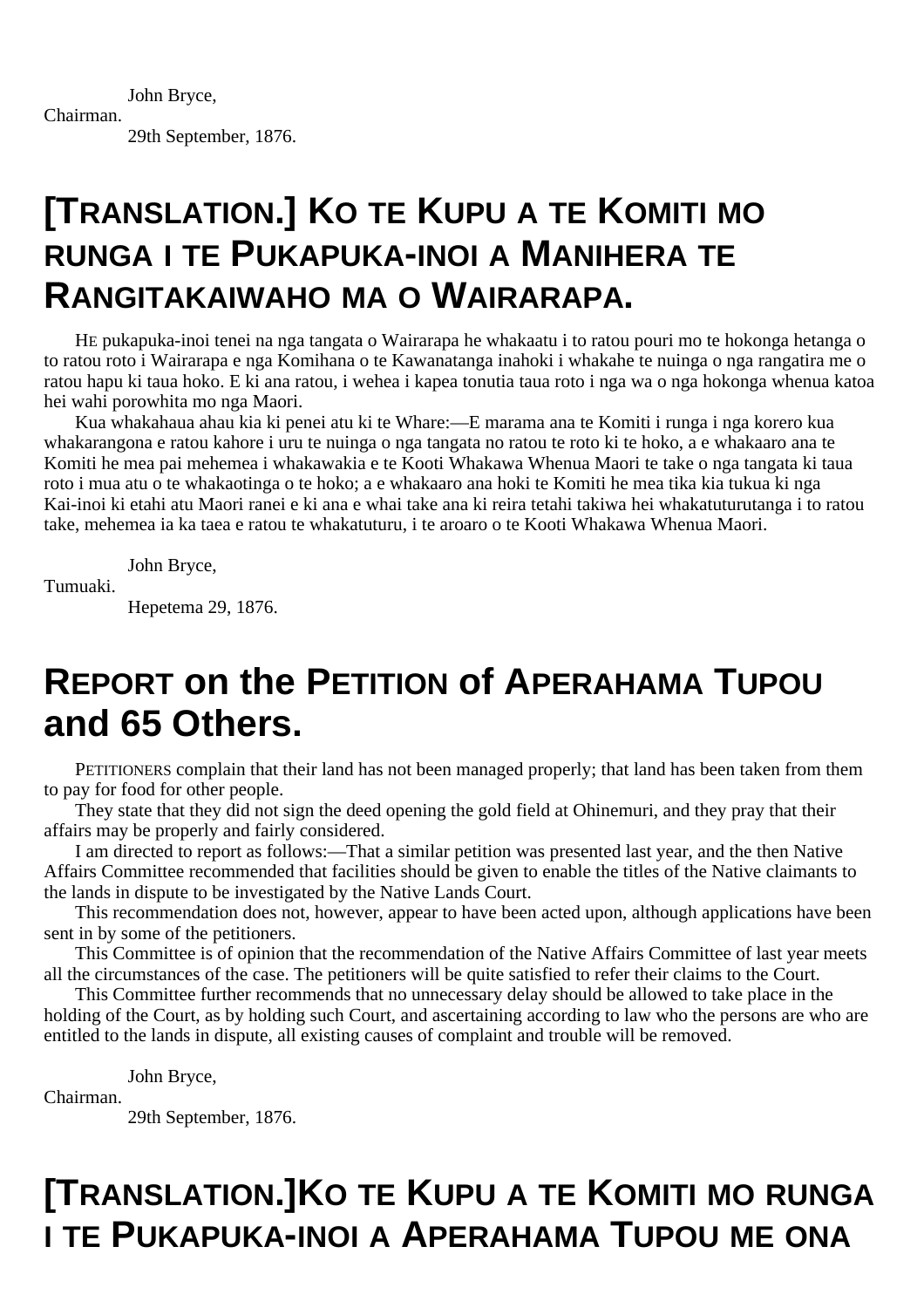John Bryce,
Chairman.
29th September, 1876.

## [Translation.] Ko te Kupu a te Komiti mo runga i te Pukapuka-inoi a Manihera te Rangitakaiwaho ma o Wairarapa.

He pukapuka-inoi tenei na nga tangata o Wairarapa he whakaatu i to ratou pouri mo te hokonga hetanga o to ratou roto i Wairarapa e nga Komihana o te Kawanatanga inahoki i whakahe te nuinga o nga rangatira me o ratou hapu ki taua hoko. E ki ana ratou, i wehea i kapea tonutia taua roto i nga wa o nga hokonga whenua katoa hei wahi porowhita mo nga Maori.

Kua whakahaua ahau kia ki penei atu ki te Whare:—E marama ana te Komiti i runga i nga korero kua whakarangona e ratou kahore i uru te nuinga o nga tangata no ratou te roto ki te hoko, a e whakaaro ana te Komiti he mea pai mehemea i whakawakia e te Kooti Whakawa Whenua Maori te take o nga tangata ki taua roto i mua atu o te whakaotinga o te hoko; a e whakaaro ana hoki te Komiti he mea tika kia tukua ki nga Kai-inoi ki etahi atu Maori ranei e ki ana e whai take ana ki reira tetahi takiwa hei whakatuturutanga i to ratou take, mehemea ia ka taea e ratou te whakatuturu, i te aroaro o te Kooti Whakawa Whenua Maori.

John Bryce,
Tumuaki.
Hepetema 29, 1876.

## Report on the Petition of Aperahama Tupou and 65 Others.

Petitioners complain that their land has not been managed properly; that land has been taken from them to pay for food for other people.

They state that they did not sign the deed opening the gold field at Ohinemuri, and they pray that their affairs may be properly and fairly considered.

I am directed to report as follows:—That a similar petition was presented last year, and the then Native Affairs Committee recommended that facilities should be given to enable the titles of the Native claimants to the lands in dispute to be investigated by the Native Lands Court.

This recommendation does not, however, appear to have been acted upon, although applications have been sent in by some of the petitioners.

This Committee is of opinion that the recommendation of the Native Affairs Committee of last year meets all the circumstances of the case. The petitioners will be quite satisfied to refer their claims to the Court.

This Committee further recommends that no unnecessary delay should be allowed to take place in the holding of the Court, as by holding such Court, and ascertaining according to law who the persons are who are entitled to the lands in dispute, all existing causes of complaint and trouble will be removed.

John Bryce,
Chairman.
29th September, 1876.

## [Translation.]Ko te Kupu a te Komiti mo runga i te Pukapuka-inoi a Aperahama Tupou me ona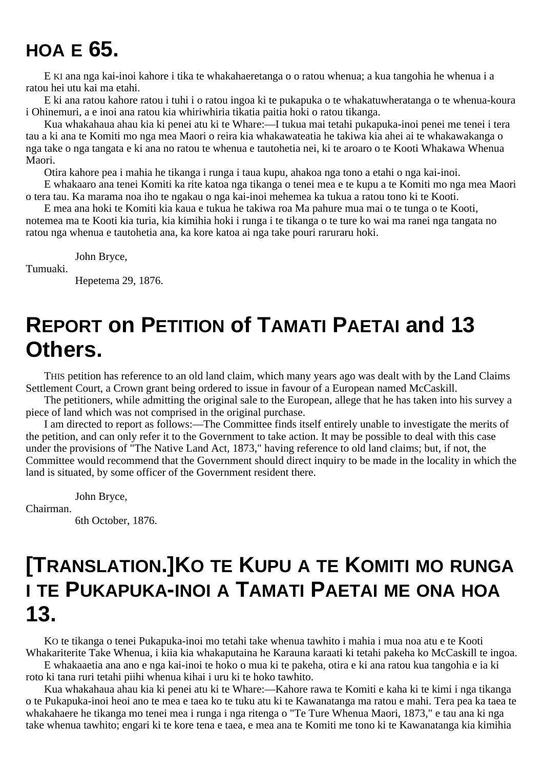## HOA E 65.

E KI ana nga kai-inoi kahore i tika te whakahaeretanga o o ratou whenua; a kua tangohia he whenua i a ratou hei utu kai ma etahi.

E ki ana ratou kahore ratou i tuhi i o ratou ingoa ki te pukapuka o te whakatuwheratanga o te whenua-koura i Ohinemuri, a e inoi ana ratou kia whiriwhiria tikatia paitia hoki o ratou tikanga.

Kua whakahaua ahau kia ki penei atu ki te Whare:—I tukua mai tetahi pukapuka-inoi penei me tenei i tera tau a ki ana te Komiti mo nga mea Maori o reira kia whakawateatia he takiwa kia ahei ai te whakawakanga o nga take o nga tangata e ki ana no ratou te whenua e tautohetia nei, ki te aroaro o te Kooti Whakawa Whenua Maori.

Otira kahore pea i mahia he tikanga i runga i taua kupu, ahakoa nga tono a etahi o nga kai-inoi.

E whakaaro ana tenei Komiti ka rite katoa nga tikanga o tenei mea e te kupu a te Komiti mo nga mea Maori o tera tau. Ka marama noa iho te ngakau o nga kai-inoi mehemea ka tukua a ratou tono ki te Kooti.

E mea ana hoki te Komiti kia kaua e tukua he takiwa roa Ma pahure mua mai o te tunga o te Kooti, notemea ma te Kooti kia turia, kia kimihia hoki i runga i te tikanga o te ture ko wai ma ranei nga tangata no ratou nga whenua e tautohetia ana, ka kore katoa ai nga take pouri raruraru hoki.

John Bryce,
Tumuaki.
Hepetema 29, 1876.

## REPORT on PETITION of TAMATI PAETAI and 13 Others.

THIS petition has reference to an old land claim, which many years ago was dealt with by the Land Claims Settlement Court, a Crown grant being ordered to issue in favour of a European named McCaskill.

The petitioners, while admitting the original sale to the European, allege that he has taken into his survey a piece of land which was not comprised in the original purchase.

I am directed to report as follows:—The Committee finds itself entirely unable to investigate the merits of the petition, and can only refer it to the Government to take action. It may be possible to deal with this case under the provisions of "The Native Land Act, 1873," having reference to old land claims; but, if not, the Committee would recommend that the Government should direct inquiry to be made in the locality in which the land is situated, by some officer of the Government resident there.

John Bryce,
Chairman.
6th October, 1876.

## [TRANSLATION.]KO TE KUPU A TE KOMITI MO RUNGA I TE PUKAPUKA-INOI A TAMATI PAETAI ME ONA HOA 13.

KO te tikanga o tenei Pukapuka-inoi mo tetahi take whenua tawhito i mahia i mua noa atu e te Kooti Whakariterite Take Whenua, i kiia kia whakaputaina he Karauna karaati ki tetahi pakeha ko McCaskill te ingoa.

E whakaaetia ana ano e nga kai-inoi te hoko o mua ki te pakeha, otira e ki ana ratou kua tangohia e ia ki roto ki tana ruri tetahi piihi whenua kihai i uru ki te hoko tawhito.

Kua whakahaua ahau kia ki penei atu ki te Whare:—Kahore rawa te Komiti e kaha ki te kimi i nga tikanga o te Pukapuka-inoi heoi ano te mea e taea ko te tuku atu ki te Kawanatanga ma ratou e mahi. Tera pea ka taea te whakahaere he tikanga mo tenei mea i runga i nga ritenga o "Te Ture Whenua Maori, 1873," e tau ana ki nga take whenua tawhito; engari ki te kore tena e taea, e mea ana te Komiti me tono ki te Kawanatanga kia kimihia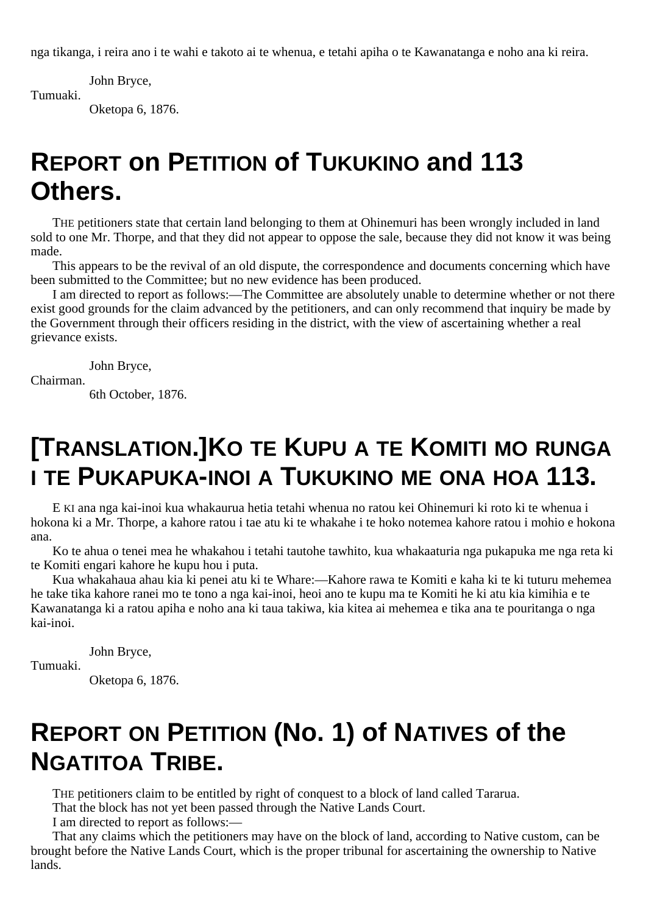nga tikanga, i reira ano i te wahi e takoto ai te whenua, e tetahi apiha o te Kawanatanga e noho ana ki reira.

John Bryce,
Tumuaki.
Oketopa 6, 1876.

# REPORT on PETITION of TUKUKINO and 113 Others.

THE petitioners state that certain land belonging to them at Ohinemuri has been wrongly included in land sold to one Mr. Thorpe, and that they did not appear to oppose the sale, because they did not know it was being made.

This appears to be the revival of an old dispute, the correspondence and documents concerning which have been submitted to the Committee; but no new evidence has been produced.

I am directed to report as follows:—The Committee are absolutely unable to determine whether or not there exist good grounds for the claim advanced by the petitioners, and can only recommend that inquiry be made by the Government through their officers residing in the district, with the view of ascertaining whether a real grievance exists.

John Bryce,
Chairman.
6th October, 1876.

# [TRANSLATION.]KO TE KUPU A TE KOMITI MO RUNGA I TE PUKAPUKA-INOI A TUKUKINO ME ONA HOA 113.

E KI ana nga kai-inoi kua whakaurua hetia tetahi whenua no ratou kei Ohinemuri ki roto ki te whenua i hokona ki a Mr. Thorpe, a kahore ratou i tae atu ki te whakahe i te hoko notemea kahore ratou i mohio e hokona ana.

Ko te ahua o tenei mea he whakahou i tetahi tautohe tawhito, kua whakaaturia nga pukapuka me nga reta ki te Komiti engari kahore he kupu hou i puta.

Kua whakahaua ahau kia ki penei atu ki te Whare:—Kahore rawa te Komiti e kaha ki te ki tuturu mehemea he take tika kahore ranei mo te tono a nga kai-inoi, heoi ano te kupu ma te Komiti he ki atu kia kimihia e te Kawanatanga ki a ratou apiha e noho ana ki taua takiwa, kia kitea ai mehemea e tika ana te pouritanga o nga kai-inoi.

John Bryce,
Tumuaki.
Oketopa 6, 1876.

# REPORT ON PETITION (No. 1) of NATIVES of the NGATITOA TRIBE.

THE petitioners claim to be entitled by right of conquest to a block of land called Tararua.

That the block has not yet been passed through the Native Lands Court.

I am directed to report as follows:—

That any claims which the petitioners may have on the block of land, according to Native custom, can be brought before the Native Lands Court, which is the proper tribunal for ascertaining the ownership to Native lands.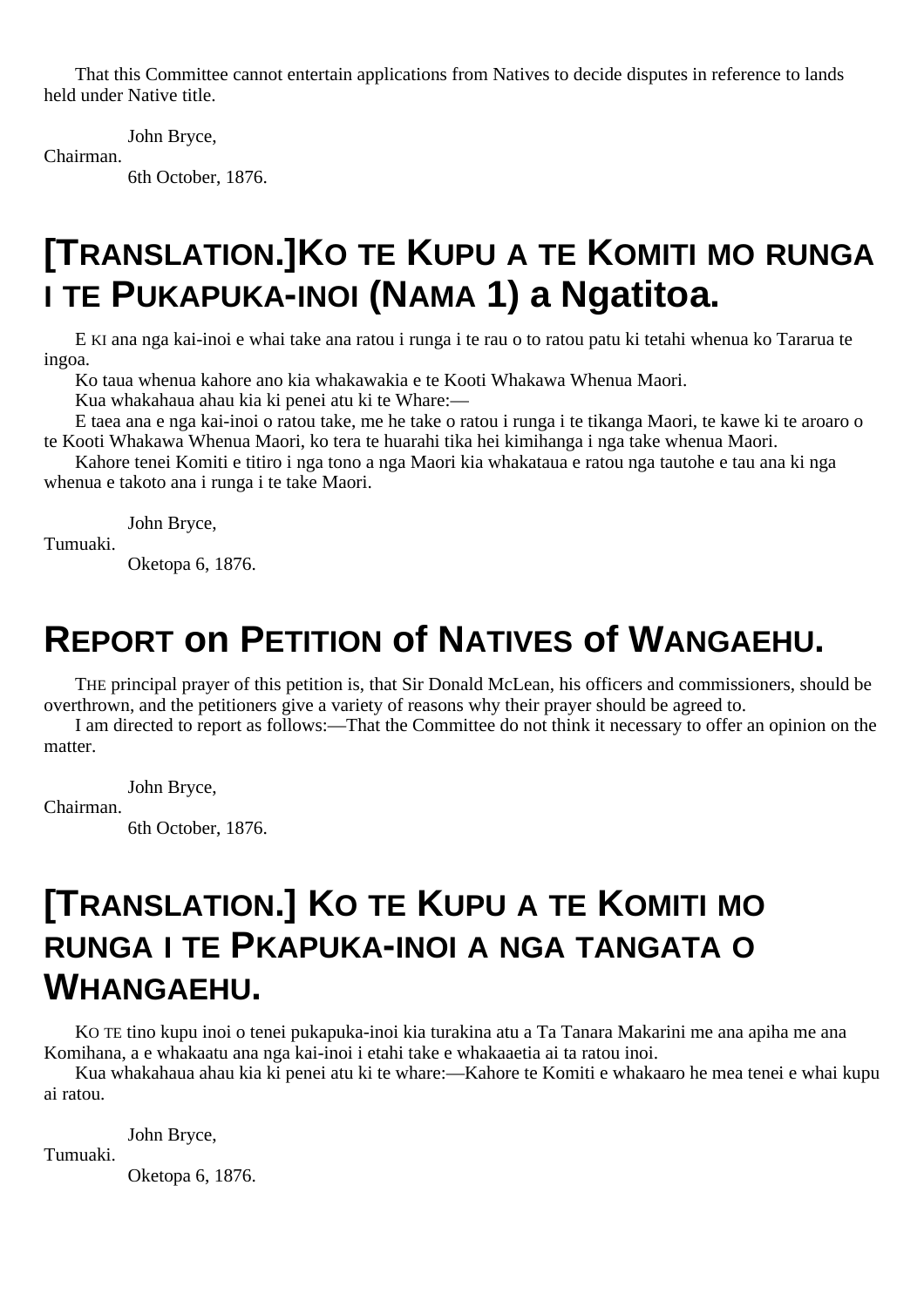That this Committee cannot entertain applications from Natives to decide disputes in reference to lands held under Native title.

John Bryce,
Chairman.
6th October, 1876.

## [TRANSLATION.]KO TE KUPU A TE KOMITI MO RUNGA I TE PUKAPUKA-INOI (NAMA 1) a Ngatitoa.

E KI ana nga kai-inoi e whai take ana ratou i runga i te rau o to ratou patu ki tetahi whenua ko Tararua te ingoa.

Ko taua whenua kahore ano kia whakawakia e te Kooti Whakawa Whenua Maori.

Kua whakahaua ahau kia ki penei atu ki te Whare:—

E taea ana e nga kai-inoi o ratou take, me he take o ratou i runga i te tikanga Maori, te kawe ki te aroaro o te Kooti Whakawa Whenua Maori, ko tera te huarahi tika hei kimihanga i nga take whenua Maori.

Kahore tenei Komiti e titiro i nga tono a nga Maori kia whakataua e ratou nga tautohe e tau ana ki nga whenua e takoto ana i runga i te take Maori.

John Bryce,
Tumuaki.
Oketopa 6, 1876.

## REPORT on PETITION of NATIVES of WANGAEHU.

THE principal prayer of this petition is, that Sir Donald McLean, his officers and commissioners, should be overthrown, and the petitioners give a variety of reasons why their prayer should be agreed to.

I am directed to report as follows:—That the Committee do not think it necessary to offer an opinion on the matter.

John Bryce,
Chairman.
6th October, 1876.

## [TRANSLATION.] KO TE KUPU A TE KOMITI MO RUNGA I TE PKAPUKA-INOI A NGA TANGATA O WHANGAEHU.

KO TE tino kupu inoi o tenei pukapuka-inoi kia turakina atu a Ta Tanara Makarini me ana apiha me ana Komihana, a e whakaatu ana nga kai-inoi i etahi take e whakaaetia ai ta ratou inoi.

Kua whakahaua ahau kia ki penei atu ki te whare:—Kahore te Komiti e whakaaro he mea tenei e whai kupu ai ratou.

John Bryce,
Tumuaki.
Oketopa 6, 1876.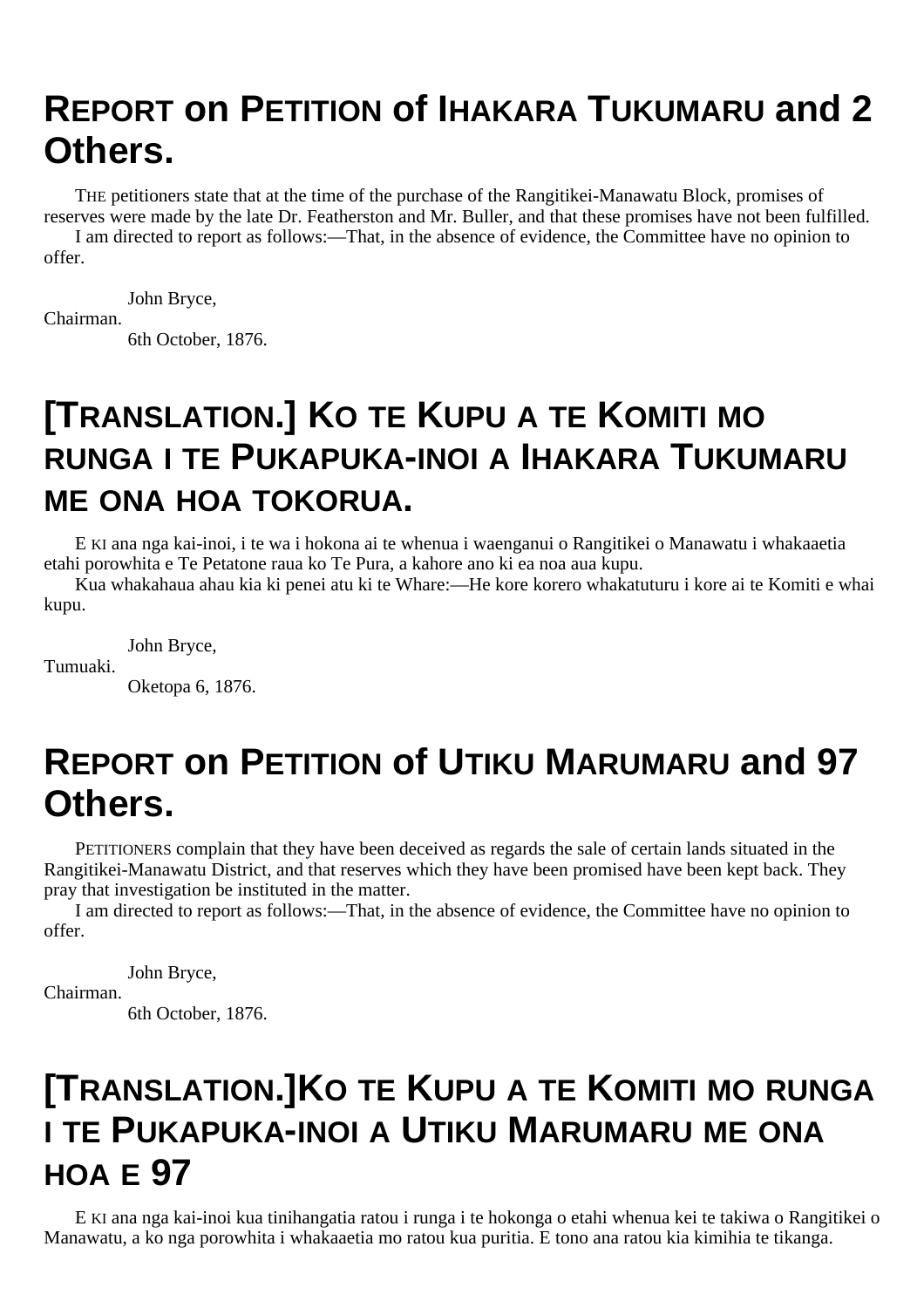# Report on Petition of Ihakara Tukumaru and 2 Others.

The petitioners state that at the time of the purchase of the Rangitikei-Manawatu Block, promises of reserves were made by the late Dr. Featherston and Mr. Buller, and that these promises have not been fulfilled.

I am directed to report as follows:—That, in the absence of evidence, the Committee have no opinion to offer.

John Bryce,
Chairman.
6th October, 1876.

# [Translation.] Ko te Kupu a te Komiti mo runga i te Pukapuka-inoi a Ihakara Tukumaru me ona hoa tokorua.

E ki ana nga kai-inoi, i te wa i hokona ai te whenua i waenganui o Rangitikei o Manawatu i whakaaetia etahi porowhita e Te Petatone raua ko Te Pura, a kahore ano ki ea noa aua kupu.

Kua whakahaua ahau kia ki penei atu ki te Whare:—He kore korero whakatuturu i kore ai te Komiti e whai kupu.

John Bryce,
Tumuaki.
Oketopa 6, 1876.

# Report on Petition of Utiku Marumaru and 97 Others.

Petitioners complain that they have been deceived as regards the sale of certain lands situated in the Rangitikei-Manawatu District, and that reserves which they have been promised have been kept back. They pray that investigation be instituted in the matter.

I am directed to report as follows:—That, in the absence of evidence, the Committee have no opinion to offer.

John Bryce,
Chairman.
6th October, 1876.

# [Translation.]Ko te Kupu a te Komiti mo runga i te Pukapuka-inoi a Utiku Marumaru me ona hoa e 97

E ki ana nga kai-inoi kua tinihangatia ratou i runga i te hokonga o etahi whenua kei te takiwa o Rangitikei o Manawatu, a ko nga porowhita i whakaaetia mo ratou kua puritia. E tono ana ratou kia kimihia te tikanga.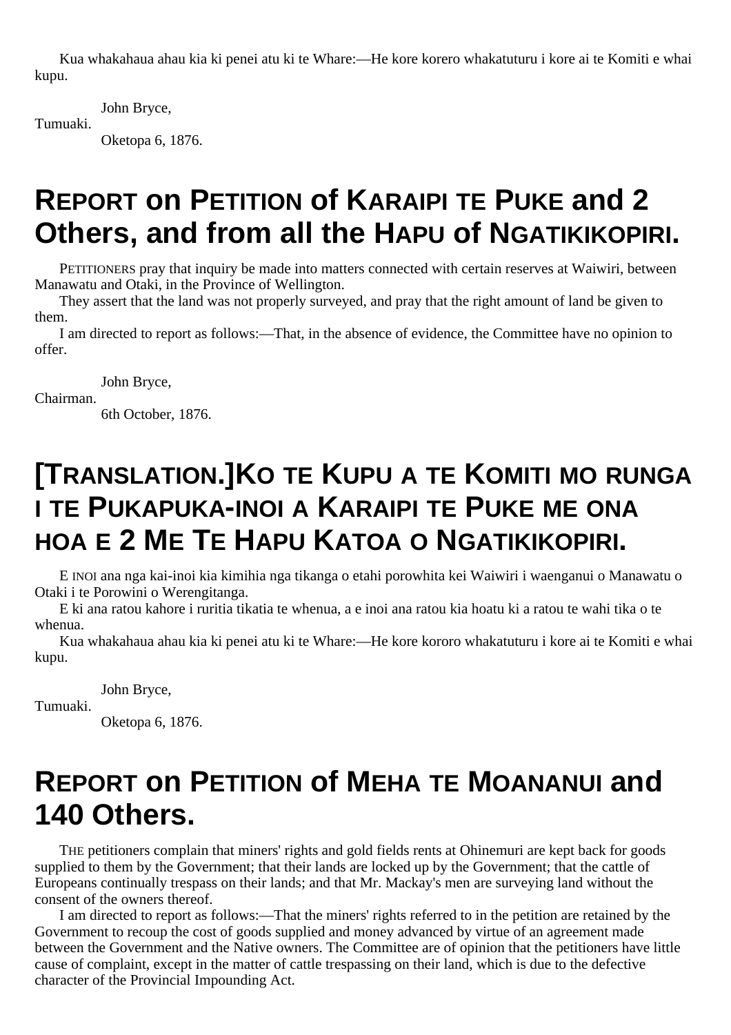Kua whakahaua ahau kia ki penei atu ki te Whare:—He kore korero whakatuturu i kore ai te Komiti e whai kupu.

John Bryce,
Tumuaki.
Oketopa 6, 1876.

## REPORT on PETITION of KARAIPI TE PUKE and 2 Others, and from all the HAPU of NGATIKIKOPIRI.

PETITIONERS pray that inquiry be made into matters connected with certain reserves at Waiwiri, between Manawatu and Otaki, in the Province of Wellington.

They assert that the land was not properly surveyed, and pray that the right amount of land be given to them.

I am directed to report as follows:—That, in the absence of evidence, the Committee have no opinion to offer.

John Bryce,
Chairman.
6th October, 1876.

## [TRANSLATION.]KO TE KUPU A TE KOMITI MO RUNGA I TE PUKAPUKA-INOI A KARAIPI TE PUKE ME ONA HOA E 2 ME TE HAPU KATOA O NGATIKIKOPIRI.

E INOI ana nga kai-inoi kia kimihia nga tikanga o etahi porowhita kei Waiwiri i waenganui o Manawatu o Otaki i te Porowini o Werengitanga.

E ki ana ratou kahore i ruritia tikatia te whenua, a e inoi ana ratou kia hoatu ki a ratou te wahi tika o te whenua.

Kua whakahaua ahau kia ki penei atu ki te Whare:—He kore kororo whakatuturu i kore ai te Komiti e whai kupu.

John Bryce,
Tumuaki.
Oketopa 6, 1876.

## REPORT on PETITION of MEHA TE MOANANUI and 140 Others.

THE petitioners complain that miners' rights and gold fields rents at Ohinemuri are kept back for goods supplied to them by the Government; that their lands are locked up by the Government; that the cattle of Europeans continually trespass on their lands; and that Mr. Mackay's men are surveying land without the consent of the owners thereof.

I am directed to report as follows:—That the miners' rights referred to in the petition are retained by the Government to recoup the cost of goods supplied and money advanced by virtue of an agreement made between the Government and the Native owners. The Committee are of opinion that the petitioners have little cause of complaint, except in the matter of cattle trespassing on their land, which is due to the defective character of the Provincial Impounding Act.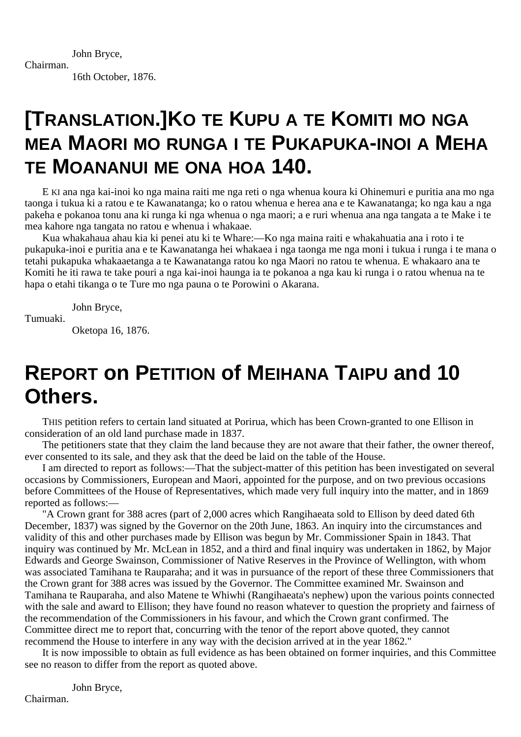John Bryce,

Chairman.

16th October, 1876.

## [Translation.]Ko te Kupu a te Komiti mo nga mea Maori mo runga i te Pukapuka-inoi a Meha te Moananui me ona hoa 140.

E ki ana nga kai-inoi ko nga maina raiti me nga reti o nga whenua koura ki Ohinemuri e puritia ana mo nga taonga i tukua ki a ratou e te Kawanatanga; ko o ratou whenua e herea ana e te Kawanatanga; ko nga kau a nga pakeha e pokanoa tonu ana ki runga ki nga whenua o nga maori; a e ruri whenua ana nga tangata a te Make i te mea kahore nga tangata no ratou e whenua i whakaae.

Kua whakahaua ahau kia ki penei atu ki te Whare:—Ko nga maina raiti e whakahuatia ana i roto i te pukapuka-inoi e puritia ana e te Kawanatanga hei whakaea i nga taonga me nga moni i tukua i runga i te mana o tetahi pukapuka whakaaetanga a te Kawanatanga ratou ko nga Maori no ratou te whenua. E whakaaro ana te Komiti he iti rawa te take pouri a nga kai-inoi haunga ia te pokanoa a nga kau ki runga i o ratou whenua na te hapa o etahi tikanga o te Ture mo nga pauna o te Porowini o Akarana.

John Bryce,

Tumuaki.

Oketopa 16, 1876.

## Report on Petition of Meihana Taipu and 10 Others.

This petition refers to certain land situated at Porirua, which has been Crown-granted to one Ellison in consideration of an old land purchase made in 1837.

The petitioners state that they claim the land because they are not aware that their father, the owner thereof, ever consented to its sale, and they ask that the deed be laid on the table of the House.

I am directed to report as follows:—That the subject-matter of this petition has been investigated on several occasions by Commissioners, European and Maori, appointed for the purpose, and on two previous occasions before Committees of the House of Representatives, which made very full inquiry into the matter, and in 1869 reported as follows:—

"A Crown grant for 388 acres (part of 2,000 acres which Rangihaeata sold to Ellison by deed dated 6th December, 1837) was signed by the Governor on the 20th June, 1863. An inquiry into the circumstances and validity of this and other purchases made by Ellison was begun by Mr. Commissioner Spain in 1843. That inquiry was continued by Mr. McLean in 1852, and a third and final inquiry was undertaken in 1862, by Major Edwards and George Swainson, Commissioner of Native Reserves in the Province of Wellington, with whom was associated Tamihana te Rauparaha; and it was in pursuance of the report of these three Commissioners that the Crown grant for 388 acres was issued by the Governor. The Committee examined Mr. Swainson and Tamihana te Rauparaha, and also Matene te Whiwhi (Rangihaeata's nephew) upon the various points connected with the sale and award to Ellison; they have found no reason whatever to question the propriety and fairness of the recommendation of the Commissioners in his favour, and which the Crown grant confirmed. The Committee direct me to report that, concurring with the tenor of the report above quoted, they cannot recommend the House to interfere in any way with the decision arrived at in the year 1862."

It is now impossible to obtain as full evidence as has been obtained on former inquiries, and this Committee see no reason to differ from the report as quoted above.

John Bryce,

Chairman.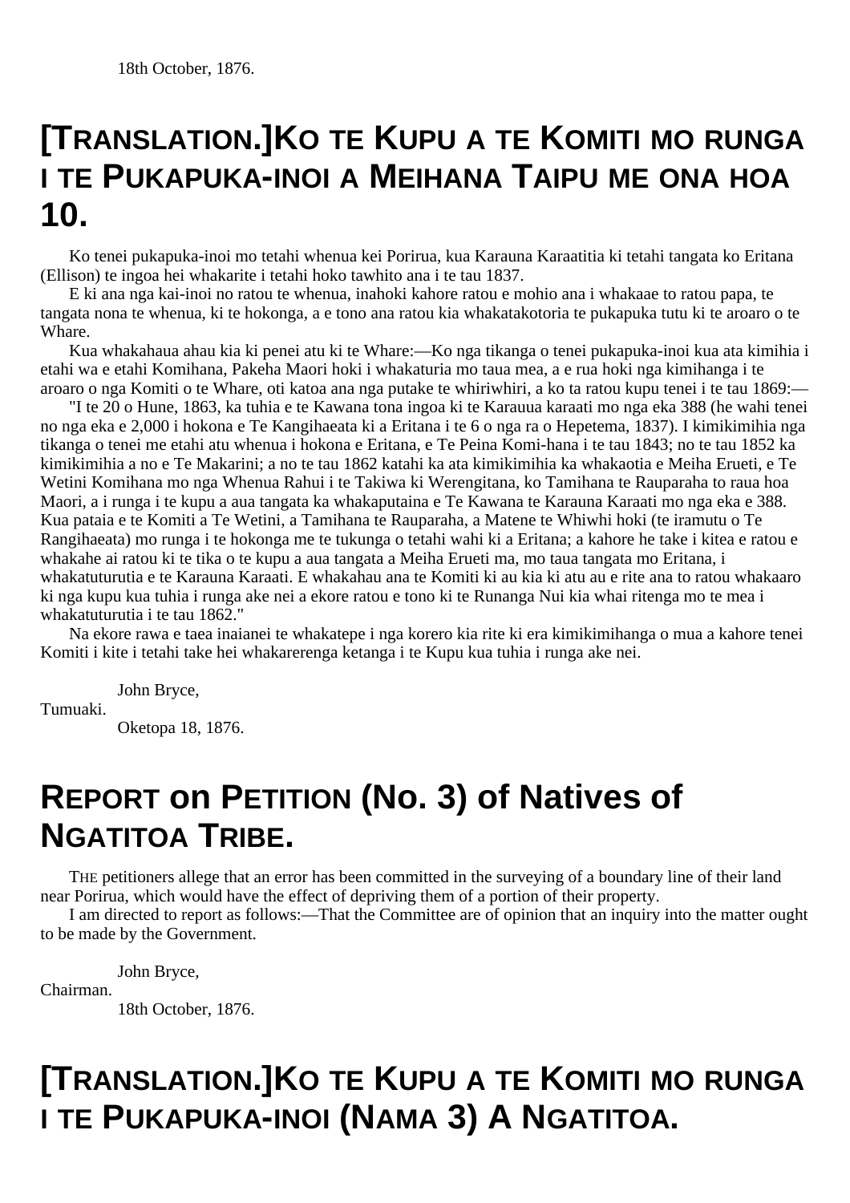18th October, 1876.

# [Translation.]Ko te Kupu a te Komiti mo runga i te Pukapuka-inoi a Meihana Taipu me ona hoa 10.

Ko tenei pukapuka-inoi mo tetahi whenua kei Porirua, kua Karauna Karaatitia ki tetahi tangata ko Eritana (Ellison) te ingoa hei whakarite i tetahi hoko tawhito ana i te tau 1837.

E ki ana nga kai-inoi no ratou te whenua, inahoki kahore ratou e mohio ana i whakaae to ratou papa, te tangata nona te whenua, ki te hokonga, a e tono ana ratou kia whakatakotoria te pukapuka tutu ki te aroaro o te Whare.

Kua whakahaua ahau kia ki penei atu ki te Whare:—Ko nga tikanga o tenei pukapuka-inoi kua ata kimihia i etahi wa e etahi Komihana, Pakeha Maori hoki i whakaturia mo taua mea, a e rua hoki nga kimihanga i te aroaro o nga Komiti o te Whare, oti katoa ana nga putake te whiriwhiri, a ko ta ratou kupu tenei i te tau 1869:—

"I te 20 o Hune, 1863, ka tuhia e te Kawana tona ingoa ki te Karauua karaati mo nga eka 388 (he wahi tenei no nga eka e 2,000 i hokona e Te Kangihaeata ki a Eritana i te 6 o nga ra o Hepetema, 1837). I kimikimihia nga tikanga o tenei me etahi atu whenua i hokona e Eritana, e Te Peina Komi-hana i te tau 1843; no te tau 1852 ka kimikimihia a no e Te Makarini; a no te tau 1862 katahi ka ata kimikimihia ka whakaotia e Meiha Erueti, e Te Wetini Komihana mo nga Whenua Rahui i te Takiwa ki Werengitana, ko Tamihana te Rauparaha to raua hoa Maori, a i runga i te kupu a aua tangata ka whakaputaina e Te Kawana te Karauna Karaati mo nga eka e 388. Kua pataia e te Komiti a Te Wetini, a Tamihana te Rauparaha, a Matene te Whiwhi hoki (te iramutu o Te Rangihaeata) mo runga i te hokonga me te tukunga o tetahi wahi ki a Eritana; a kahore he take i kitea e ratou e whakahe ai ratou ki te tika o te kupu a aua tangata a Meiha Erueti ma, mo taua tangata mo Eritana, i whakatuturutia e te Karauna Karaati. E whakahau ana te Komiti ki au kia ki atu au e rite ana to ratou whakaaro ki nga kupu kua tuhia i runga ake nei a ekore ratou e tono ki te Runanga Nui kia whai ritenga mo te mea i whakatuturutia i te tau 1862."

Na ekore rawa e taea inaianei te whakatepe i nga korero kia rite ki era kimikimihanga o mua a kahore tenei Komiti i kite i tetahi take hei whakarerenga ketanga i te Kupu kua tuhia i runga ake nei.

John Bryce,
Tumuaki.
Oketopa 18, 1876.

# Report on Petition (No. 3) of Natives of Ngatitoa Tribe.

The petitioners allege that an error has been committed in the surveying of a boundary line of their land near Porirua, which would have the effect of depriving them of a portion of their property.

I am directed to report as follows:—That the Committee are of opinion that an inquiry into the matter ought to be made by the Government.

John Bryce,
Chairman.
18th October, 1876.

# [Translation.]Ko te Kupu a te Komiti mo runga i te Pukapuka-inoi (Nama 3) a Ngatitoa.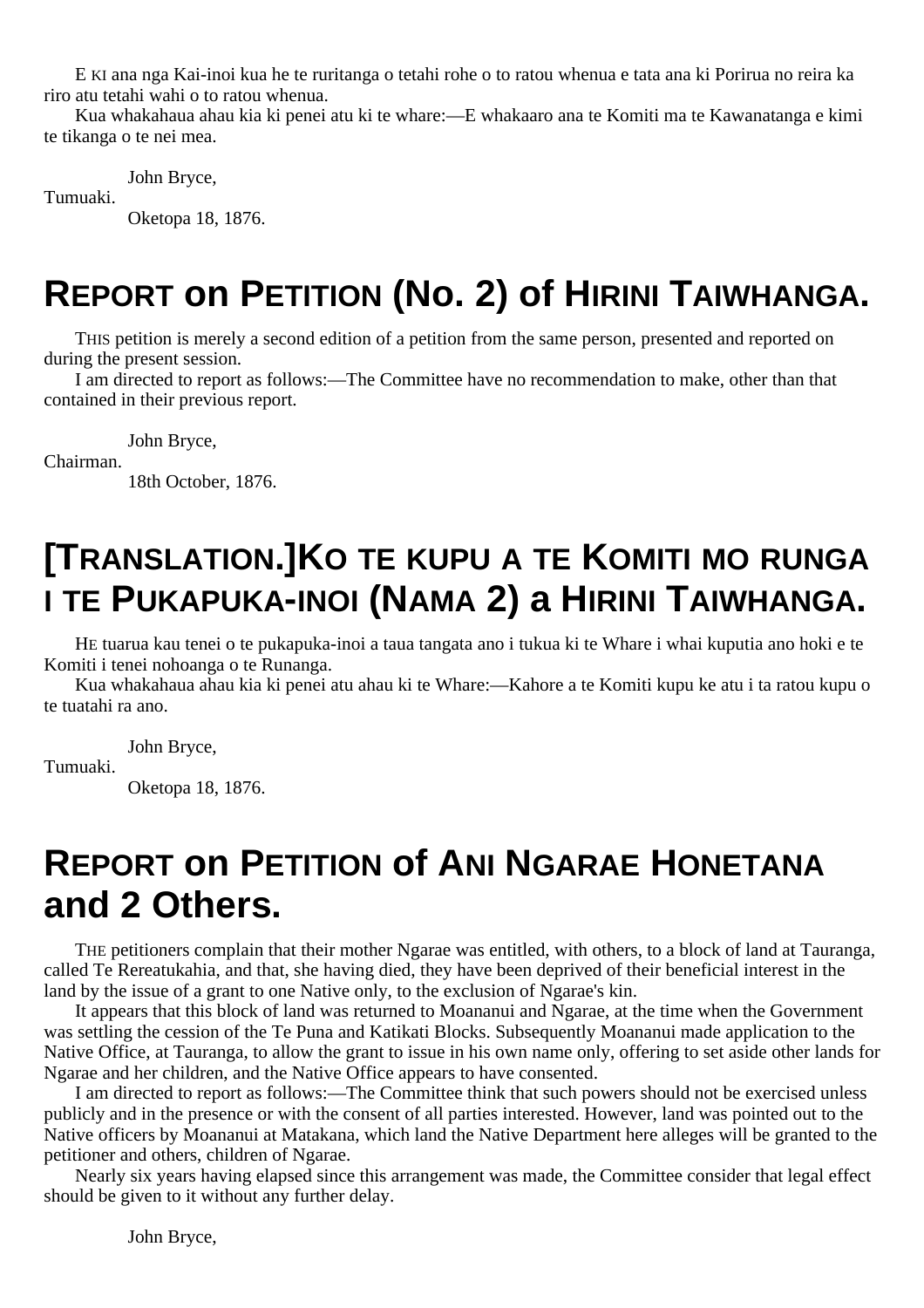E KI ana nga Kai-inoi kua he te ruritanga o tetahi rohe o to ratou whenua e tata ana ki Porirua no reira ka riro atu tetahi wahi o to ratou whenua.

Kua whakahaua ahau kia ki penei atu ki te whare:—E whakaaro ana te Komiti ma te Kawanatanga e kimi te tikanga o te nei mea.

John Bryce,
Tumuaki.
Oketopa 18, 1876.

# REPORT on PETITION (No. 2) of HIRINI TAIWHANGA.

THIS petition is merely a second edition of a petition from the same person, presented and reported on during the present session.

I am directed to report as follows:—The Committee have no recommendation to make, other than that contained in their previous report.

John Bryce,
Chairman.
18th October, 1876.

# [TRANSLATION.]KO TE KUPU A TE KOMITI MO RUNGA I TE PUKAPUKA-INOI (NAMA 2) a HIRINI TAIWHANGA.

HE tuarua kau tenei o te pukapuka-inoi a taua tangata ano i tukua ki te Whare i whai kuputia ano hoki e te Komiti i tenei nohoanga o te Runanga.

Kua whakahaua ahau kia ki penei atu ahau ki te Whare:—Kahore a te Komiti kupu ke atu i ta ratou kupu o te tuatahi ra ano.

John Bryce,
Tumuaki.
Oketopa 18, 1876.

# REPORT on PETITION of ANI NGARAE HONETANA and 2 Others.

THE petitioners complain that their mother Ngarae was entitled, with others, to a block of land at Tauranga, called Te Rereatukahia, and that, she having died, they have been deprived of their beneficial interest in the land by the issue of a grant to one Native only, to the exclusion of Ngarae's kin.

It appears that this block of land was returned to Moananui and Ngarae, at the time when the Government was settling the cession of the Te Puna and Katikati Blocks. Subsequently Moananui made application to the Native Office, at Tauranga, to allow the grant to issue in his own name only, offering to set aside other lands for Ngarae and her children, and the Native Office appears to have consented.

I am directed to report as follows:—The Committee think that such powers should not be exercised unless publicly and in the presence or with the consent of all parties interested. However, land was pointed out to the Native officers by Moananui at Matakana, which land the Native Department here alleges will be granted to the petitioner and others, children of Ngarae.

Nearly six years having elapsed since this arrangement was made, the Committee consider that legal effect should be given to it without any further delay.

John Bryce,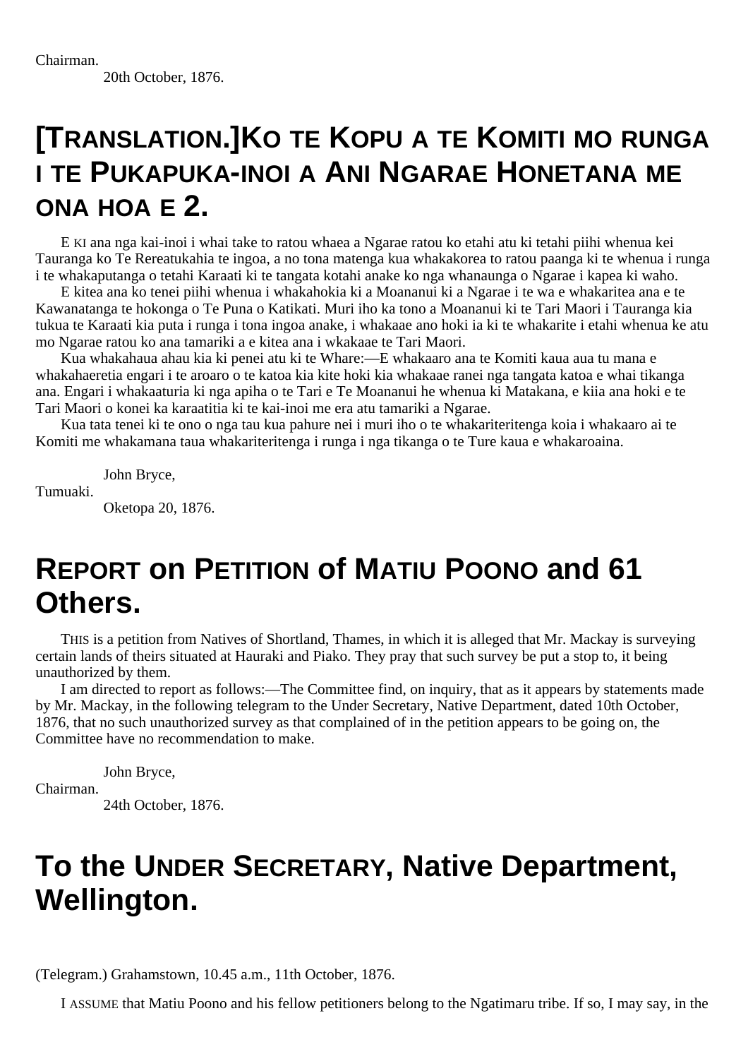Chairman.

20th October, 1876.

# [Translation.]Ko te Kopu a te Komiti mo runga i te Pukapuka-inoi a Ani Ngarae Honetana me ona hoa e 2.

E ki ana nga kai-inoi i whai take to ratou whaea a Ngarae ratou ko etahi atu ki tetahi piihi whenua kei Tauranga ko Te Rereatukahia te ingoa, a no tona matenga kua whakakorea to ratou paanga ki te whenua i runga i te whakaputanga o tetahi Karaati ki te tangata kotahi anake ko nga whanaunga o Ngarae i kapea ki waho.

E kitea ana ko tenei piihi whenua i whakahokia ki a Moananui ki a Ngarae i te wa e whakaritea ana e te Kawanatanga te hokonga o Te Puna o Katikati. Muri iho ka tono a Moananui ki te Tari Maori i Tauranga kia tukua te Karaati kia puta i runga i tona ingoa anake, i whakaae ano hoki ia ki te whakarite i etahi whenua ke atu mo Ngarae ratou ko ana tamariki a e kitea ana i wkakaae te Tari Maori.

Kua whakahaua ahau kia ki penei atu ki te Whare:—E whakaaro ana te Komiti kaua aua tu mana e whakahaeretia engari i te aroaro o te katoa kia kite hoki kia whakaae ranei nga tangata katoa e whai tikanga ana. Engari i whakaaturia ki nga apiha o te Tari e Te Moananui he whenua ki Matakana, e kiia ana hoki e te Tari Maori o konei ka karaatitia ki te kai-inoi me era atu tamariki a Ngarae.

Kua tata tenei ki te ono o nga tau kua pahure nei i muri iho o te whakariteritenga koia i whakaaro ai te Komiti me whakamana taua whakariteritenga i runga i nga tikanga o te Ture kaua e whakaroaina.

John Bryce,

Tumuaki.

Oketopa 20, 1876.

# Report on Petition of Matiu Poono and 61 Others.

This is a petition from Natives of Shortland, Thames, in which it is alleged that Mr. Mackay is surveying certain lands of theirs situated at Hauraki and Piako. They pray that such survey be put a stop to, it being unauthorized by them.

I am directed to report as follows:—The Committee find, on inquiry, that as it appears by statements made by Mr. Mackay, in the following telegram to the Under Secretary, Native Department, dated 10th October, 1876, that no such unauthorized survey as that complained of in the petition appears to be going on, the Committee have no recommendation to make.

John Bryce,

Chairman.

24th October, 1876.

# To the Under Secretary, Native Department, Wellington.

(Telegram.) Grahamstown, 10.45 a.m., 11th October, 1876.

I assume that Matiu Poono and his fellow petitioners belong to the Ngatimaru tribe. If so, I may say, in the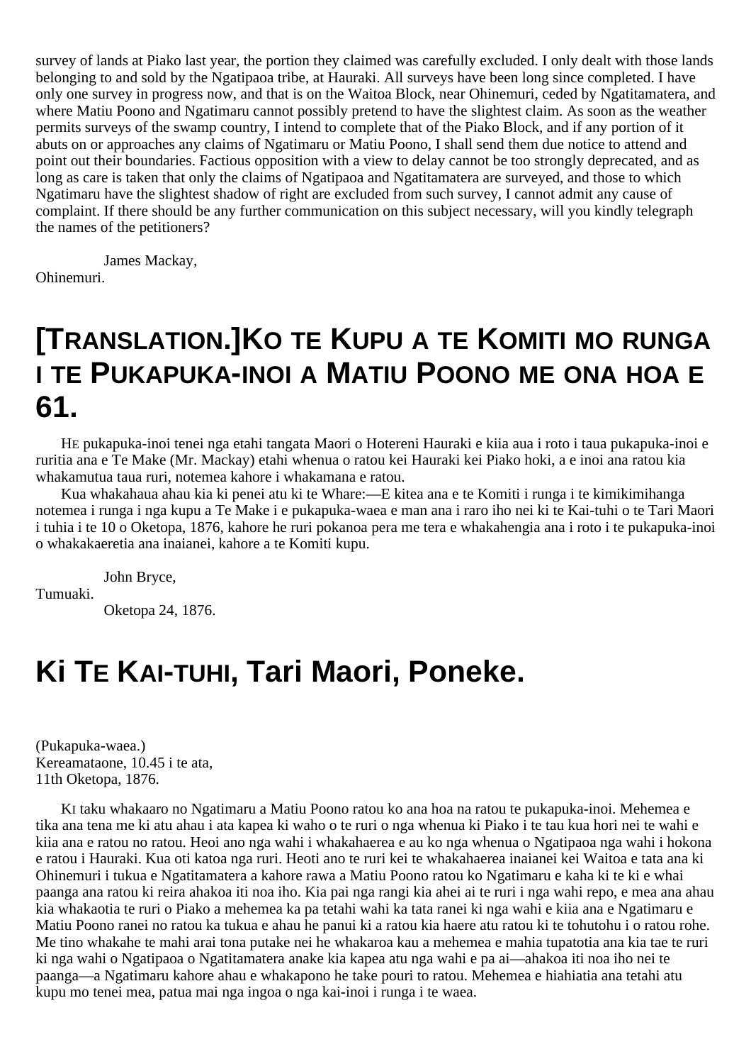survey of lands at Piako last year, the portion they claimed was carefully excluded. I only dealt with those lands belonging to and sold by the Ngatipaoa tribe, at Hauraki. All surveys have been long since completed. I have only one survey in progress now, and that is on the Waitoa Block, near Ohinemuri, ceded by Ngatitamatera, and where Matiu Poono and Ngatimaru cannot possibly pretend to have the slightest claim. As soon as the weather permits surveys of the swamp country, I intend to complete that of the Piako Block, and if any portion of it abuts on or approaches any claims of Ngatimaru or Matiu Poono, I shall send them due notice to attend and point out their boundaries. Factious opposition with a view to delay cannot be too strongly deprecated, and as long as care is taken that only the claims of Ngatipaoa and Ngatitamatera are surveyed, and those to which Ngatimaru have the slightest shadow of right are excluded from such survey, I cannot admit any cause of complaint. If there should be any further communication on this subject necessary, will you kindly telegraph the names of the petitioners?

James Mackay,
Ohinemuri.

# [Translation.]Ko te Kupu a te Komiti mo runga i te Pukapuka-inoi a Matiu Poono me ona hoa e 61.

He pukapuka-inoi tenei nga etahi tangata Maori o Hotereni Hauraki e kiia aua i roto i taua pukapuka-inoi e ruritia ana e Te Make (Mr. Mackay) etahi whenua o ratou kei Hauraki kei Piako hoki, a e inoi ana ratou kia whakamutua taua ruri, notemea kahore i whakamana e ratou.

Kua whakahaua ahau kia ki penei atu ki te Whare:—E kitea ana e te Komiti i runga i te kimikimihanga notemea i runga i nga kupu a Te Make i e pukapuka-waea e man ana i raro iho nei ki te Kai-tuhi o te Tari Maori i tuhia i te 10 o Oketopa, 1876, kahore he ruri pokanoa pera me tera e whakahengia ana i roto i te pukapuka-inoi o whakakaeretia ana inaianei, kahore a te Komiti kupu.

John Bryce,
Tumuaki.
Oketopa 24, 1876.

# Ki Te Kai-tuhi, Tari Maori, Poneke.

(Pukapuka-waea.)
Kereamataone, 10.45 i te ata,
11th Oketopa, 1876.

Ki taku whakaaro no Ngatimaru a Matiu Poono ratou ko ana hoa na ratou te pukapuka-inoi. Mehemea e tika ana tena me ki atu ahau i ata kapea ki waho o te ruri o nga whenua ki Piako i te tau kua hori nei te wahi e kiia ana e ratou no ratou. Heoi ano nga wahi i whakahaerea e au ko nga whenua o Ngatipaoa nga wahi i hokona e ratou i Hauraki. Kua oti katoa nga ruri. Heoti ano te ruri kei te whakahaerea inaianei kei Waitoa e tata ana ki Ohinemuri i tukua e Ngatitamatera a kahore rawa a Matiu Poono ratou ko Ngatimaru e kaha ki te ki e whai paanga ana ratou ki reira ahakoa iti noa iho. Kia pai nga rangi kia ahei ai te ruri i nga wahi repo, e mea ana ahau kia whakaotia te ruri o Piako a mehemea ka pa tetahi wahi ka tata ranei ki nga wahi e kiia ana e Ngatimaru e Matiu Poono ranei no ratou ka tukua e ahau he panui ki a ratou kia haere atu ratou ki te tohutohu i o ratou rohe. Me tino whakahe te mahi arai tona putake nei he whakaroa kau a mehemea e mahia tupatotia ana kia tae te ruri ki nga wahi o Ngatipaoa o Ngatitamatera anake kia kapea atu nga wahi e pa ai—ahakoa iti noa iho nei te paanga—a Ngatimaru kahore ahau e whakapono he take pouri to ratou. Mehemea e hiahiatia ana tetahi atu kupu mo tenei mea, patua mai nga ingoa o nga kai-inoi i runga i te waea.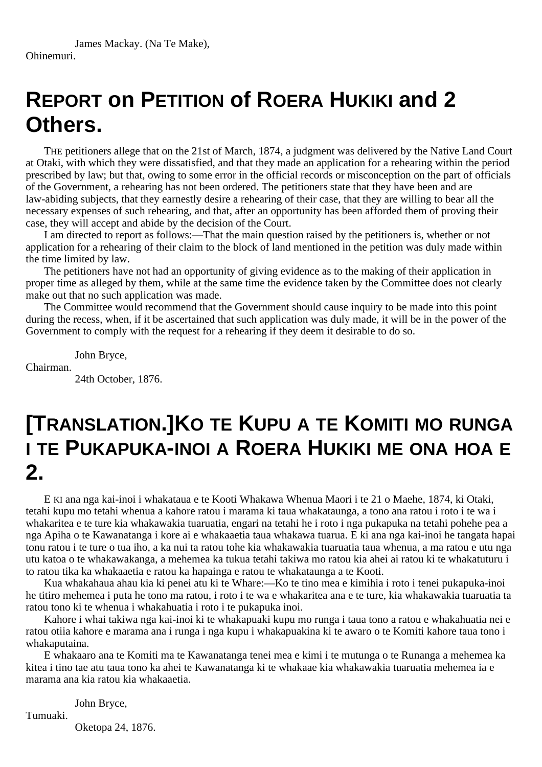James Mackay. (Na Te Make),
Ohinemuri.

# Report on Petition of Roera Hukiki and 2 Others.

The petitioners allege that on the 21st of March, 1874, a judgment was delivered by the Native Land Court at Otaki, with which they were dissatisfied, and that they made an application for a rehearing within the period prescribed by law; but that, owing to some error in the official records or misconception on the part of officials of the Government, a rehearing has not been ordered. The petitioners state that they have been and are law-abiding subjects, that they earnestly desire a rehearing of their case, that they are willing to bear all the necessary expenses of such rehearing, and that, after an opportunity has been afforded them of proving their case, they will accept and abide by the decision of the Court.

I am directed to report as follows:—That the main question raised by the petitioners is, whether or not application for a rehearing of their claim to the block of land mentioned in the petition was duly made within the time limited by law.

The petitioners have not had an opportunity of giving evidence as to the making of their application in proper time as alleged by them, while at the same time the evidence taken by the Committee does not clearly make out that no such application was made.

The Committee would recommend that the Government should cause inquiry to be made into this point during the recess, when, if it be ascertained that such application was duly made, it will be in the power of the Government to comply with the request for a rehearing if they deem it desirable to do so.

John Bryce,
Chairman.
24th October, 1876.

# [Translation.]Ko te Kupu a te Komiti mo runga i te Pukapuka-inoi a Roera Hukiki me ona hoa e 2.

E ki ana nga kai-inoi i whakataua e te Kooti Whakawa Whenua Maori i te 21 o Maehe, 1874, ki Otaki, tetahi kupu mo tetahi whenua a kahore ratou i marama ki taua whakataunga, a tono ana ratou i roto i te wa i whakaritea e te ture kia whakawakia tuaruatia, engari na tetahi he i roto i nga pukapuka na tetahi pohehe pea a nga Apiha o te Kawanatanga i kore ai e whakaaetia taua whakawa tuarua. E ki ana nga kai-inoi he tangata hapai tonu ratou i te ture o tua iho, a ka nui ta ratou tohe kia whakawakia tuaruatia taua whenua, a ma ratou e utu nga utu katoa o te whakawakanga, a mehemea ka tukua tetahi takiwa mo ratou kia ahei ai ratou ki te whakatuturu i to ratou tika ka whakaaetia e ratou ka hapainga e ratou te whakataunga a te Kooti.

Kua whakahaua ahau kia ki penei atu ki te Whare:—Ko te tino mea e kimihia i roto i tenei pukapuka-inoi he titiro mehemea i puta he tono ma ratou, i roto i te wa e whakaritea ana e te ture, kia whakawakia tuaruatia ta ratou tono ki te whenua i whakahuatia i roto i te pukapuka inoi.

Kahore i whai takiwa nga kai-inoi ki te whakapuaki kupu mo runga i taua tono a ratou e whakahuatia nei e ratou otiia kahore e marama ana i runga i nga kupu i whakapuakina ki te awaro o te Komiti kahore taua tono i whakaputaina.

E whakaaro ana te Komiti ma te Kawanatanga tenei mea e kimi i te mutunga o te Runanga a mehemea ka kitea i tino tae atu taua tono ka ahei te Kawanatanga ki te whakaae kia whakawakia tuaruatia mehemea ia e marama ana kia ratou kia whakaaetia.

John Bryce,
Tumuaki.
Oketopa 24, 1876.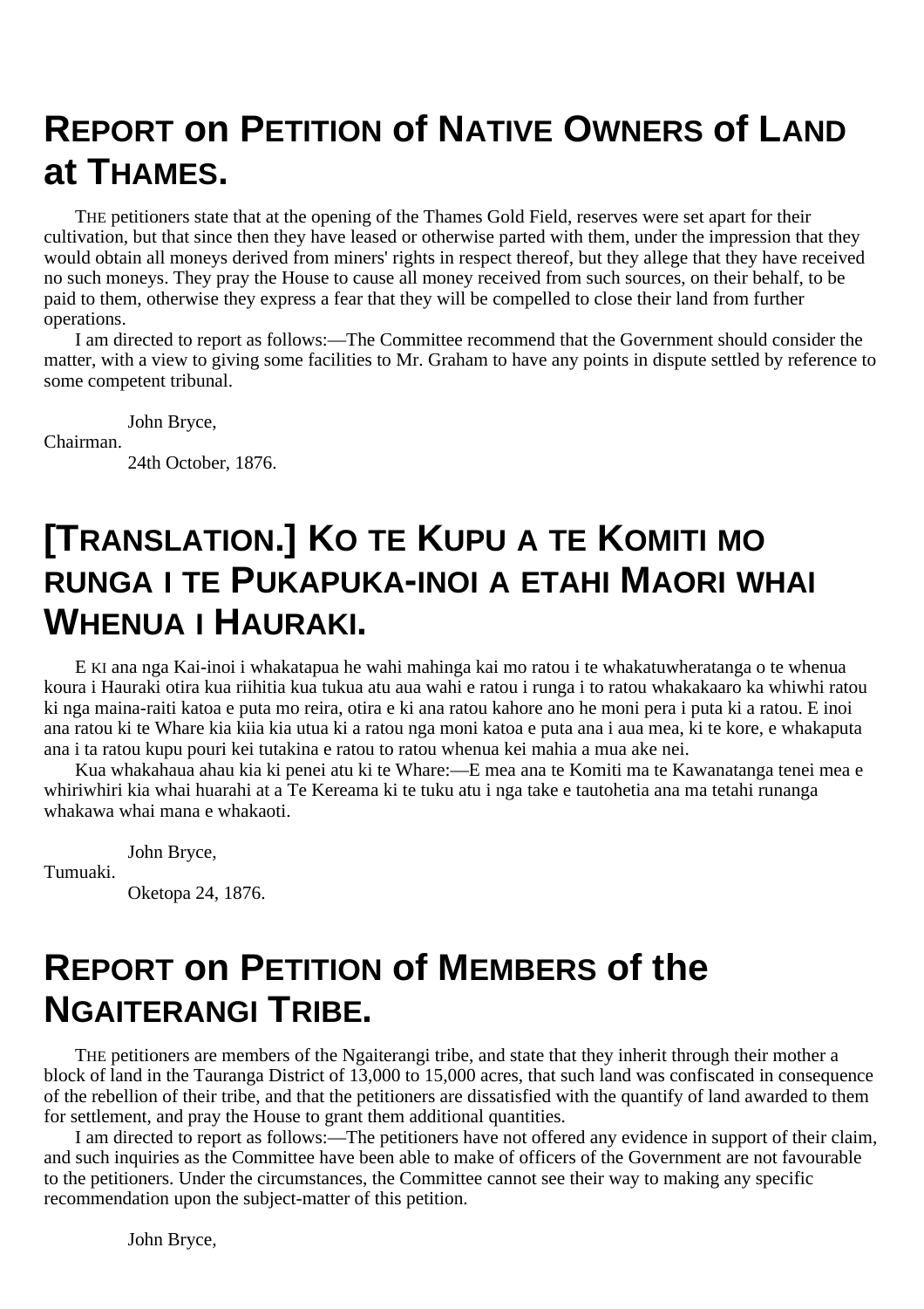# Report on Petition of Native Owners of Land at Thames.

The petitioners state that at the opening of the Thames Gold Field, reserves were set apart for their cultivation, but that since then they have leased or otherwise parted with them, under the impression that they would obtain all moneys derived from miners' rights in respect thereof, but they allege that they have received no such moneys. They pray the House to cause all money received from such sources, on their behalf, to be paid to them, otherwise they express a fear that they will be compelled to close their land from further operations.

I am directed to report as follows:—The Committee recommend that the Government should consider the matter, with a view to giving some facilities to Mr. Graham to have any points in dispute settled by reference to some competent tribunal.

John Bryce,
Chairman.
24th October, 1876.

# [Translation.] Ko te Kupu a te Komiti mo runga i te Pukapuka-inoi a etahi Maori whai Whenua i Hauraki.

E ki ana nga Kai-inoi i whakatapua he wahi mahinga kai mo ratou i te whakatuwheratanga o te whenua koura i Hauraki otira kua riihitia kua tukua atu aua wahi e ratou i runga i to ratou whakakaaro ka whiwhi ratou ki nga maina-raiti katoa e puta mo reira, otira e ki ana ratou kahore ano he moni pera i puta ki a ratou. E inoi ana ratou ki te Whare kia kiia kia utua ki a ratou nga moni katoa e puta ana i aua mea, ki te kore, e whakaputa ana i ta ratou kupu pouri kei tutakina e ratou to ratou whenua kei mahia a mua ake nei.

Kua whakahaua ahau kia ki penei atu ki te Whare:—E mea ana te Komiti ma te Kawanatanga tenei mea e whiriwhiri kia whai huarahi at a Te Kereama ki te tuku atu i nga take e tautohetia ana ma tetahi runanga whakawa whai mana e whakaoti.

John Bryce,
Tumuaki.
Oketopa 24, 1876.

# Report on Petition of Members of the Ngaiterangi Tribe.

The petitioners are members of the Ngaiterangi tribe, and state that they inherit through their mother a block of land in the Tauranga District of 13,000 to 15,000 acres, that such land was confiscated in consequence of the rebellion of their tribe, and that the petitioners are dissatisfied with the quantify of land awarded to them for settlement, and pray the House to grant them additional quantities.

I am directed to report as follows:—The petitioners have not offered any evidence in support of their claim, and such inquiries as the Committee have been able to make of officers of the Government are not favourable to the petitioners. Under the circumstances, the Committee cannot see their way to making any specific recommendation upon the subject-matter of this petition.

John Bryce,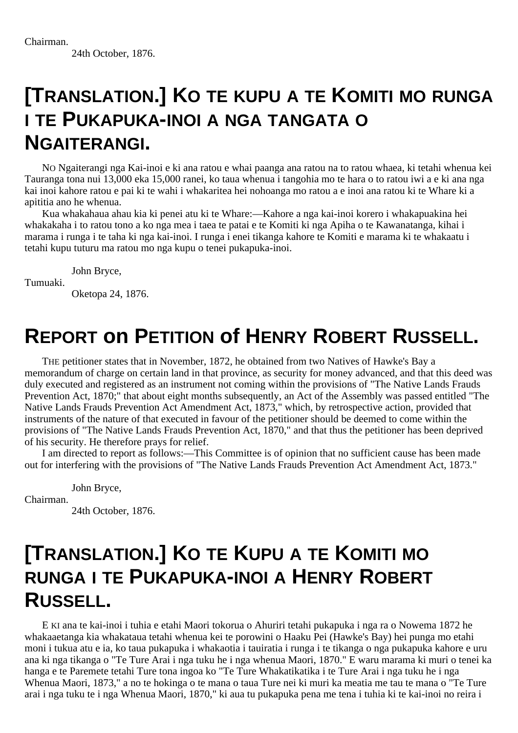Chairman.

24th October, 1876.

# [Translation.] Ko te kupu a te Komiti mo runga i te Pukapuka-inoi a nga tangata o Ngaiterangi.

No Ngaiterangi nga Kai-inoi e ki ana ratou e whai paanga ana ratou na to ratou whaea, ki tetahi whenua kei Tauranga tona nui 13,000 eka 15,000 ranei, ko taua whenua i tangohia mo te hara o to ratou iwi a e ki ana nga kai inoi kahore ratou e pai ki te wahi i whakaritea hei nohoanga mo ratou a e inoi ana ratou ki te Whare ki a apititia ano he whenua.

Kua whakahaua ahau kia ki penei atu ki te Whare:—Kahore a nga kai-inoi korero i whakapuakina hei whakakaha i to ratou tono a ko nga mea i taea te patai e te Komiti ki nga Apiha o te Kawanatanga, kihai i marama i runga i te taha ki nga kai-inoi. I runga i enei tikanga kahore te Komiti e marama ki te whakaatu i tetahi kupu tuturu ma ratou mo nga kupu o tenei pukapuka-inoi.

John Bryce,

Tumuaki.

Oketopa 24, 1876.

# Report on Petition of Henry Robert Russell.

The petitioner states that in November, 1872, he obtained from two Natives of Hawke's Bay a memorandum of charge on certain land in that province, as security for money advanced, and that this deed was duly executed and registered as an instrument not coming within the provisions of "The Native Lands Frauds Prevention Act, 1870;" that about eight months subsequently, an Act of the Assembly was passed entitled "The Native Lands Frauds Prevention Act Amendment Act, 1873," which, by retrospective action, provided that instruments of the nature of that executed in favour of the petitioner should be deemed to come within the provisions of "The Native Lands Frauds Prevention Act, 1870," and that thus the petitioner has been deprived of his security. He therefore prays for relief.

I am directed to report as follows:—This Committee is of opinion that no sufficient cause has been made out for interfering with the provisions of "The Native Lands Frauds Prevention Act Amendment Act, 1873."

John Bryce,

Chairman.

24th October, 1876.

# [Translation.] Ko te Kupu a te Komiti mo runga i te Pukapuka-inoi a Henry Robert Russell.

E ki ana te kai-inoi i tuhia e etahi Maori tokorua o Ahuriri tetahi pukapuka i nga ra o Nowema 1872 he whakaaetanga kia whakataua tetahi whenua kei te porowini o Haaku Pei (Hawke's Bay) hei punga mo etahi moni i tukua atu e ia, ko taua pukapuka i whakaotia i tauiratia i runga i te tikanga o nga pukapuka kahore e uru ana ki nga tikanga o "Te Ture Arai i nga tuku he i nga whenua Maori, 1870." E waru marama ki muri o tenei ka hanga e te Paremete tetahi Ture tona ingoa ko "Te Ture Whakatikatika i te Ture Arai i nga tuku he i nga Whenua Maori, 1873," a no te hokinga o te mana o taua Ture nei ki muri ka meatia me tau te mana o "Te Ture arai i nga tuku te i nga Whenua Maori, 1870," ki aua tu pukapuka pena me tena i tuhia ki te kai-inoi no reira i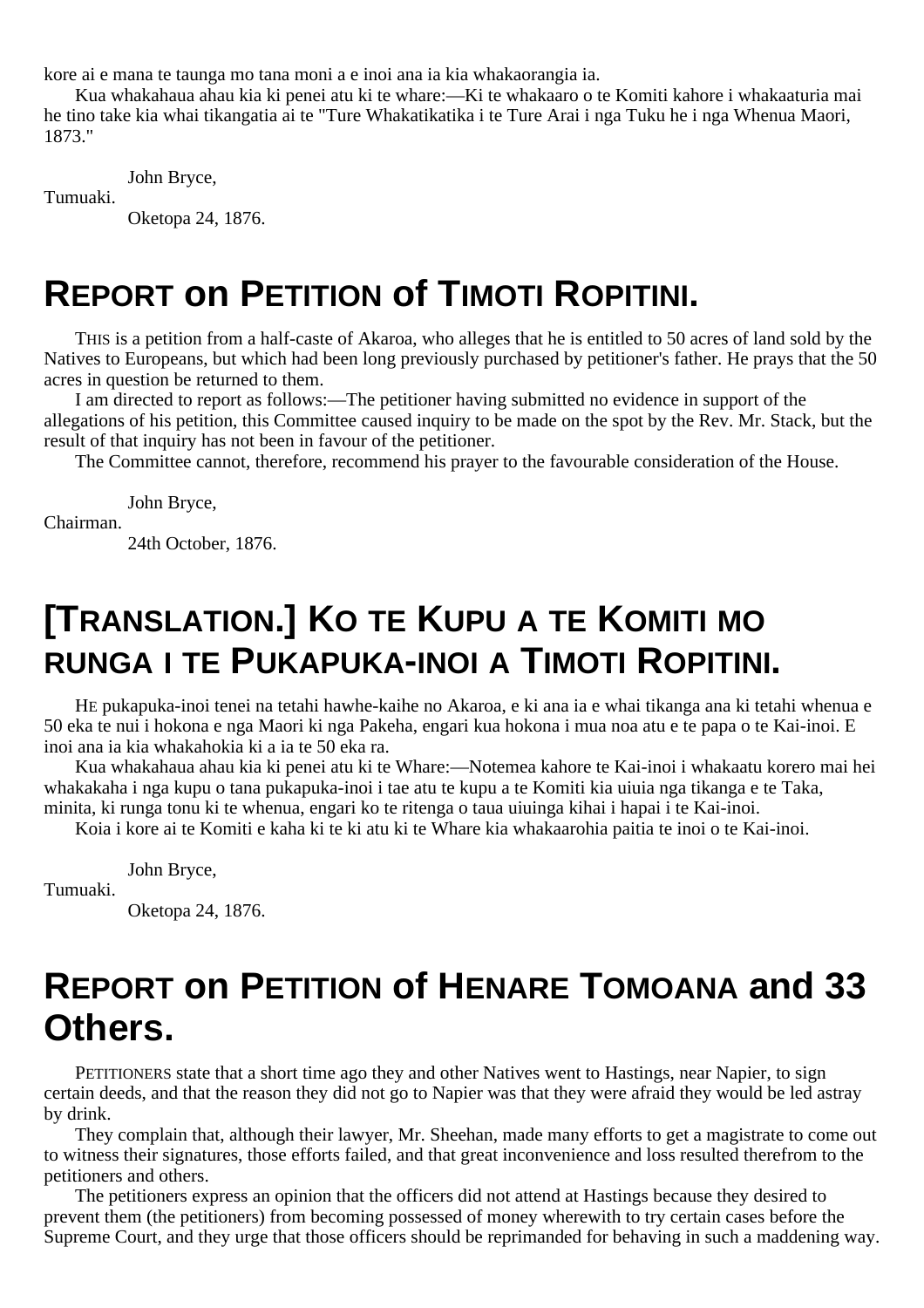kore ai e mana te taunga mo tana moni a e inoi ana ia kia whakaorangia ia.

Kua whakahaua ahau kia ki penei atu ki te whare:—Ki te whakaaro o te Komiti kahore i whakaaturia mai he tino take kia whai tikangatia ai te "Ture Whakatikatika i te Ture Arai i nga Tuku he i nga Whenua Maori, 1873."

John Bryce,
Tumuaki.
Oketopa 24, 1876.

# REPORT on PETITION of TIMOTI ROPITINI.

THIS is a petition from a half-caste of Akaroa, who alleges that he is entitled to 50 acres of land sold by the Natives to Europeans, but which had been long previously purchased by petitioner's father. He prays that the 50 acres in question be returned to them.

I am directed to report as follows:—The petitioner having submitted no evidence in support of the allegations of his petition, this Committee caused inquiry to be made on the spot by the Rev. Mr. Stack, but the result of that inquiry has not been in favour of the petitioner.

The Committee cannot, therefore, recommend his prayer to the favourable consideration of the House.

John Bryce,
Chairman.
24th October, 1876.

# [TRANSLATION.] KO TE KUPU A TE KOMITI MO RUNGA I TE PUKAPUKA-INOI A TIMOTI ROPITINI.

HE pukapuka-inoi tenei na tetahi hawhe-kaihe no Akaroa, e ki ana ia e whai tikanga ana ki tetahi whenua e 50 eka te nui i hokona e nga Maori ki nga Pakeha, engari kua hokona i mua noa atu e te papa o te Kai-inoi. E inoi ana ia kia whakahokia ki a ia te 50 eka ra.

Kua whakahaua ahau kia ki penei atu ki te Whare:—Notemea kahore te Kai-inoi i whakaatu korero mai hei whakakaha i nga kupu o tana pukapuka-inoi i tae atu te kupu a te Komiti kia uiuia nga tikanga e te Taka, minita, ki runga tonu ki te whenua, engari ko te ritenga o taua uiuinga kihai i hapai i te Kai-inoi.

Koia i kore ai te Komiti e kaha ki te ki atu ki te Whare kia whakaarohia paitia te inoi o te Kai-inoi.

John Bryce,
Tumuaki.
Oketopa 24, 1876.

# REPORT on PETITION of HENARE TOMOANA and 33 Others.

PETITIONERS state that a short time ago they and other Natives went to Hastings, near Napier, to sign certain deeds, and that the reason they did not go to Napier was that they were afraid they would be led astray by drink.

They complain that, although their lawyer, Mr. Sheehan, made many efforts to get a magistrate to come out to witness their signatures, those efforts failed, and that great inconvenience and loss resulted therefrom to the petitioners and others.

The petitioners express an opinion that the officers did not attend at Hastings because they desired to prevent them (the petitioners) from becoming possessed of money wherewith to try certain cases before the Supreme Court, and they urge that those officers should be reprimanded for behaving in such a maddening way.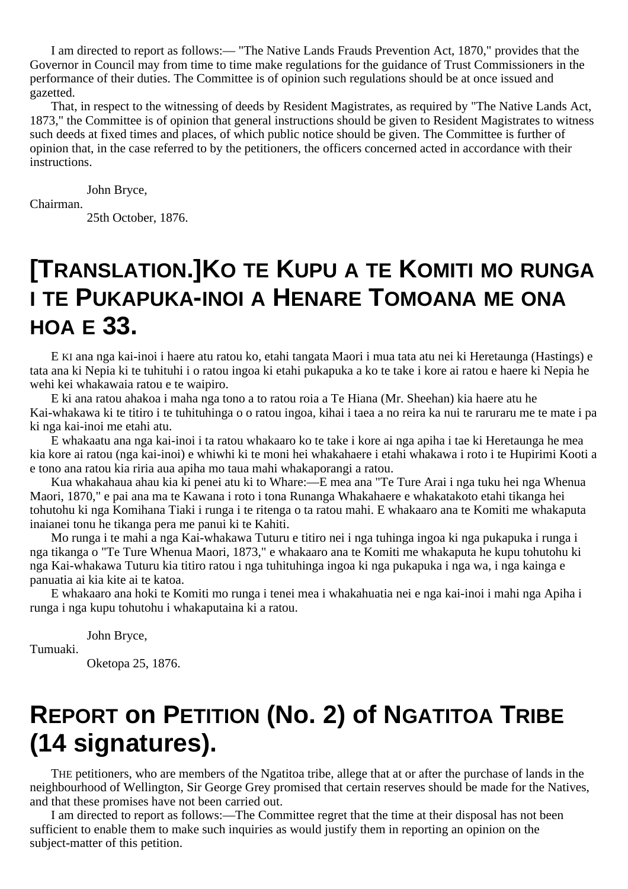I am directed to report as follows:— "The Native Lands Frauds Prevention Act, 1870," provides that the Governor in Council may from time to time make regulations for the guidance of Trust Commissioners in the performance of their duties. The Committee is of opinion such regulations should be at once issued and gazetted.

That, in respect to the witnessing of deeds by Resident Magistrates, as required by "The Native Lands Act, 1873," the Committee is of opinion that general instructions should be given to Resident Magistrates to witness such deeds at fixed times and places, of which public notice should be given. The Committee is further of opinion that, in the case referred to by the petitioners, the officers concerned acted in accordance with their instructions.

John Bryce,
Chairman.
25th October, 1876.

# [TRANSLATION.]KO TE KUPU A TE KOMITI MO RUNGA I TE PUKAPUKA-INOI A HENARE TOMOANA ME ONA HOA E 33.

E KI ana nga kai-inoi i haere atu ratou ko, etahi tangata Maori i mua tata atu nei ki Heretaunga (Hastings) e tata ana ki Nepia ki te tuhituhi i o ratou ingoa ki etahi pukapuka a ko te take i kore ai ratou e haere ki Nepia he wehi kei whakawaia ratou e te waipiro.

E ki ana ratou ahakoa i maha nga tono a to ratou roia a Te Hiana (Mr. Sheehan) kia haere atu he Kai-whakawa ki te titiro i te tuhituhinga o o ratou ingoa, kihai i taea a no reira ka nui te raruraru me te mate i pa ki nga kai-inoi me etahi atu.

E whakaatu ana nga kai-inoi i ta ratou whakaaro ko te take i kore ai nga apiha i tae ki Heretaunga he mea kia kore ai ratou (nga kai-inoi) e whiwhi ki te moni hei whakahaere i etahi whakawa i roto i te Hupirimi Kooti a e tono ana ratou kia riria aua apiha mo taua mahi whakaporangi a ratou.

Kua whakahaua ahau kia ki penei atu ki to Whare:—E mea ana "Te Ture Arai i nga tuku hei nga Whenua Maori, 1870," e pai ana ma te Kawana i roto i tona Runanga Whakahaere e whakatakoto etahi tikanga hei tohutohu ki nga Komihana Tiaki i runga i te ritenga o ta ratou mahi. E whakaaro ana te Komiti me whakaputa inaianei tonu he tikanga pera me panui ki te Kahiti.

Mo runga i te mahi a nga Kai-whakawa Tuturu e titiro nei i nga tuhinga ingoa ki nga pukapuka i runga i nga tikanga o "Te Ture Whenua Maori, 1873," e whakaaro ana te Komiti me whakaputa he kupu tohutohu ki nga Kai-whakawa Tuturu kia titiro ratou i nga tuhituhinga ingoa ki nga pukapuka i nga wa, i nga kainga e panuatia ai kia kite ai te katoa.

E whakaaro ana hoki te Komiti mo runga i tenei mea i whakahuatia nei e nga kai-inoi i mahi nga Apiha i runga i nga kupu tohutohu i whakaputaina ki a ratou.

John Bryce,
Tumuaki.
Oketopa 25, 1876.

# REPORT on PETITION (No. 2) of NGATITOA TRIBE (14 signatures).

THE petitioners, who are members of the Ngatitoa tribe, allege that at or after the purchase of lands in the neighbourhood of Wellington, Sir George Grey promised that certain reserves should be made for the Natives, and that these promises have not been carried out.

I am directed to report as follows:—The Committee regret that the time at their disposal has not been sufficient to enable them to make such inquiries as would justify them in reporting an opinion on the subject-matter of this petition.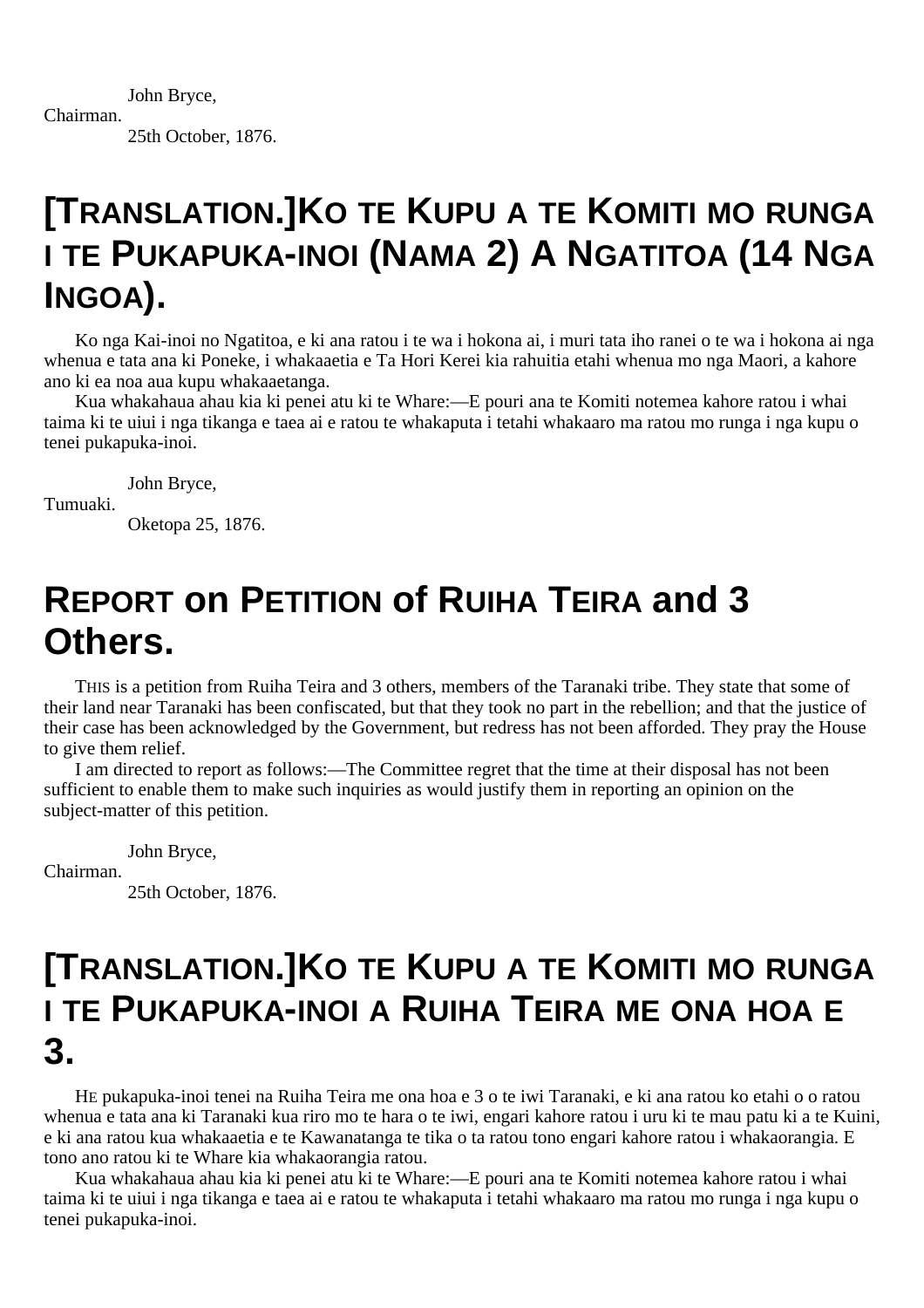John Bryce,
Chairman.
25th October, 1876.

## [Translation.]Ko te Kupu a te Komiti mo runga i te Pukapuka-inoi (Nama 2) a Ngatitoa (14 nga Ingoa).

Ko nga Kai-inoi no Ngatitoa, e ki ana ratou i te wa i hokona ai, i muri tata iho ranei o te wa i hokona ai nga whenua e tata ana ki Poneke, i whakaaetia e Ta Hori Kerei kia rahuitia etahi whenua mo nga Maori, a kahore ano ki ea noa aua kupu whakaaetanga.

Kua whakahaua ahau kia ki penei atu ki te Whare:—E pouri ana te Komiti notemea kahore ratou i whai taima ki te uiui i nga tikanga e taea ai e ratou te whakaputa i tetahi whakaaro ma ratou mo runga i nga kupu o tenei pukapuka-inoi.

John Bryce,
Tumuaki.
Oketopa 25, 1876.

## Report on Petition of Ruiha Teira and 3 Others.

This is a petition from Ruiha Teira and 3 others, members of the Taranaki tribe. They state that some of their land near Taranaki has been confiscated, but that they took no part in the rebellion; and that the justice of their case has been acknowledged by the Government, but redress has not been afforded. They pray the House to give them relief.

I am directed to report as follows:—The Committee regret that the time at their disposal has not been sufficient to enable them to make such inquiries as would justify them in reporting an opinion on the subject-matter of this petition.

John Bryce,
Chairman.
25th October, 1876.

## [Translation.]Ko te Kupu a te Komiti mo runga i te Pukapuka-inoi a Ruiha Teira me ona hoa e 3.

He pukapuka-inoi tenei na Ruiha Teira me ona hoa e 3 o te iwi Taranaki, e ki ana ratou ko etahi o o ratou whenua e tata ana ki Taranaki kua riro mo te hara o te iwi, engari kahore ratou i uru ki te mau patu ki a te Kuini, e ki ana ratou kua whakaaetia e te Kawanatanga te tika o ta ratou tono engari kahore ratou i whakaorangia. E tono ano ratou ki te Whare kia whakaorangia ratou.

Kua whakahaua ahau kia ki penei atu ki te Whare:—E pouri ana te Komiti notemea kahore ratou i whai taima ki te uiui i nga tikanga e taea ai e ratou te whakaputa i tetahi whakaaro ma ratou mo runga i nga kupu o tenei pukapuka-inoi.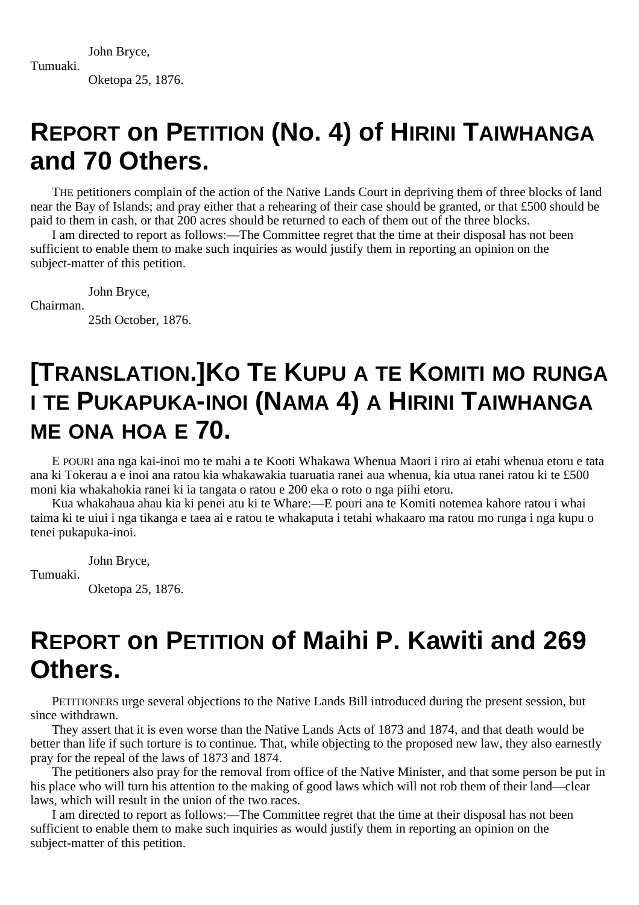John Bryce,

Tumuaki.

Oketopa 25, 1876.

## Report on Petition (No. 4) of Hirini Taiwhanga and 70 Others.

The petitioners complain of the action of the Native Lands Court in depriving them of three blocks of land near the Bay of Islands; and pray either that a rehearing of their case should be granted, or that £500 should be paid to them in cash, or that 200 acres should be returned to each of them out of the three blocks.

I am directed to report as follows:—The Committee regret that the time at their disposal has not been sufficient to enable them to make such inquiries as would justify them in reporting an opinion on the subject-matter of this petition.

John Bryce,

Chairman.

25th October, 1876.

## [Translation.]Ko Te Kupu a te Komiti mo runga i te Pukapuka-inoi (Nama 4) a Hirini Taiwhanga me ona hoa e 70.

E pouri ana nga kai-inoi mo te mahi a te Kooti Whakawa Whenua Maori i riro ai etahi whenua etoru e tata ana ki Tokerau a e inoi ana ratou kia whakawakia tuaruatia ranei aua whenua, kia utua ranei ratou ki te £500 moni kia whakahokia ranei ki ia tangata o ratou e 200 eka o roto o nga piihi etoru.

Kua whakahaua ahau kia ki penei atu ki te Whare:—E pouri ana te Komiti notemea kahore ratou i whai taima ki te uiui i nga tikanga e taea ai e ratou te whakaputa i tetahi whakaaro ma ratou mo runga i nga kupu o tenei pukapuka-inoi.

John Bryce,

Tumuaki.

Oketopa 25, 1876.

## Report on Petition of Maihi P. Kawiti and 269 Others.

Petitioners urge several objections to the Native Lands Bill introduced during the present session, but since withdrawn.

They assert that it is even worse than the Native Lands Acts of 1873 and 1874, and that death would be better than life if such torture is to continue. That, while objecting to the proposed new law, they also earnestly pray for the repeal of the laws of 1873 and 1874.

The petitioners also pray for the removal from office of the Native Minister, and that some person be put in his place who will turn his attention to the making of good laws which will not rob them of their land—clear laws, which will result in the union of the two races.

I am directed to report as follows:—The Committee regret that the time at their disposal has not been sufficient to enable them to make such inquiries as would justify them in reporting an opinion on the subject-matter of this petition.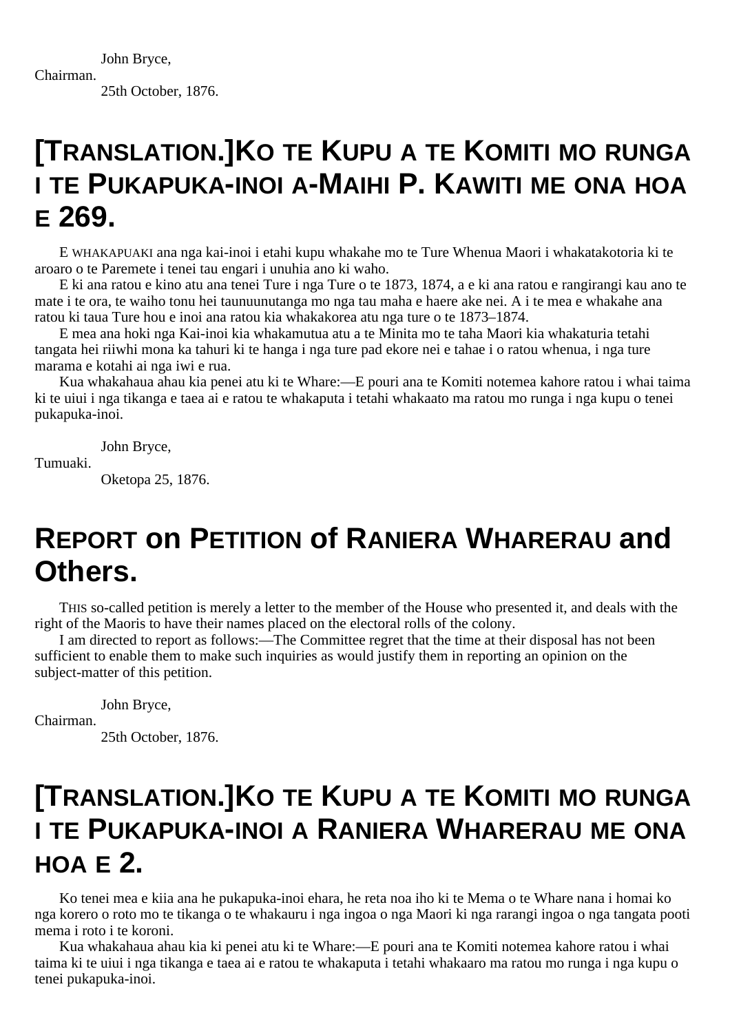John Bryce,
Chairman.
25th October, 1876.

# [TRANSLATION.]KO TE KUPU A TE KOMITI MO RUNGA I TE PUKAPUKA-INOI A-MAIHI P. KAWITI ME ONA HOA E 269.

E WHAKAPUAKI ana nga kai-inoi i etahi kupu whakahe mo te Ture Whenua Maori i whakatakotoria ki te aroaro o te Paremete i tenei tau engari i unuhia ano ki waho.

E ki ana ratou e kino atu ana tenei Ture i nga Ture o te 1873, 1874, a e ki ana ratou e rangirangi kau ano te mate i te ora, te waiho tonu hei taunuunutanga mo nga tau maha e haere ake nei. A i te mea e whakahe ana ratou ki taua Ture hou e inoi ana ratou kia whakakorea atu nga ture o te 1873–1874.

E mea ana hoki nga Kai-inoi kia whakamutua atu a te Minita mo te taha Maori kia whakaturia tetahi tangata hei riiwhi mona ka tahuri ki te hanga i nga ture pad ekore nei e tahae i o ratou whenua, i nga ture marama e kotahi ai nga iwi e rua.

Kua whakahaua ahau kia penei atu ki te Whare:—E pouri ana te Komiti notemea kahore ratou i whai taima ki te uiui i nga tikanga e taea ai e ratou te whakaputa i tetahi whakaato ma ratou mo runga i nga kupu o tenei pukapuka-inoi.

John Bryce,
Tumuaki.
Oketopa 25, 1876.

# REPORT on PETITION of RANIERA WHARERAU and Others.

THIS so-called petition is merely a letter to the member of the House who presented it, and deals with the right of the Maoris to have their names placed on the electoral rolls of the colony.

I am directed to report as follows:—The Committee regret that the time at their disposal has not been sufficient to enable them to make such inquiries as would justify them in reporting an opinion on the subject-matter of this petition.

John Bryce,
Chairman.
25th October, 1876.

# [TRANSLATION.]KO TE KUPU A TE KOMITI MO RUNGA I TE PUKAPUKA-INOI A RANIERA WHARERAU ME ONA HOA E 2.

Ko tenei mea e kiia ana he pukapuka-inoi ehara, he reta noa iho ki te Mema o te Whare nana i homai ko nga korero o roto mo te tikanga o te whakauru i nga ingoa o nga Maori ki nga rarangi ingoa o nga tangata pooti mema i roto i te koroni.

Kua whakahaua ahau kia ki penei atu ki te Whare:—E pouri ana te Komiti notemea kahore ratou i whai taima ki te uiui i nga tikanga e taea ai e ratou te whakaputa i tetahi whakaaro ma ratou mo runga i nga kupu o tenei pukapuka-inoi.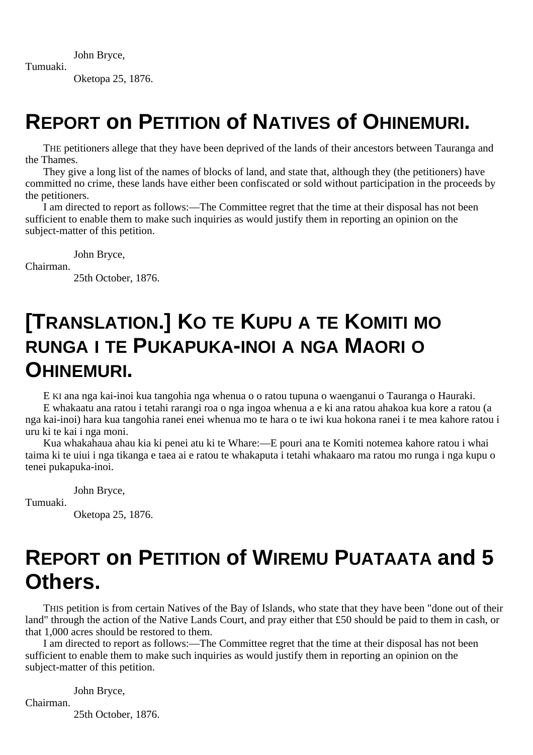John Bryce,
Tumuaki.
Oketopa 25, 1876.

# REPORT on PETITION of NATIVES of OHINEMURI.

THE petitioners allege that they have been deprived of the lands of their ancestors between Tauranga and the Thames.

They give a long list of the names of blocks of land, and state that, although they (the petitioners) have committed no crime, these lands have either been confiscated or sold without participation in the proceeds by the petitioners.

I am directed to report as follows:—The Committee regret that the time at their disposal has not been sufficient to enable them to make such inquiries as would justify them in reporting an opinion on the subject-matter of this petition.

John Bryce,
Chairman.
25th October, 1876.

# [TRANSLATION.] KO TE KUPU A TE KOMITI MO RUNGA I TE PUKAPUKA-INOI A NGA MAORI O OHINEMURI.

E KI ana nga kai-inoi kua tangohia nga whenua o o ratou tupuna o waenganui o Tauranga o Hauraki.

E whakaatu ana ratou i tetahi rarangi roa o nga ingoa whenua a e ki ana ratou ahakoa kua kore a ratou (a nga kai-inoi) hara kua tangohia ranei enei whenua mo te hara o te iwi kua hokona ranei i te mea kahore ratou i uru ki te kai i nga moni.

Kua whakahaua ahau kia ki penei atu ki te Whare:—E pouri ana te Komiti notemea kahore ratou i whai taima ki te uiui i nga tikanga e taea ai e ratou te whakaputa i tetahi whakaaro ma ratou mo runga i nga kupu o tenei pukapuka-inoi.

John Bryce,
Tumuaki.
Oketopa 25, 1876.

# REPORT on PETITION of WIREMU PUATAATA and 5 Others.

THIS petition is from certain Natives of the Bay of Islands, who state that they have been "done out of their land" through the action of the Native Lands Court, and pray either that £50 should be paid to them in cash, or that 1,000 acres should be restored to them.

I am directed to report as follows:—The Committee regret that the time at their disposal has not been sufficient to enable them to make such inquiries as would justify them in reporting an opinion on the subject-matter of this petition.

John Bryce,
Chairman.
25th October, 1876.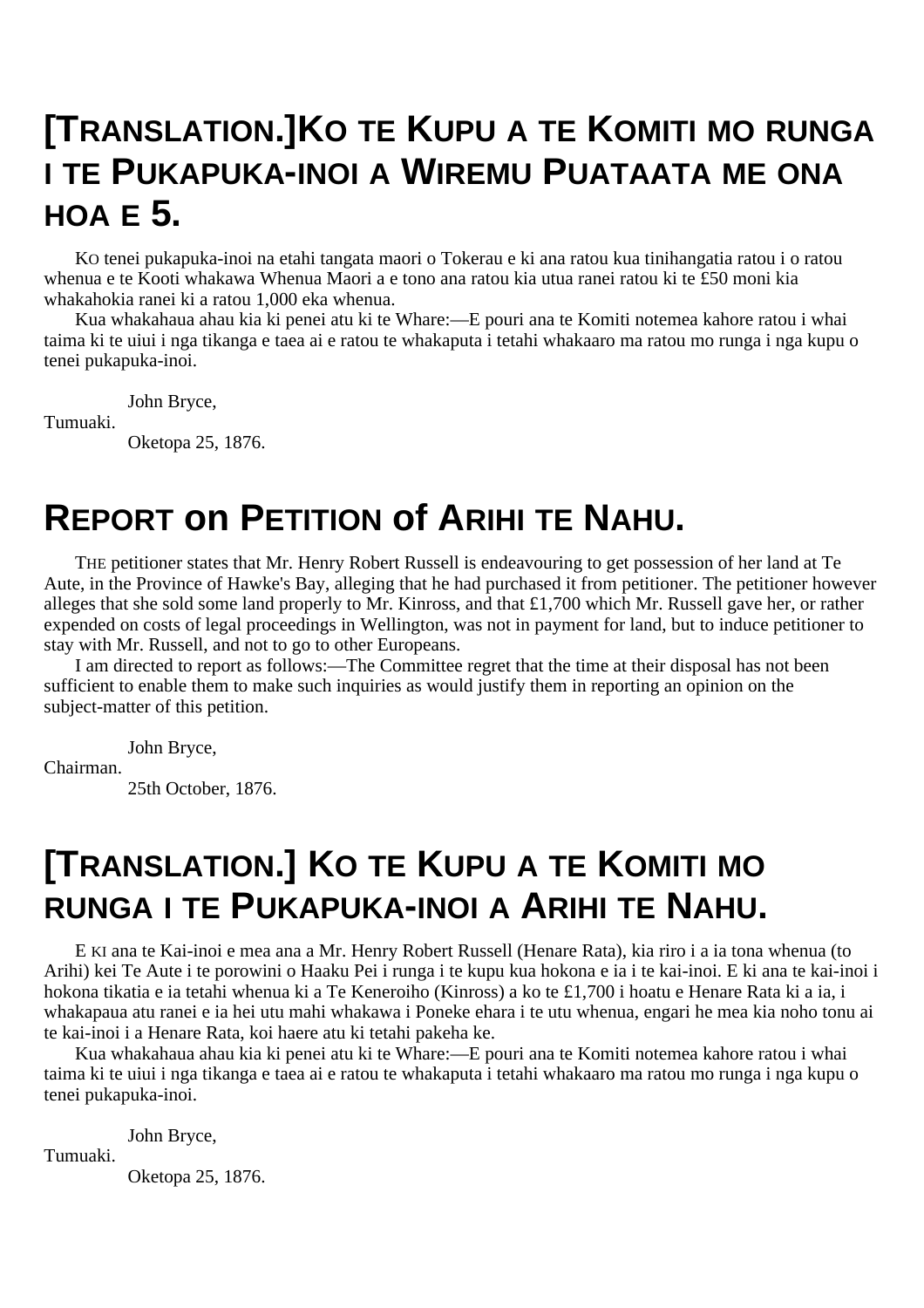## [Translation.]Ko te Kupu a te Komiti mo runga i te Pukapuka-inoi a Wiremu Puataata me ona hoa e 5.

Ko tenei pukapuka-inoi na etahi tangata maori o Tokerau e ki ana ratou kua tinihangatia ratou i o ratou whenua e te Kooti whakawa Whenua Maori a e tono ana ratou kia utua ranei ratou ki te £50 moni kia whakahokia ranei ki a ratou 1,000 eka whenua.

Kua whakahaua ahau kia ki penei atu ki te Whare:—E pouri ana te Komiti notemea kahore ratou i whai taima ki te uiui i nga tikanga e taea ai e ratou te whakaputa i tetahi whakaaro ma ratou mo runga i nga kupu o tenei pukapuka-inoi.

John Bryce,
Tumuaki.
Oketopa 25, 1876.

## Report on Petition of Arihi te Nahu.

The petitioner states that Mr. Henry Robert Russell is endeavouring to get possession of her land at Te Aute, in the Province of Hawke's Bay, alleging that he had purchased it from petitioner. The petitioner however alleges that she sold some land properly to Mr. Kinross, and that £1,700 which Mr. Russell gave her, or rather expended on costs of legal proceedings in Wellington, was not in payment for land, but to induce petitioner to stay with Mr. Russell, and not to go to other Europeans.

I am directed to report as follows:—The Committee regret that the time at their disposal has not been sufficient to enable them to make such inquiries as would justify them in reporting an opinion on the subject-matter of this petition.

John Bryce,
Chairman.
25th October, 1876.

## [Translation.] Ko te Kupu a te Komiti mo runga i te Pukapuka-inoi a Arihi te Nahu.

E ki ana te Kai-inoi e mea ana a Mr. Henry Robert Russell (Henare Rata), kia riro i a ia tona whenua (to Arihi) kei Te Aute i te porowini o Haaku Pei i runga i te kupu kua hokona e ia i te kai-inoi. E ki ana te kai-inoi i hokona tikatia e ia tetahi whenua ki a Te Keneroiho (Kinross) a ko te £1,700 i hoatu e Henare Rata ki a ia, i whakapaua atu ranei e ia hei utu mahi whakawa i Poneke ehara i te utu whenua, engari he mea kia noho tonu ai te kai-inoi i a Henare Rata, koi haere atu ki tetahi pakeha ke.

Kua whakahaua ahau kia ki penei atu ki te Whare:—E pouri ana te Komiti notemea kahore ratou i whai taima ki te uiui i nga tikanga e taea ai e ratou te whakaputa i tetahi whakaaro ma ratou mo runga i nga kupu o tenei pukapuka-inoi.

John Bryce,
Tumuaki.
Oketopa 25, 1876.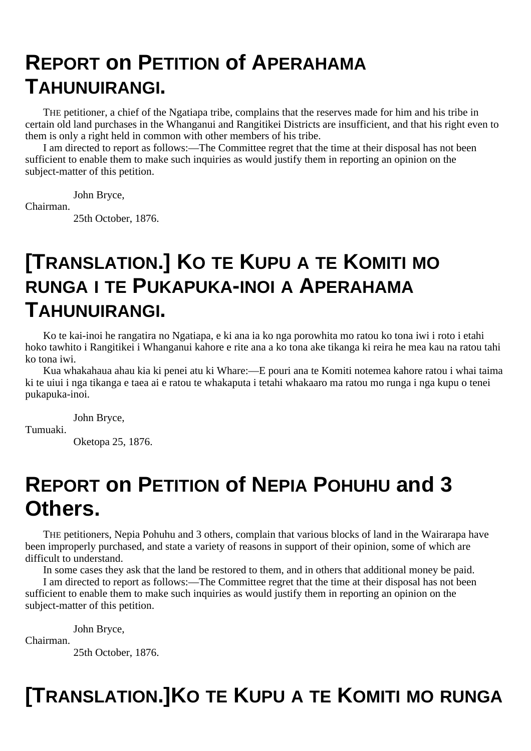# REPORT on PETITION of APERAHAMA TAHUNUIRANGI.

THE petitioner, a chief of the Ngatiapa tribe, complains that the reserves made for him and his tribe in certain old land purchases in the Whanganui and Rangitikei Districts are insufficient, and that his right even to them is only a right held in common with other members of his tribe.

I am directed to report as follows:—The Committee regret that the time at their disposal has not been sufficient to enable them to make such inquiries as would justify them in reporting an opinion on the subject-matter of this petition.

John Bryce,
Chairman.
25th October, 1876.

# [TRANSLATION.] KO TE KUPU A TE KOMITI MO RUNGA I TE PUKAPUKA-INOI A APERAHAMA TAHUNUIRANGI.

Ko te kai-inoi he rangatira no Ngatiapa, e ki ana ia ko nga porowhita mo ratou ko tona iwi i roto i etahi hoko tawhito i Rangitikei i Whanganui kahore e rite ana a ko tona ake tikanga ki reira he mea kau na ratou tahi ko tona iwi.

Kua whakahaua ahau kia ki penei atu ki Whare:—E pouri ana te Komiti notemea kahore ratou i whai taima ki te uiui i nga tikanga e taea ai e ratou te whakaputa i tetahi whakaaro ma ratou mo runga i nga kupu o tenei pukapuka-inoi.

John Bryce,
Tumuaki.
Oketopa 25, 1876.

# REPORT on PETITION of NEPIA POHUHU and 3 Others.

THE petitioners, Nepia Pohuhu and 3 others, complain that various blocks of land in the Wairarapa have been improperly purchased, and state a variety of reasons in support of their opinion, some of which are difficult to understand.

In some cases they ask that the land be restored to them, and in others that additional money be paid.

I am directed to report as follows:—The Committee regret that the time at their disposal has not been sufficient to enable them to make such inquiries as would justify them in reporting an opinion on the subject-matter of this petition.

John Bryce,
Chairman.
25th October, 1876.

# [TRANSLATION.]KO TE KUPU A TE KOMITI MO RUNGA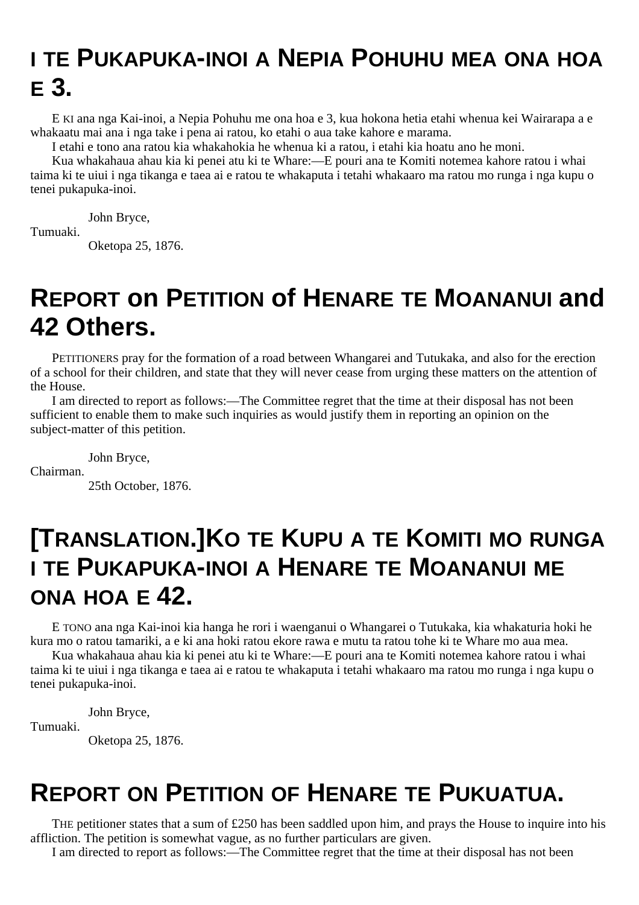## I TE PUKAPUKA-INOI A NEPIA POHUHU MEA ONA HOA E 3.

E KI ana nga Kai-inoi, a Nepia Pohuhu me ona hoa e 3, kua hokona hetia etahi whenua kei Wairarapa a e whakaatu mai ana i nga take i pena ai ratou, ko etahi o aua take kahore e marama.

I etahi e tono ana ratou kia whakahokia he whenua ki a ratou, i etahi kia hoatu ano he moni.

Kua whakahaua ahau kia ki penei atu ki te Whare:—E pouri ana te Komiti notemea kahore ratou i whai taima ki te uiui i nga tikanga e taea ai e ratou te whakaputa i tetahi whakaaro ma ratou mo runga i nga kupu o tenei pukapuka-inoi.

John Bryce,
Tumuaki.
Oketopa 25, 1876.

## REPORT on PETITION of HENARE TE MOANANUI and 42 Others.

PETITIONERS pray for the formation of a road between Whangarei and Tutukaka, and also for the erection of a school for their children, and state that they will never cease from urging these matters on the attention of the House.

I am directed to report as follows:—The Committee regret that the time at their disposal has not been sufficient to enable them to make such inquiries as would justify them in reporting an opinion on the subject-matter of this petition.

John Bryce,
Chairman.
25th October, 1876.

## [TRANSLATION.]KO TE KUPU A TE KOMITI MO RUNGA I TE PUKAPUKA-INOI A HENARE TE MOANANUI ME ONA HOA E 42.

E TONO ana nga Kai-inoi kia hanga he rori i waenganui o Whangarei o Tutukaka, kia whakaturia hoki he kura mo o ratou tamariki, a e ki ana hoki ratou ekore rawa e mutu ta ratou tohe ki te Whare mo aua mea.

Kua whakahaua ahau kia ki penei atu ki te Whare:—E pouri ana te Komiti notemea kahore ratou i whai taima ki te uiui i nga tikanga e taea ai e ratou te whakaputa i tetahi whakaaro ma ratou mo runga i nga kupu o tenei pukapuka-inoi.

John Bryce,
Tumuaki.
Oketopa 25, 1876.

## REPORT ON PETITION OF HENARE TE PUKUATUA.

THE petitioner states that a sum of £250 has been saddled upon him, and prays the House to inquire into his affliction. The petition is somewhat vague, as no further particulars are given.

I am directed to report as follows:—The Committee regret that the time at their disposal has not been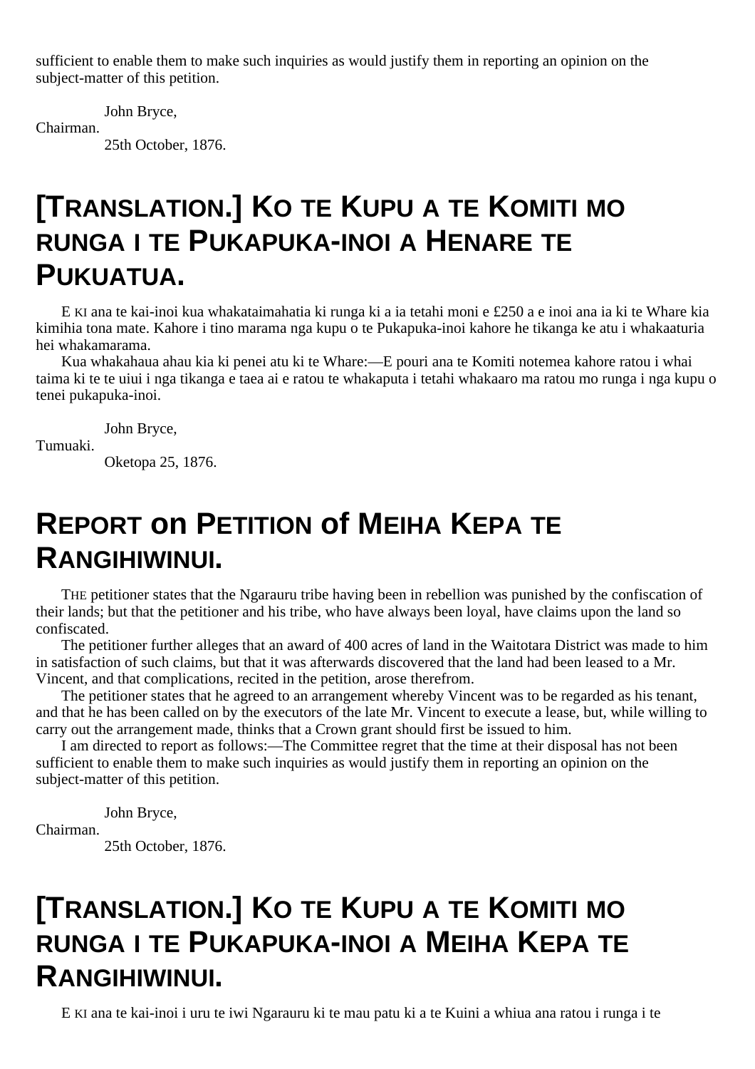sufficient to enable them to make such inquiries as would justify them in reporting an opinion on the subject-matter of this petition.

John Bryce,
Chairman.
25th October, 1876.

# [Translation.] Ko te Kupu a te Komiti mo runga i te Pukapuka-inoi a Henare te Pukuatua.

E ki ana te kai-inoi kua whakataimahatia ki runga ki a ia tetahi moni e £250 a e inoi ana ia ki te Whare kia kimihia tona mate. Kahore i tino marama nga kupu o te Pukapuka-inoi kahore he tikanga ke atu i whakaaturia hei whakamarama.

Kua whakahaua ahau kia ki penei atu ki te Whare:—E pouri ana te Komiti notemea kahore ratou i whai taima ki te te uiui i nga tikanga e taea ai e ratou te whakaputa i tetahi whakaaro ma ratou mo runga i nga kupu o tenei pukapuka-inoi.

John Bryce,
Tumuaki.
Oketopa 25, 1876.

# Report on Petition of Meiha Kepa te Rangihiwinui.

The petitioner states that the Ngarauru tribe having been in rebellion was punished by the confiscation of their lands; but that the petitioner and his tribe, who have always been loyal, have claims upon the land so confiscated.

The petitioner further alleges that an award of 400 acres of land in the Waitotara District was made to him in satisfaction of such claims, but that it was afterwards discovered that the land had been leased to a Mr. Vincent, and that complications, recited in the petition, arose therefrom.

The petitioner states that he agreed to an arrangement whereby Vincent was to be regarded as his tenant, and that he has been called on by the executors of the late Mr. Vincent to execute a lease, but, while willing to carry out the arrangement made, thinks that a Crown grant should first be issued to him.

I am directed to report as follows:—The Committee regret that the time at their disposal has not been sufficient to enable them to make such inquiries as would justify them in reporting an opinion on the subject-matter of this petition.

John Bryce,
Chairman.
25th October, 1876.

# [Translation.] Ko te Kupu a te Komiti mo runga i te Pukapuka-inoi a Meiha Kepa te Rangihiwinui.

E ki ana te kai-inoi i uru te iwi Ngarauru ki te mau patu ki a te Kuini a whiua ana ratou i runga i te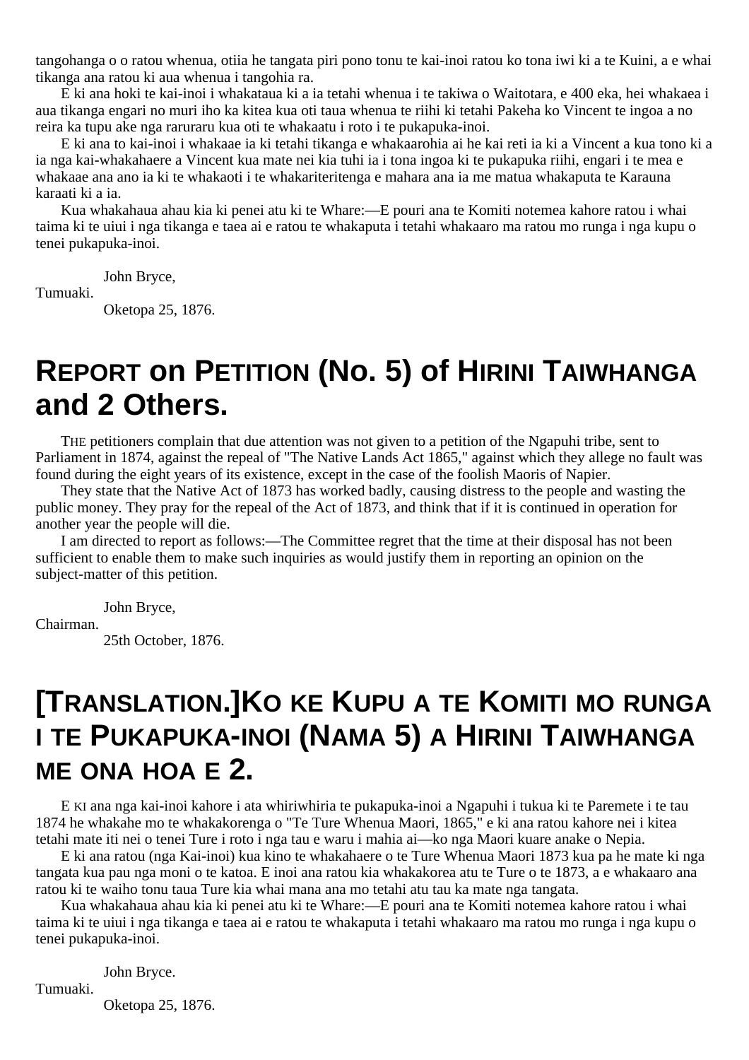tangohanga o o ratou whenua, otiia he tangata piri pono tonu te kai-inoi ratou ko tona iwi ki a te Kuini, a e whai tikanga ana ratou ki aua whenua i tangohia ra.

E ki ana hoki te kai-inoi i whakataua ki a ia tetahi whenua i te takiwa o Waitotara, e 400 eka, hei whakaea i aua tikanga engari no muri iho ka kitea kua oti taua whenua te riihi ki tetahi Pakeha ko Vincent te ingoa a no reira ka tupu ake nga raruraru kua oti te whakaatu i roto i te pukapuka-inoi.

E ki ana to kai-inoi i whakaae ia ki tetahi tikanga e whakaarohia ai he kai reti ia ki a Vincent a kua tono ki a ia nga kai-whakahaere a Vincent kua mate nei kia tuhi ia i tona ingoa ki te pukapuka riihi, engari i te mea e whakaae ana ano ia ki te whakaoti i te whakariteritenga e mahara ana ia me matua whakaputa te Karauna karaati ki a ia.

Kua whakahaua ahau kia ki penei atu ki te Whare:—E pouri ana te Komiti notemea kahore ratou i whai taima ki te uiui i nga tikanga e taea ai e ratou te whakaputa i tetahi whakaaro ma ratou mo runga i nga kupu o tenei pukapuka-inoi.

John Bryce,
Tumuaki.
Oketopa 25, 1876.

# REPORT on PETITION (No. 5) of HIRINI TAIWHANGA and 2 Others.

THE petitioners complain that due attention was not given to a petition of the Ngapuhi tribe, sent to Parliament in 1874, against the repeal of "The Native Lands Act 1865," against which they allege no fault was found during the eight years of its existence, except in the case of the foolish Maoris of Napier.

They state that the Native Act of 1873 has worked badly, causing distress to the people and wasting the public money. They pray for the repeal of the Act of 1873, and think that if it is continued in operation for another year the people will die.

I am directed to report as follows:—The Committee regret that the time at their disposal has not been sufficient to enable them to make such inquiries as would justify them in reporting an opinion on the subject-matter of this petition.

John Bryce,
Chairman.
25th October, 1876.

# [TRANSLATION.]KO KE KUPU A TE KOMITI MO RUNGA I TE PUKAPUKA-INOI (NAMA 5) A HIRINI TAIWHANGA ME ONA HOA E 2.

E KI ana nga kai-inoi kahore i ata whiriwhiria te pukapuka-inoi a Ngapuhi i tukua ki te Paremete i te tau 1874 he whakahe mo te whakakorenga o "Te Ture Whenua Maori, 1865," e ki ana ratou kahore nei i kitea tetahi mate iti nei o tenei Ture i roto i nga tau e waru i mahia ai—ko nga Maori kuare anake o Nepia.

E ki ana ratou (nga Kai-inoi) kua kino te whakahaere o te Ture Whenua Maori 1873 kua pa he mate ki nga tangata kua pau nga moni o te katoa. E inoi ana ratou kia whakakorea atu te Ture o te 1873, a e whakaaro ana ratou ki te waiho tonu taua Ture kia whai mana ana mo tetahi atu tau ka mate nga tangata.

Kua whakahaua ahau kia ki penei atu ki te Whare:—E pouri ana te Komiti notemea kahore ratou i whai taima ki te uiui i nga tikanga e taea ai e ratou te whakaputa i tetahi whakaaro ma ratou mo runga i nga kupu o tenei pukapuka-inoi.

John Bryce.
Tumuaki.
Oketopa 25, 1876.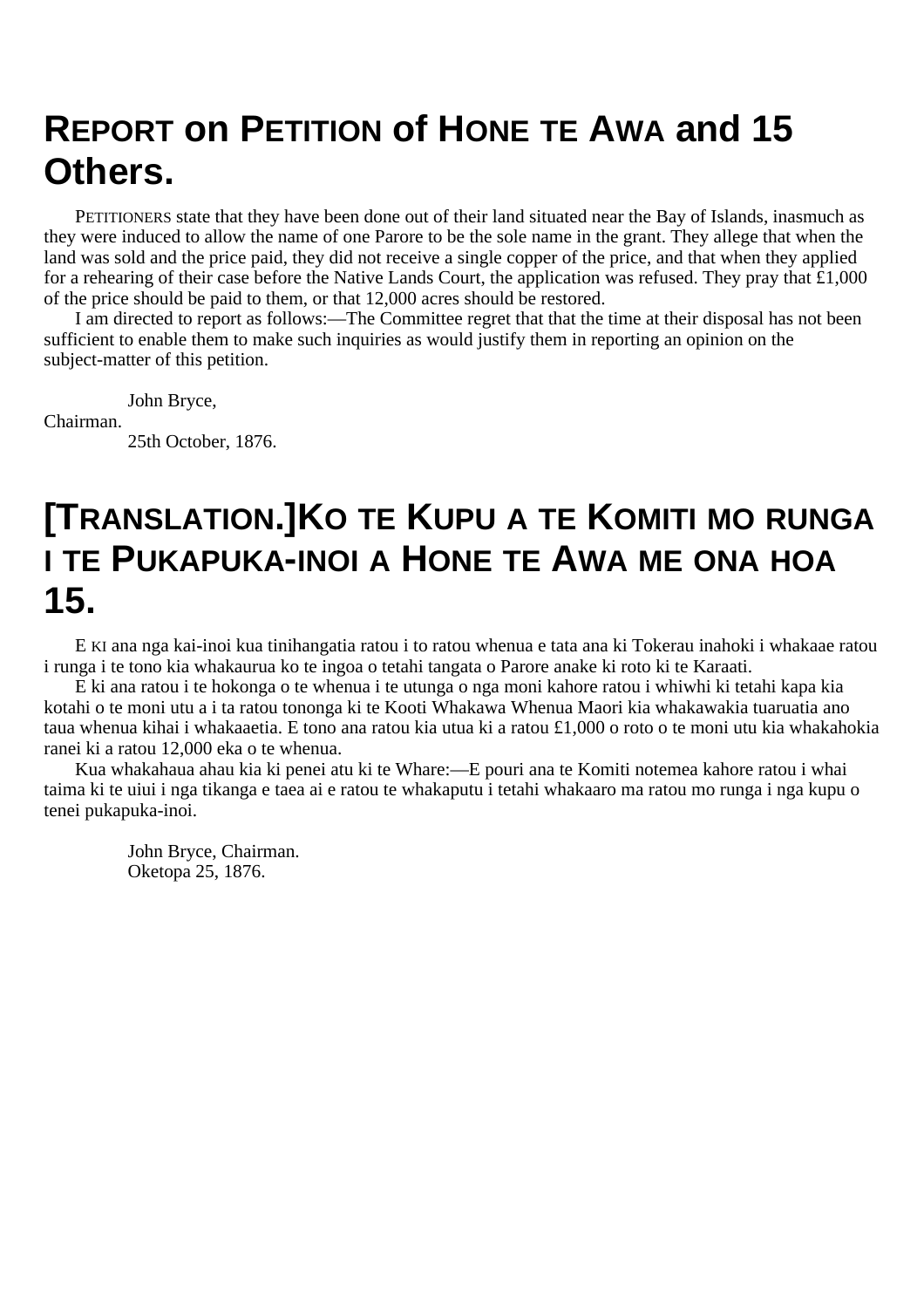# REPORT on PETITION of HONE TE AWA and 15 Others.

PETITIONERS state that they have been done out of their land situated near the Bay of Islands, inasmuch as they were induced to allow the name of one Parore to be the sole name in the grant. They allege that when the land was sold and the price paid, they did not receive a single copper of the price, and that when they applied for a rehearing of their case before the Native Lands Court, the application was refused. They pray that £1,000 of the price should be paid to them, or that 12,000 acres should be restored.

I am directed to report as follows:—The Committee regret that that the time at their disposal has not been sufficient to enable them to make such inquiries as would justify them in reporting an opinion on the subject-matter of this petition.

John Bryce,
Chairman.
25th October, 1876.

# [TRANSLATION.]KO TE KUPU A TE KOMITI MO RUNGA I TE PUKAPUKA-INOI A HONE TE AWA ME ONA HOA 15.

E KI ana nga kai-inoi kua tinihangatia ratou i to ratou whenua e tata ana ki Tokerau inahoki i whakaae ratou i runga i te tono kia whakaurua ko te ingoa o tetahi tangata o Parore anake ki roto ki te Karaati.

E ki ana ratou i te hokonga o te whenua i te utunga o nga moni kahore ratou i whiwhi ki tetahi kapa kia kotahi o te moni utu a i ta ratou tononga ki te Kooti Whakawa Whenua Maori kia whakawakia tuaruatia ano taua whenua kihai i whakaaetia. E tono ana ratou kia utua ki a ratou £1,000 o roto o te moni utu kia whakahokia ranei ki a ratou 12,000 eka o te whenua.

Kua whakahaua ahau kia ki penei atu ki te Whare:—E pouri ana te Komiti notemea kahore ratou i whai taima ki te uiui i nga tikanga e taea ai e ratou te whakaputu i tetahi whakaaro ma ratou mo runga i nga kupu o tenei pukapuka-inoi.

John Bryce, Chairman.
Oketopa 25, 1876.